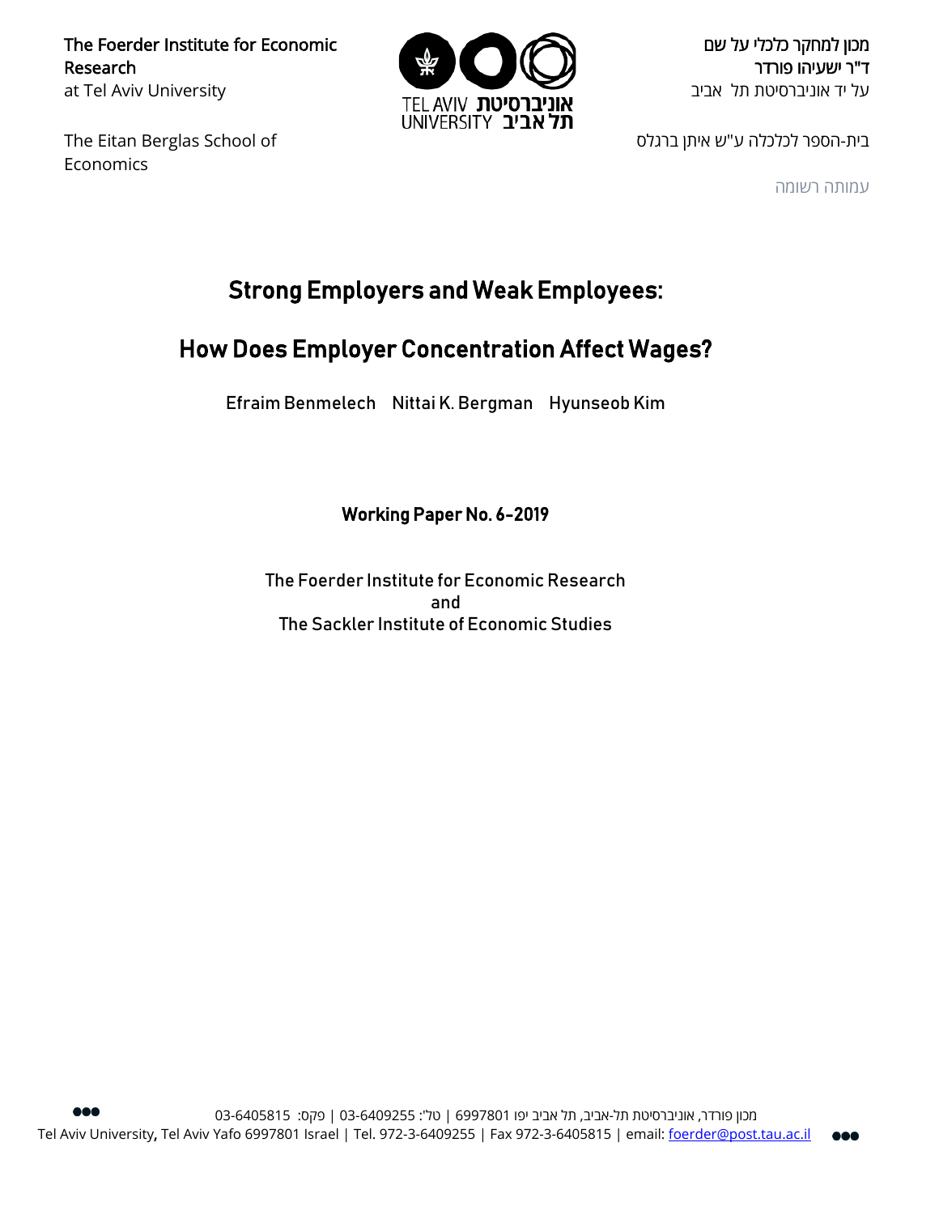The Foerder Institute for Economic Research
at Tel Aviv University

מכון למחקר כלכלי על שם
ד"ר ישעיהו פורדר
על יד אוניברסיטת תל אביב

TEL AVIV UNIVERSITY אוניברסיטת תל אביב

The Eitan Berglas School of Economics

בית-הספר לכלכלה ע"ש איתן ברגלס

עמותה רשומה

# Strong Employers and Weak Employees:

# How Does Employer Concentration Affect Wages?

Efraim Benmelech Nittai K. Bergman Hyunseob Kim

**Working Paper No. 6-2019**

The Foerder Institute for Economic Research
and
The Sackler Institute of Economic Studies

מכון פורדר, אוניברסיטת תל-אביב, תל אביב יפו 6997801 | טל': 03-6409255 | פקס: 03-6405815
Tel Aviv University, Tel Aviv Yafo 6997801 Israel | Tel. 972-3-6409255 | Fax 972-3-6405815 | email: foerder@post.tau.ac.il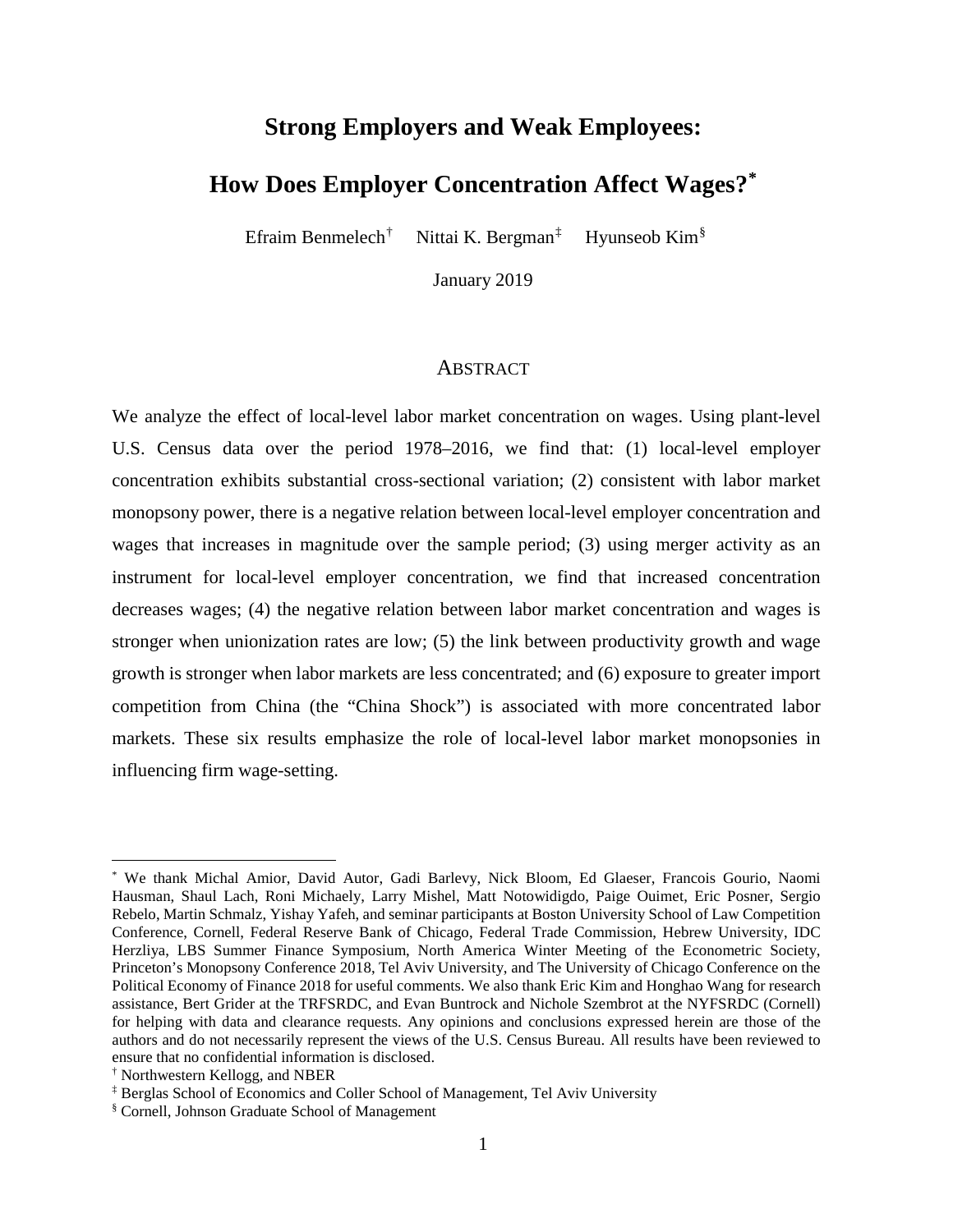# Strong Employers and Weak Employees:

# How Does Employer Concentration Affect Wages?[*]

Efraim Benmelech[†] Nittai K. Bergman[‡] Hyunseob Kim[§]

January 2019

## ABSTRACT

We analyze the effect of local-level labor market concentration on wages. Using plant-level U.S. Census data over the period 1978–2016, we find that: (1) local-level employer concentration exhibits substantial cross-sectional variation; (2) consistent with labor market monopsony power, there is a negative relation between local-level employer concentration and wages that increases in magnitude over the sample period; (3) using merger activity as an instrument for local-level employer concentration, we find that increased concentration decreases wages; (4) the negative relation between labor market concentration and wages is stronger when unionization rates are low; (5) the link between productivity growth and wage growth is stronger when labor markets are less concentrated; and (6) exposure to greater import competition from China (the "China Shock") is associated with more concentrated labor markets. These six results emphasize the role of local-level labor market monopsonies in influencing firm wage-setting.

---

[*] We thank Michal Amior, David Autor, Gadi Barlevy, Nick Bloom, Ed Glaeser, Francois Gourio, Naomi Hausman, Shaul Lach, Roni Michaely, Larry Mishel, Matt Notowidigdo, Paige Ouimet, Eric Posner, Sergio Rebelo, Martin Schmalz, Yishay Yafeh, and seminar participants at Boston University School of Law Competition Conference, Cornell, Federal Reserve Bank of Chicago, Federal Trade Commission, Hebrew University, IDC Herzliya, LBS Summer Finance Symposium, North America Winter Meeting of the Econometric Society, Princeton's Monopsony Conference 2018, Tel Aviv University, and The University of Chicago Conference on the Political Economy of Finance 2018 for useful comments. We also thank Eric Kim and Honghao Wang for research assistance, Bert Grider at the TRFSRDC, and Evan Buntrock and Nichole Szembrot at the NYFSRDC (Cornell) for helping with data and clearance requests. Any opinions and conclusions expressed herein are those of the authors and do not necessarily represent the views of the U.S. Census Bureau. All results have been reviewed to ensure that no confidential information is disclosed.

[†] Northwestern Kellogg, and NBER

[‡] Berglas School of Economics and Coller School of Management, Tel Aviv University

[§] Cornell, Johnson Graduate School of Management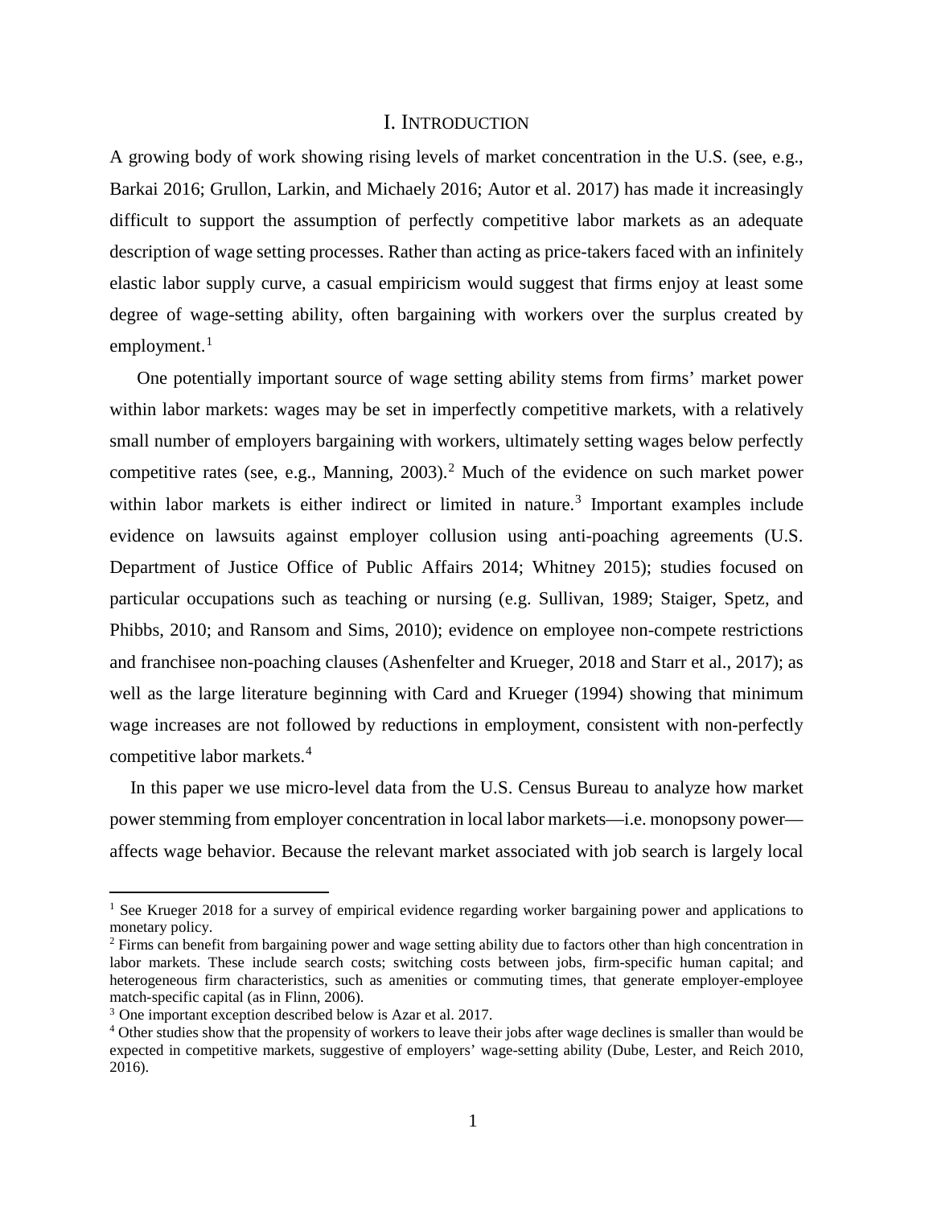# I. INTRODUCTION

A growing body of work showing rising levels of market concentration in the U.S. (see, e.g., Barkai 2016; Grullon, Larkin, and Michaely 2016; Autor et al. 2017) has made it increasingly difficult to support the assumption of perfectly competitive labor markets as an adequate description of wage setting processes. Rather than acting as price-takers faced with an infinitely elastic labor supply curve, a casual empiricism would suggest that firms enjoy at least some degree of wage-setting ability, often bargaining with workers over the surplus created by employment.[1]

One potentially important source of wage setting ability stems from firms' market power within labor markets: wages may be set in imperfectly competitive markets, with a relatively small number of employers bargaining with workers, ultimately setting wages below perfectly competitive rates (see, e.g., Manning, 2003).[2] Much of the evidence on such market power within labor markets is either indirect or limited in nature.[3] Important examples include evidence on lawsuits against employer collusion using anti-poaching agreements (U.S. Department of Justice Office of Public Affairs 2014; Whitney 2015); studies focused on particular occupations such as teaching or nursing (e.g. Sullivan, 1989; Staiger, Spetz, and Phibbs, 2010; and Ransom and Sims, 2010); evidence on employee non-compete restrictions and franchisee non-poaching clauses (Ashenfelter and Krueger, 2018 and Starr et al., 2017); as well as the large literature beginning with Card and Krueger (1994) showing that minimum wage increases are not followed by reductions in employment, consistent with non-perfectly competitive labor markets.[4]

In this paper we use micro-level data from the U.S. Census Bureau to analyze how market power stemming from employer concentration in local labor markets—i.e. monopsony power—affects wage behavior. Because the relevant market associated with job search is largely local

---

[1] See Krueger 2018 for a survey of empirical evidence regarding worker bargaining power and applications to monetary policy.

[2] Firms can benefit from bargaining power and wage setting ability due to factors other than high concentration in labor markets. These include search costs; switching costs between jobs, firm-specific human capital; and heterogeneous firm characteristics, such as amenities or commuting times, that generate employer-employee match-specific capital (as in Flinn, 2006).

[3] One important exception described below is Azar et al. 2017.

[4] Other studies show that the propensity of workers to leave their jobs after wage declines is smaller than would be expected in competitive markets, suggestive of employers' wage-setting ability (Dube, Lester, and Reich 2010, 2016).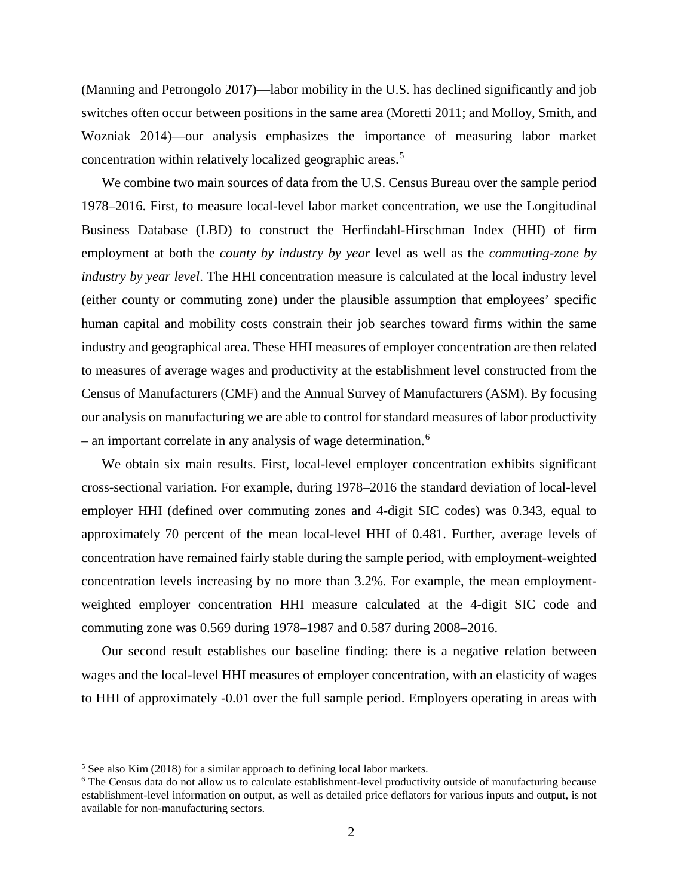(Manning and Petrongolo 2017)—labor mobility in the U.S. has declined significantly and job switches often occur between positions in the same area (Moretti 2011; and Molloy, Smith, and Wozniak 2014)—our analysis emphasizes the importance of measuring labor market concentration within relatively localized geographic areas.[5]

We combine two main sources of data from the U.S. Census Bureau over the sample period 1978–2016. First, to measure local-level labor market concentration, we use the Longitudinal Business Database (LBD) to construct the Herfindahl-Hirschman Index (HHI) of firm employment at both the *county by industry by year* level as well as the *commuting-zone by industry by year level*. The HHI concentration measure is calculated at the local industry level (either county or commuting zone) under the plausible assumption that employees' specific human capital and mobility costs constrain their job searches toward firms within the same industry and geographical area. These HHI measures of employer concentration are then related to measures of average wages and productivity at the establishment level constructed from the Census of Manufacturers (CMF) and the Annual Survey of Manufacturers (ASM). By focusing our analysis on manufacturing we are able to control for standard measures of labor productivity – an important correlate in any analysis of wage determination.[6]

We obtain six main results. First, local-level employer concentration exhibits significant cross-sectional variation. For example, during 1978–2016 the standard deviation of local-level employer HHI (defined over commuting zones and 4-digit SIC codes) was 0.343, equal to approximately 70 percent of the mean local-level HHI of 0.481. Further, average levels of concentration have remained fairly stable during the sample period, with employment-weighted concentration levels increasing by no more than 3.2%. For example, the mean employment-weighted employer concentration HHI measure calculated at the 4-digit SIC code and commuting zone was 0.569 during 1978–1987 and 0.587 during 2008–2016.

Our second result establishes our baseline finding: there is a negative relation between wages and the local-level HHI measures of employer concentration, with an elasticity of wages to HHI of approximately -0.01 over the full sample period. Employers operating in areas with

[5] See also Kim (2018) for a similar approach to defining local labor markets.

[6] The Census data do not allow us to calculate establishment-level productivity outside of manufacturing because establishment-level information on output, as well as detailed price deflators for various inputs and output, is not available for non-manufacturing sectors.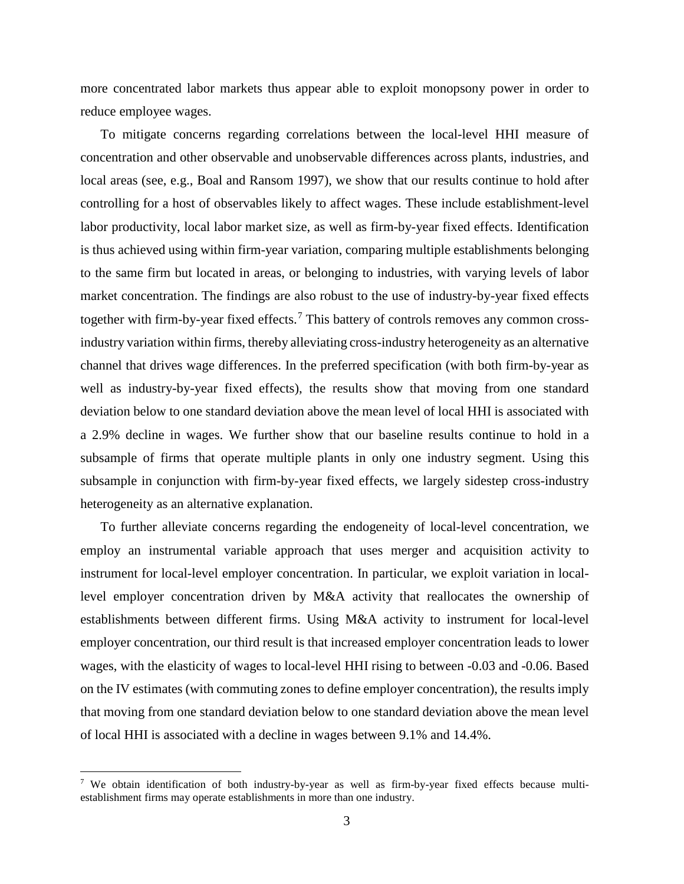more concentrated labor markets thus appear able to exploit monopsony power in order to reduce employee wages.

To mitigate concerns regarding correlations between the local-level HHI measure of concentration and other observable and unobservable differences across plants, industries, and local areas (see, e.g., Boal and Ransom 1997), we show that our results continue to hold after controlling for a host of observables likely to affect wages. These include establishment-level labor productivity, local labor market size, as well as firm-by-year fixed effects. Identification is thus achieved using within firm-year variation, comparing multiple establishments belonging to the same firm but located in areas, or belonging to industries, with varying levels of labor market concentration. The findings are also robust to the use of industry-by-year fixed effects together with firm-by-year fixed effects.[7] This battery of controls removes any common cross-industry variation within firms, thereby alleviating cross-industry heterogeneity as an alternative channel that drives wage differences. In the preferred specification (with both firm-by-year as well as industry-by-year fixed effects), the results show that moving from one standard deviation below to one standard deviation above the mean level of local HHI is associated with a 2.9% decline in wages. We further show that our baseline results continue to hold in a subsample of firms that operate multiple plants in only one industry segment. Using this subsample in conjunction with firm-by-year fixed effects, we largely sidestep cross-industry heterogeneity as an alternative explanation.

To further alleviate concerns regarding the endogeneity of local-level concentration, we employ an instrumental variable approach that uses merger and acquisition activity to instrument for local-level employer concentration. In particular, we exploit variation in local-level employer concentration driven by M&A activity that reallocates the ownership of establishments between different firms. Using M&A activity to instrument for local-level employer concentration, our third result is that increased employer concentration leads to lower wages, with the elasticity of wages to local-level HHI rising to between -0.03 and -0.06. Based on the IV estimates (with commuting zones to define employer concentration), the results imply that moving from one standard deviation below to one standard deviation above the mean level of local HHI is associated with a decline in wages between 9.1% and 14.4%.

[7] We obtain identification of both industry-by-year as well as firm-by-year fixed effects because multi-establishment firms may operate establishments in more than one industry.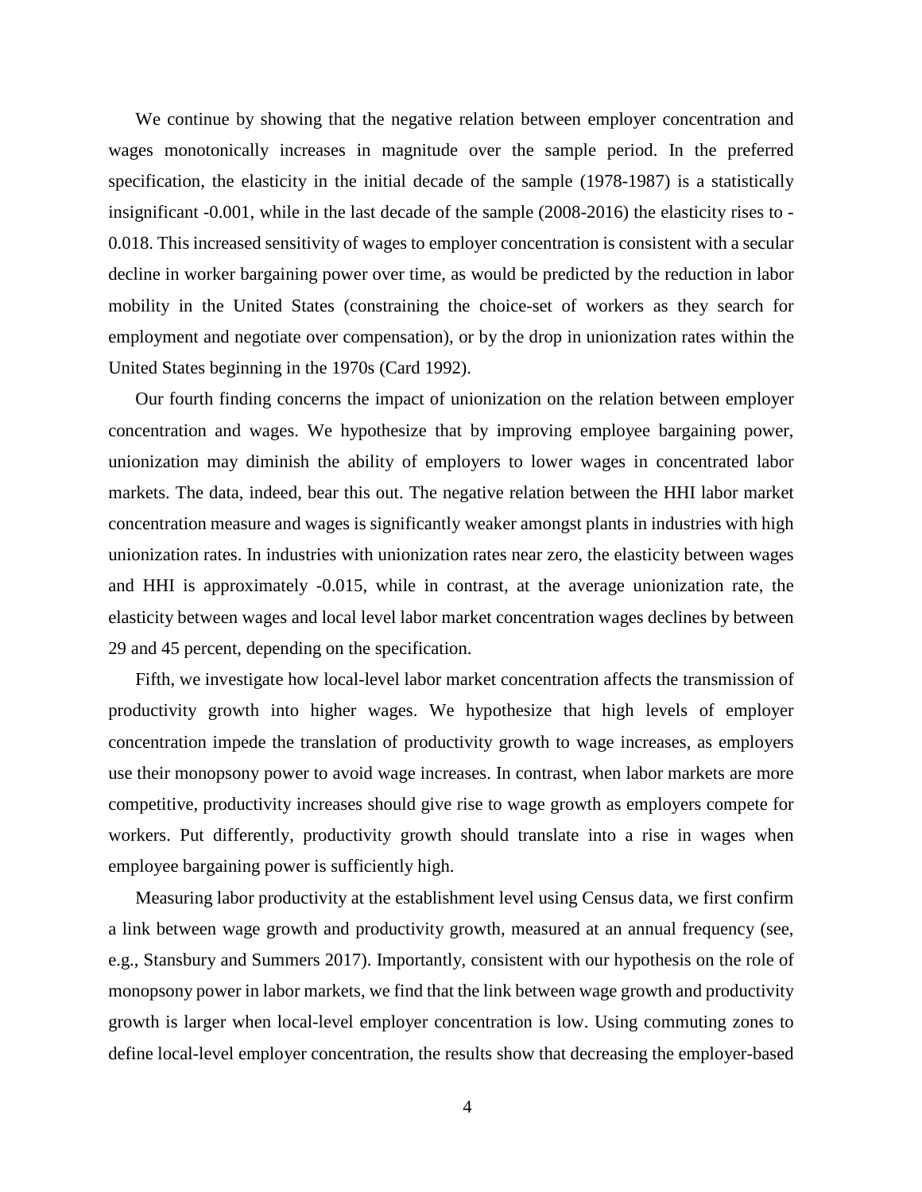We continue by showing that the negative relation between employer concentration and wages monotonically increases in magnitude over the sample period. In the preferred specification, the elasticity in the initial decade of the sample (1978-1987) is a statistically insignificant -0.001, while in the last decade of the sample (2008-2016) the elasticity rises to -0.018. This increased sensitivity of wages to employer concentration is consistent with a secular decline in worker bargaining power over time, as would be predicted by the reduction in labor mobility in the United States (constraining the choice-set of workers as they search for employment and negotiate over compensation), or by the drop in unionization rates within the United States beginning in the 1970s (Card 1992).

Our fourth finding concerns the impact of unionization on the relation between employer concentration and wages. We hypothesize that by improving employee bargaining power, unionization may diminish the ability of employers to lower wages in concentrated labor markets. The data, indeed, bear this out. The negative relation between the HHI labor market concentration measure and wages is significantly weaker amongst plants in industries with high unionization rates. In industries with unionization rates near zero, the elasticity between wages and HHI is approximately -0.015, while in contrast, at the average unionization rate, the elasticity between wages and local level labor market concentration wages declines by between 29 and 45 percent, depending on the specification.

Fifth, we investigate how local-level labor market concentration affects the transmission of productivity growth into higher wages. We hypothesize that high levels of employer concentration impede the translation of productivity growth to wage increases, as employers use their monopsony power to avoid wage increases. In contrast, when labor markets are more competitive, productivity increases should give rise to wage growth as employers compete for workers. Put differently, productivity growth should translate into a rise in wages when employee bargaining power is sufficiently high.

Measuring labor productivity at the establishment level using Census data, we first confirm a link between wage growth and productivity growth, measured at an annual frequency (see, e.g., Stansbury and Summers 2017). Importantly, consistent with our hypothesis on the role of monopsony power in labor markets, we find that the link between wage growth and productivity growth is larger when local-level employer concentration is low. Using commuting zones to define local-level employer concentration, the results show that decreasing the employer-based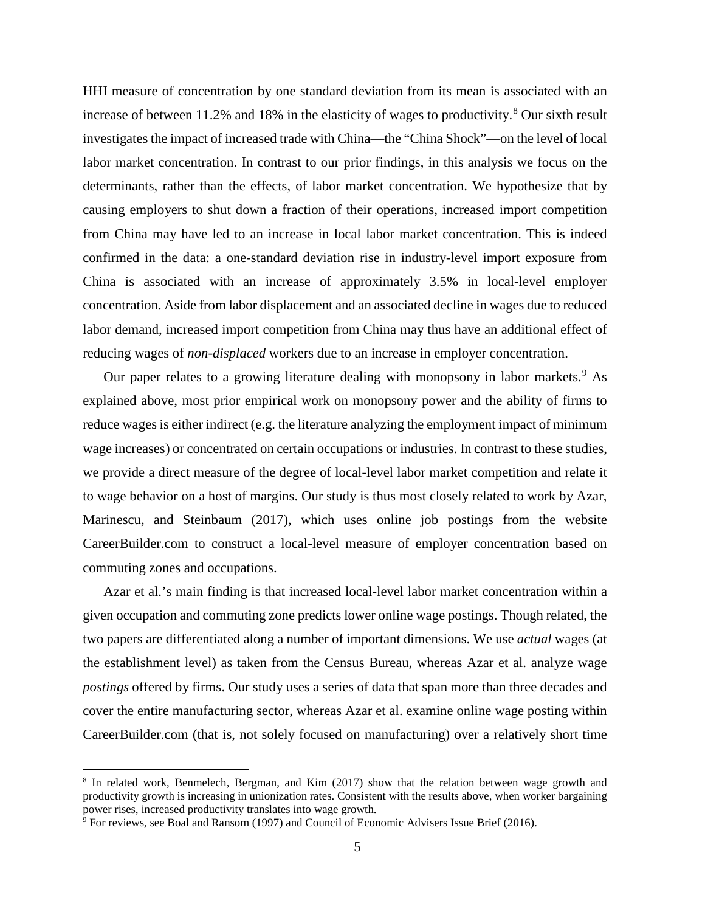HHI measure of concentration by one standard deviation from its mean is associated with an increase of between 11.2% and 18% in the elasticity of wages to productivity.[8] Our sixth result investigates the impact of increased trade with China—the "China Shock"—on the level of local labor market concentration. In contrast to our prior findings, in this analysis we focus on the determinants, rather than the effects, of labor market concentration. We hypothesize that by causing employers to shut down a fraction of their operations, increased import competition from China may have led to an increase in local labor market concentration. This is indeed confirmed in the data: a one-standard deviation rise in industry-level import exposure from China is associated with an increase of approximately 3.5% in local-level employer concentration. Aside from labor displacement and an associated decline in wages due to reduced labor demand, increased import competition from China may thus have an additional effect of reducing wages of *non-displaced* workers due to an increase in employer concentration.

Our paper relates to a growing literature dealing with monopsony in labor markets.[9] As explained above, most prior empirical work on monopsony power and the ability of firms to reduce wages is either indirect (e.g. the literature analyzing the employment impact of minimum wage increases) or concentrated on certain occupations or industries. In contrast to these studies, we provide a direct measure of the degree of local-level labor market competition and relate it to wage behavior on a host of margins. Our study is thus most closely related to work by Azar, Marinescu, and Steinbaum (2017), which uses online job postings from the website CareerBuilder.com to construct a local-level measure of employer concentration based on commuting zones and occupations.

Azar et al.'s main finding is that increased local-level labor market concentration within a given occupation and commuting zone predicts lower online wage postings. Though related, the two papers are differentiated along a number of important dimensions. We use *actual* wages (at the establishment level) as taken from the Census Bureau, whereas Azar et al. analyze wage *postings* offered by firms. Our study uses a series of data that span more than three decades and cover the entire manufacturing sector, whereas Azar et al. examine online wage posting within CareerBuilder.com (that is, not solely focused on manufacturing) over a relatively short time

[8] In related work, Benmelech, Bergman, and Kim (2017) show that the relation between wage growth and productivity growth is increasing in unionization rates. Consistent with the results above, when worker bargaining power rises, increased productivity translates into wage growth.

[9] For reviews, see Boal and Ransom (1997) and Council of Economic Advisers Issue Brief (2016).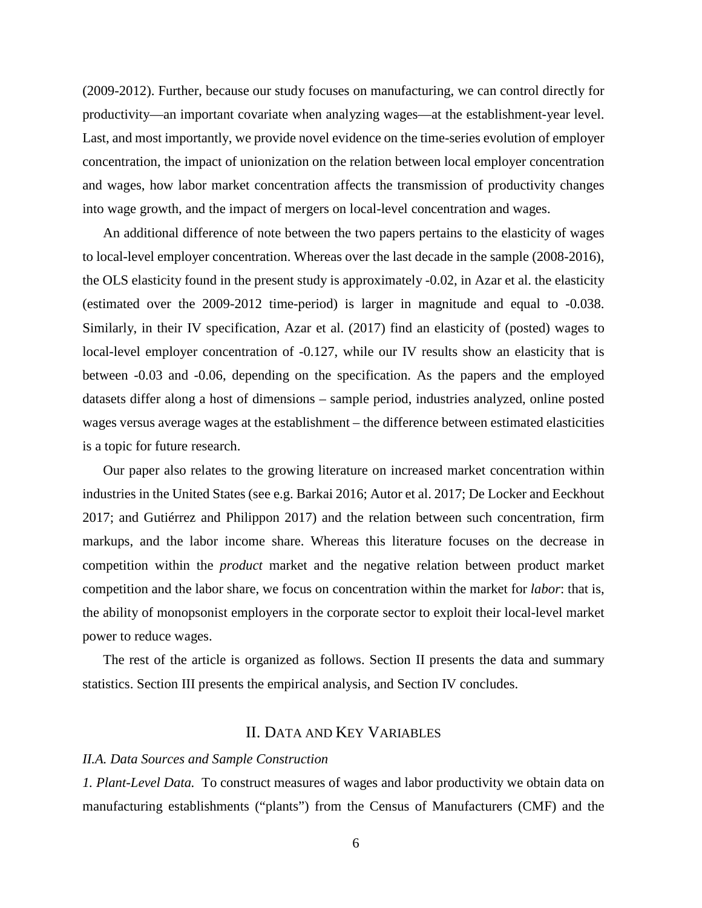(2009-2012). Further, because our study focuses on manufacturing, we can control directly for productivity—an important covariate when analyzing wages—at the establishment-year level. Last, and most importantly, we provide novel evidence on the time-series evolution of employer concentration, the impact of unionization on the relation between local employer concentration and wages, how labor market concentration affects the transmission of productivity changes into wage growth, and the impact of mergers on local-level concentration and wages.

An additional difference of note between the two papers pertains to the elasticity of wages to local-level employer concentration. Whereas over the last decade in the sample (2008-2016), the OLS elasticity found in the present study is approximately -0.02, in Azar et al. the elasticity (estimated over the 2009-2012 time-period) is larger in magnitude and equal to -0.038. Similarly, in their IV specification, Azar et al. (2017) find an elasticity of (posted) wages to local-level employer concentration of -0.127, while our IV results show an elasticity that is between -0.03 and -0.06, depending on the specification. As the papers and the employed datasets differ along a host of dimensions – sample period, industries analyzed, online posted wages versus average wages at the establishment – the difference between estimated elasticities is a topic for future research.

Our paper also relates to the growing literature on increased market concentration within industries in the United States (see e.g. Barkai 2016; Autor et al. 2017; De Locker and Eeckhout 2017; and Gutiérrez and Philippon 2017) and the relation between such concentration, firm markups, and the labor income share. Whereas this literature focuses on the decrease in competition within the *product* market and the negative relation between product market competition and the labor share, we focus on concentration within the market for *labor*: that is, the ability of monopsonist employers in the corporate sector to exploit their local-level market power to reduce wages.

The rest of the article is organized as follows. Section II presents the data and summary statistics. Section III presents the empirical analysis, and Section IV concludes.

## II. DATA AND KEY VARIABLES

### *II.A. Data Sources and Sample Construction*

*1. Plant-Level Data.* To construct measures of wages and labor productivity we obtain data on manufacturing establishments ("plants") from the Census of Manufacturers (CMF) and the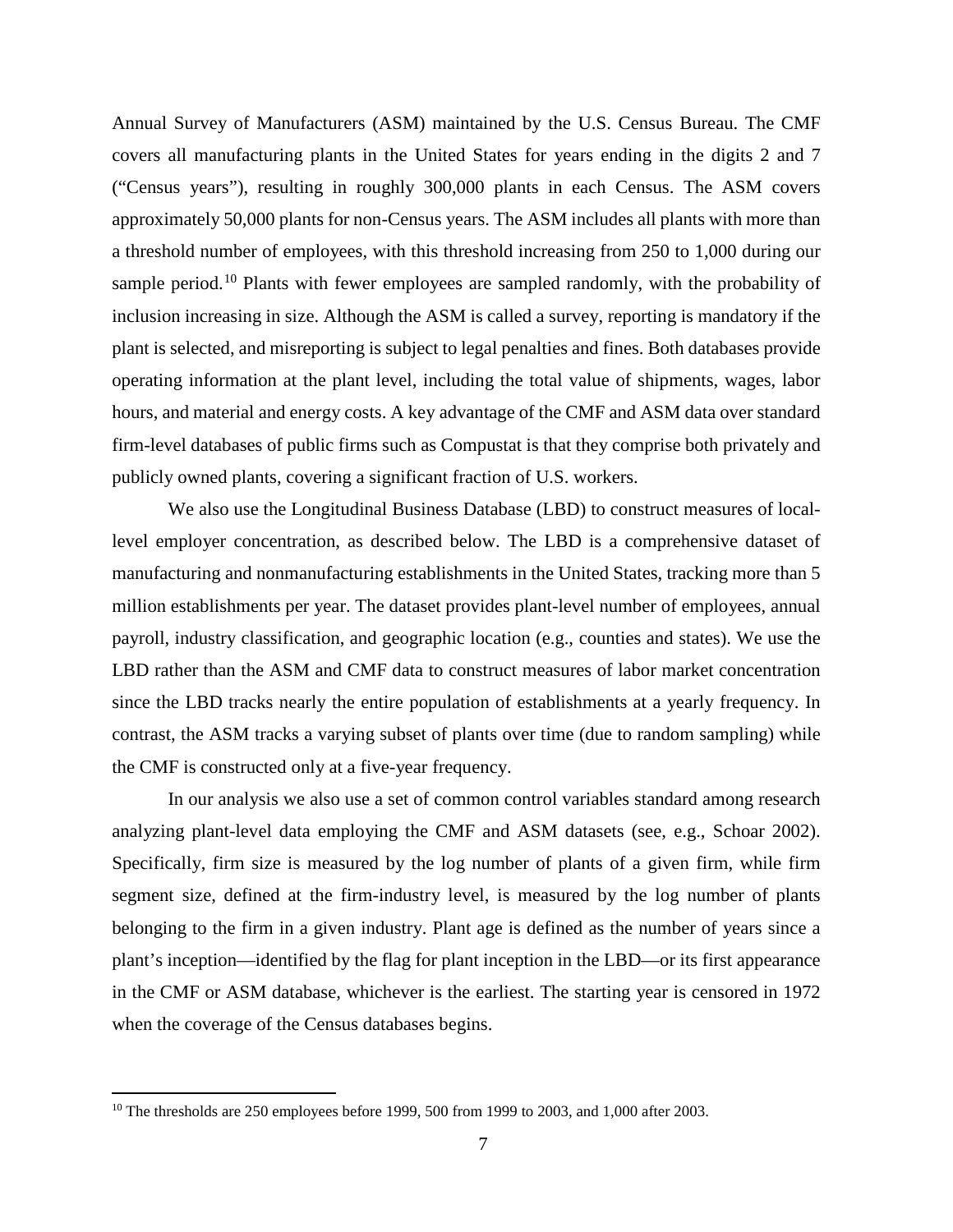Annual Survey of Manufacturers (ASM) maintained by the U.S. Census Bureau. The CMF covers all manufacturing plants in the United States for years ending in the digits 2 and 7 ("Census years"), resulting in roughly 300,000 plants in each Census. The ASM covers approximately 50,000 plants for non-Census years. The ASM includes all plants with more than a threshold number of employees, with this threshold increasing from 250 to 1,000 during our sample period.[10] Plants with fewer employees are sampled randomly, with the probability of inclusion increasing in size. Although the ASM is called a survey, reporting is mandatory if the plant is selected, and misreporting is subject to legal penalties and fines. Both databases provide operating information at the plant level, including the total value of shipments, wages, labor hours, and material and energy costs. A key advantage of the CMF and ASM data over standard firm-level databases of public firms such as Compustat is that they comprise both privately and publicly owned plants, covering a significant fraction of U.S. workers.

We also use the Longitudinal Business Database (LBD) to construct measures of local-level employer concentration, as described below. The LBD is a comprehensive dataset of manufacturing and nonmanufacturing establishments in the United States, tracking more than 5 million establishments per year. The dataset provides plant-level number of employees, annual payroll, industry classification, and geographic location (e.g., counties and states). We use the LBD rather than the ASM and CMF data to construct measures of labor market concentration since the LBD tracks nearly the entire population of establishments at a yearly frequency. In contrast, the ASM tracks a varying subset of plants over time (due to random sampling) while the CMF is constructed only at a five-year frequency.

In our analysis we also use a set of common control variables standard among research analyzing plant-level data employing the CMF and ASM datasets (see, e.g., Schoar 2002). Specifically, firm size is measured by the log number of plants of a given firm, while firm segment size, defined at the firm-industry level, is measured by the log number of plants belonging to the firm in a given industry. Plant age is defined as the number of years since a plant's inception—identified by the flag for plant inception in the LBD—or its first appearance in the CMF or ASM database, whichever is the earliest. The starting year is censored in 1972 when the coverage of the Census databases begins.

[10] The thresholds are 250 employees before 1999, 500 from 1999 to 2003, and 1,000 after 2003.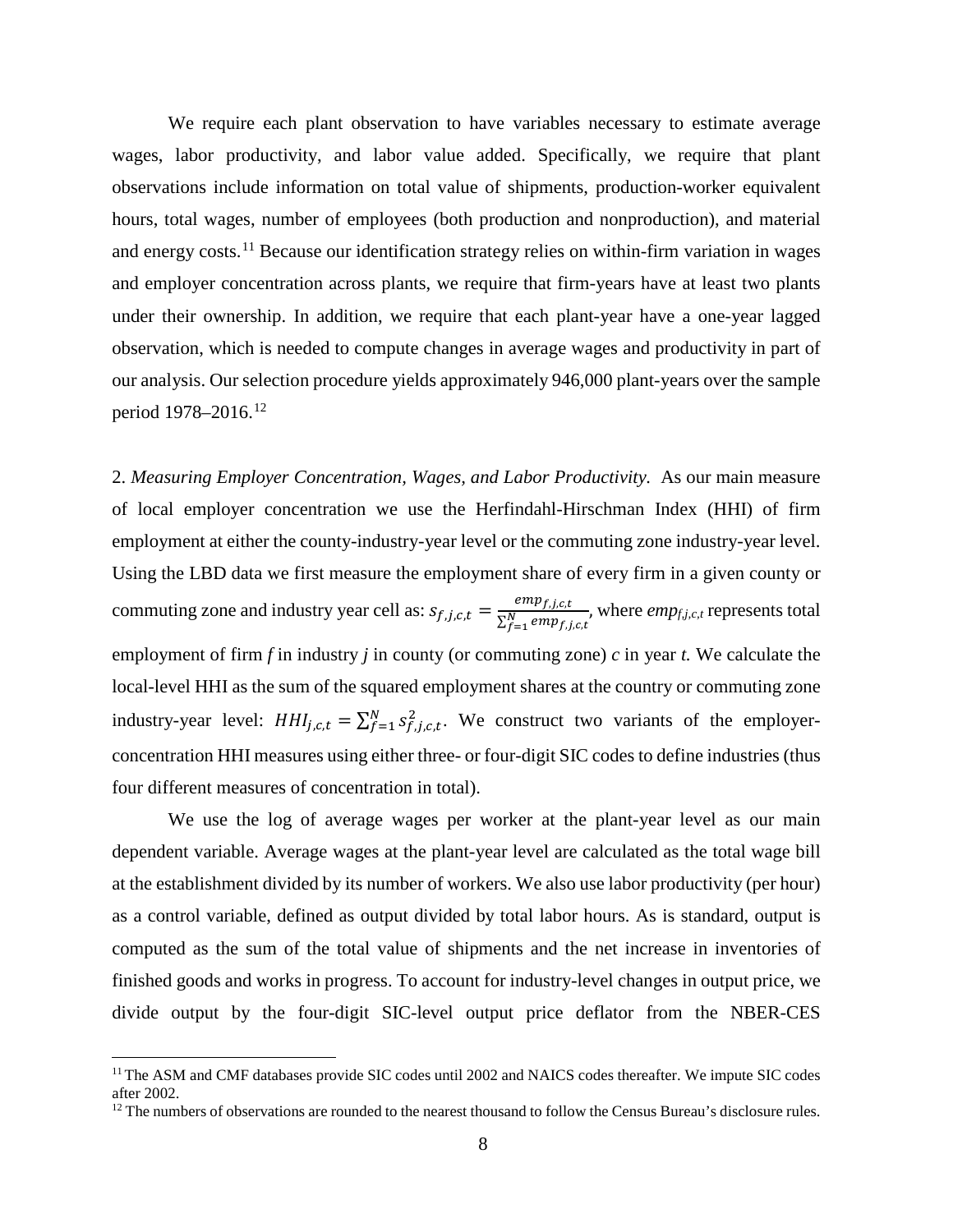We require each plant observation to have variables necessary to estimate average wages, labor productivity, and labor value added. Specifically, we require that plant observations include information on total value of shipments, production-worker equivalent hours, total wages, number of employees (both production and nonproduction), and material and energy costs.[11] Because our identification strategy relies on within-firm variation in wages and employer concentration across plants, we require that firm-years have at least two plants under their ownership. In addition, we require that each plant-year have a one-year lagged observation, which is needed to compute changes in average wages and productivity in part of our analysis. Our selection procedure yields approximately 946,000 plant-years over the sample period 1978–2016.[12]

2. *Measuring Employer Concentration, Wages, and Labor Productivity.* As our main measure of local employer concentration we use the Herfindahl-Hirschman Index (HHI) of firm employment at either the county-industry-year level or the commuting zone industry-year level. Using the LBD data we first measure the employment share of every firm in a given county or commuting zone and industry year cell as: $s_{f,j,c,t} = \frac{emp_{f,j,c,t}}{\sum_{f=1}^{N} emp_{f,j,c,t}}$, where $emp_{f,j,c,t}$ represents total employment of firm $f$ in industry $j$ in county (or commuting zone) $c$ in year $t$. We calculate the local-level HHI as the sum of the squared employment shares at the country or commuting zone industry-year level: $HHI_{j,c,t} = \sum_{f=1}^{N} s_{f,j,c,t}^2$. We construct two variants of the employer-concentration HHI measures using either three- or four-digit SIC codes to define industries (thus four different measures of concentration in total).

We use the log of average wages per worker at the plant-year level as our main dependent variable. Average wages at the plant-year level are calculated as the total wage bill at the establishment divided by its number of workers. We also use labor productivity (per hour) as a control variable, defined as output divided by total labor hours. As is standard, output is computed as the sum of the total value of shipments and the net increase in inventories of finished goods and works in progress. To account for industry-level changes in output price, we divide output by the four-digit SIC-level output price deflator from the NBER-CES

[11] The ASM and CMF databases provide SIC codes until 2002 and NAICS codes thereafter. We impute SIC codes after 2002.

[12] The numbers of observations are rounded to the nearest thousand to follow the Census Bureau's disclosure rules.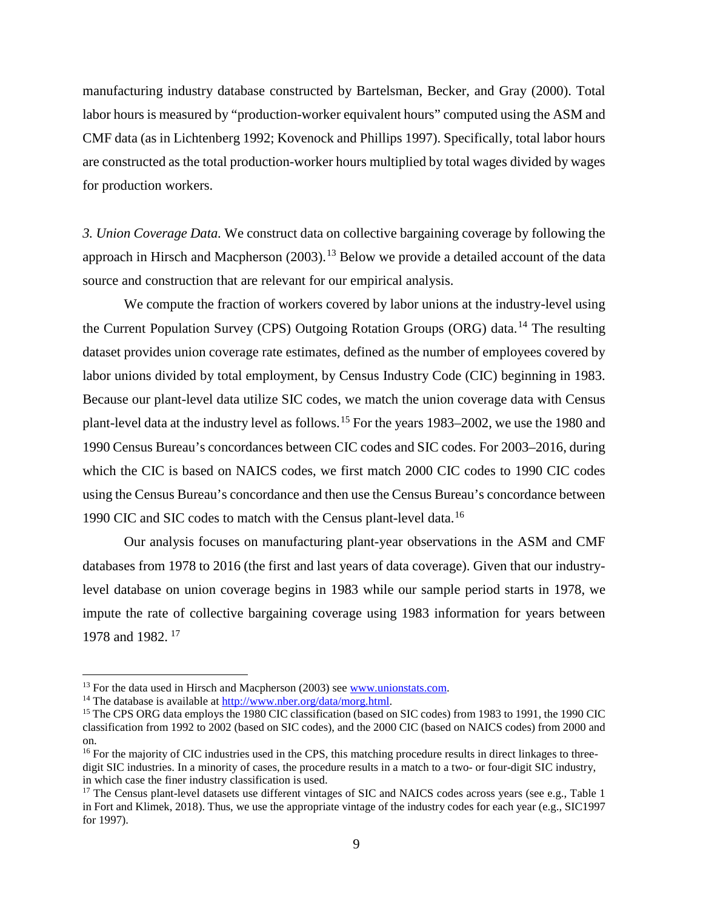manufacturing industry database constructed by Bartelsman, Becker, and Gray (2000). Total labor hours is measured by "production-worker equivalent hours" computed using the ASM and CMF data (as in Lichtenberg 1992; Kovenock and Phillips 1997). Specifically, total labor hours are constructed as the total production-worker hours multiplied by total wages divided by wages for production workers.

*3. Union Coverage Data.* We construct data on collective bargaining coverage by following the approach in Hirsch and Macpherson (2003).[13] Below we provide a detailed account of the data source and construction that are relevant for our empirical analysis.

We compute the fraction of workers covered by labor unions at the industry-level using the Current Population Survey (CPS) Outgoing Rotation Groups (ORG) data.[14] The resulting dataset provides union coverage rate estimates, defined as the number of employees covered by labor unions divided by total employment, by Census Industry Code (CIC) beginning in 1983. Because our plant-level data utilize SIC codes, we match the union coverage data with Census plant-level data at the industry level as follows.[15] For the years 1983–2002, we use the 1980 and 1990 Census Bureau's concordances between CIC codes and SIC codes. For 2003–2016, during which the CIC is based on NAICS codes, we first match 2000 CIC codes to 1990 CIC codes using the Census Bureau's concordance and then use the Census Bureau's concordance between 1990 CIC and SIC codes to match with the Census plant-level data.[16]

Our analysis focuses on manufacturing plant-year observations in the ASM and CMF databases from 1978 to 2016 (the first and last years of data coverage). Given that our industry-level database on union coverage begins in 1983 while our sample period starts in 1978, we impute the rate of collective bargaining coverage using 1983 information for years between 1978 and 1982.[17]

[13] For the data used in Hirsch and Macpherson (2003) see www.unionstats.com.

[14] The database is available at http://www.nber.org/data/morg.html.

[15] The CPS ORG data employs the 1980 CIC classification (based on SIC codes) from 1983 to 1991, the 1990 CIC classification from 1992 to 2002 (based on SIC codes), and the 2000 CIC (based on NAICS codes) from 2000 and on.

[16] For the majority of CIC industries used in the CPS, this matching procedure results in direct linkages to three-digit SIC industries. In a minority of cases, the procedure results in a match to a two- or four-digit SIC industry, in which case the finer industry classification is used.

[17] The Census plant-level datasets use different vintages of SIC and NAICS codes across years (see e.g., Table 1 in Fort and Klimek, 2018). Thus, we use the appropriate vintage of the industry codes for each year (e.g., SIC1997 for 1997).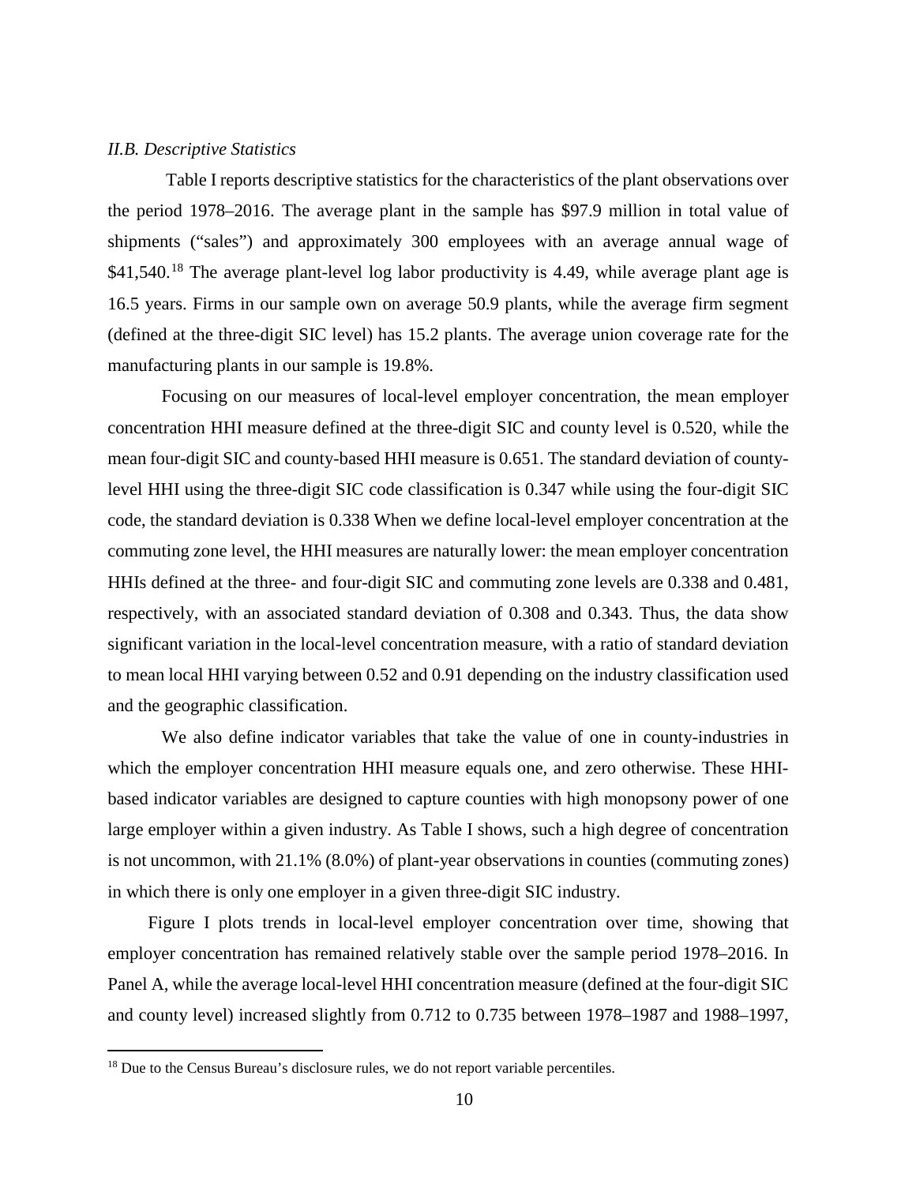*II.B. Descriptive Statistics*

Table I reports descriptive statistics for the characteristics of the plant observations over the period 1978–2016. The average plant in the sample has $97.9 million in total value of shipments ("sales") and approximately 300 employees with an average annual wage of $41,540.[18] The average plant-level log labor productivity is 4.49, while average plant age is 16.5 years. Firms in our sample own on average 50.9 plants, while the average firm segment (defined at the three-digit SIC level) has 15.2 plants. The average union coverage rate for the manufacturing plants in our sample is 19.8%.

Focusing on our measures of local-level employer concentration, the mean employer concentration HHI measure defined at the three-digit SIC and county level is 0.520, while the mean four-digit SIC and county-based HHI measure is 0.651. The standard deviation of county-level HHI using the three-digit SIC code classification is 0.347 while using the four-digit SIC code, the standard deviation is 0.338 When we define local-level employer concentration at the commuting zone level, the HHI measures are naturally lower: the mean employer concentration HHIs defined at the three- and four-digit SIC and commuting zone levels are 0.338 and 0.481, respectively, with an associated standard deviation of 0.308 and 0.343. Thus, the data show significant variation in the local-level concentration measure, with a ratio of standard deviation to mean local HHI varying between 0.52 and 0.91 depending on the industry classification used and the geographic classification.

We also define indicator variables that take the value of one in county-industries in which the employer concentration HHI measure equals one, and zero otherwise. These HHI-based indicator variables are designed to capture counties with high monopsony power of one large employer within a given industry. As Table I shows, such a high degree of concentration is not uncommon, with 21.1% (8.0%) of plant-year observations in counties (commuting zones) in which there is only one employer in a given three-digit SIC industry.

Figure I plots trends in local-level employer concentration over time, showing that employer concentration has remained relatively stable over the sample period 1978–2016. In Panel A, while the average local-level HHI concentration measure (defined at the four-digit SIC and county level) increased slightly from 0.712 to 0.735 between 1978–1987 and 1988–1997,

[18] Due to the Census Bureau's disclosure rules, we do not report variable percentiles.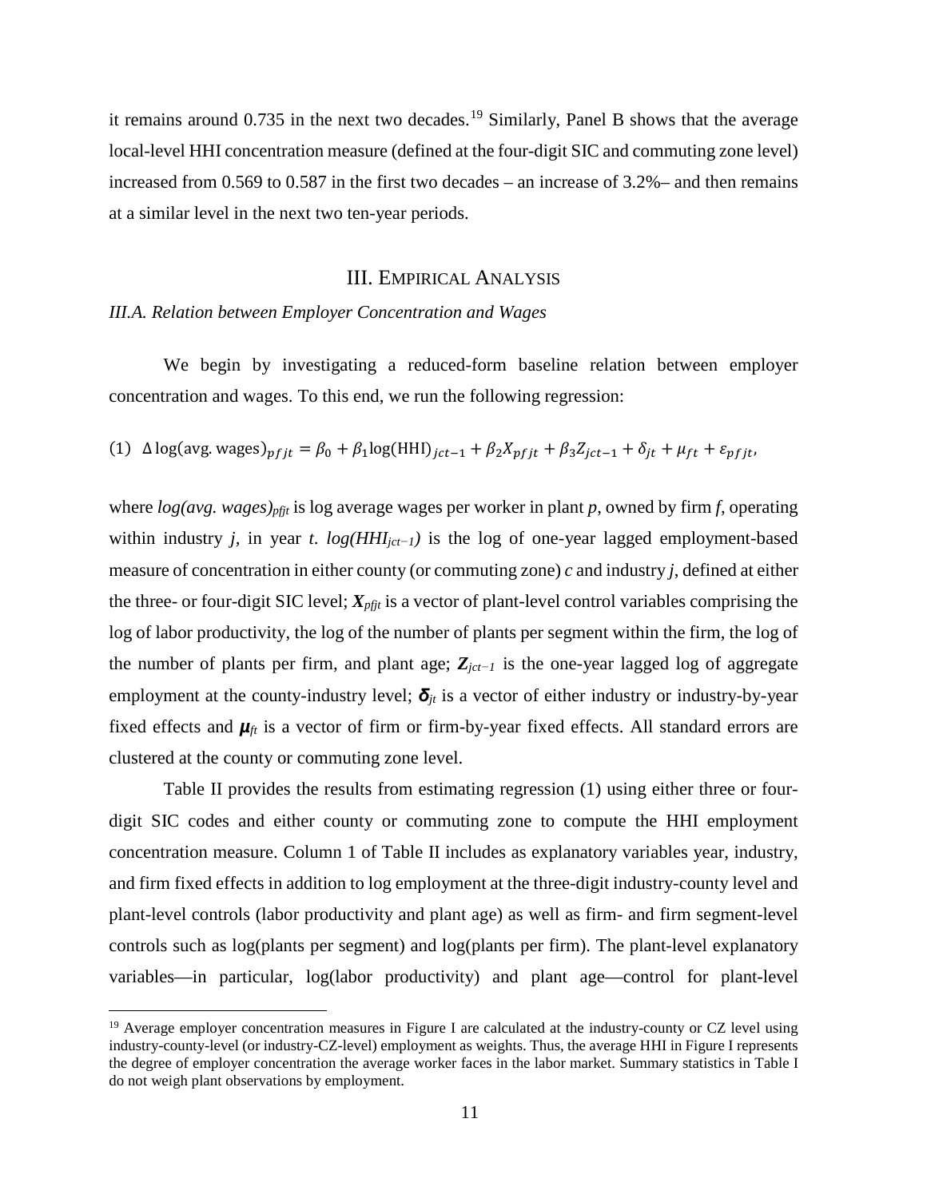it remains around 0.735 in the next two decades.[19] Similarly, Panel B shows that the average local-level HHI concentration measure (defined at the four-digit SIC and commuting zone level) increased from 0.569 to 0.587 in the first two decades – an increase of 3.2%– and then remains at a similar level in the next two ten-year periods.

## III. Empirical Analysis

### *III.A. Relation between Employer Concentration and Wages*

We begin by investigating a reduced-form baseline relation between employer concentration and wages. To this end, we run the following regression:

$$(1)\quad \Delta \log(\text{avg. wages})_{pfjt} = \beta_0 + \beta_1 \log(\text{HHI})_{jct-1} + \beta_2 X_{pfjt} + \beta_3 Z_{jct-1} + \delta_{jt} + \mu_{ft} + \varepsilon_{pfjt},$$

where $log(avg.\ wages)_{pfjt}$ is log average wages per worker in plant $p$, owned by firm $f$, operating within industry $j$, in year $t$. $log(HHI_{jct-1})$ is the log of one-year lagged employment-based measure of concentration in either county (or commuting zone) $c$ and industry $j$, defined at either the three- or four-digit SIC level; $\boldsymbol{X}_{pfjt}$ is a vector of plant-level control variables comprising the log of labor productivity, the log of the number of plants per segment within the firm, the log of the number of plants per firm, and plant age; $\boldsymbol{Z}_{jct-1}$ is the one-year lagged log of aggregate employment at the county-industry level; $\boldsymbol{\delta}_{jt}$ is a vector of either industry or industry-by-year fixed effects and $\boldsymbol{\mu}_{ft}$ is a vector of firm or firm-by-year fixed effects. All standard errors are clustered at the county or commuting zone level.

Table II provides the results from estimating regression (1) using either three or four-digit SIC codes and either county or commuting zone to compute the HHI employment concentration measure. Column 1 of Table II includes as explanatory variables year, industry, and firm fixed effects in addition to log employment at the three-digit industry-county level and plant-level controls (labor productivity and plant age) as well as firm- and firm segment-level controls such as log(plants per segment) and log(plants per firm). The plant-level explanatory variables—in particular, log(labor productivity) and plant age—control for plant-level

[19] Average employer concentration measures in Figure I are calculated at the industry-county or CZ level using industry-county-level (or industry-CZ-level) employment as weights. Thus, the average HHI in Figure I represents the degree of employer concentration the average worker faces in the labor market. Summary statistics in Table I do not weigh plant observations by employment.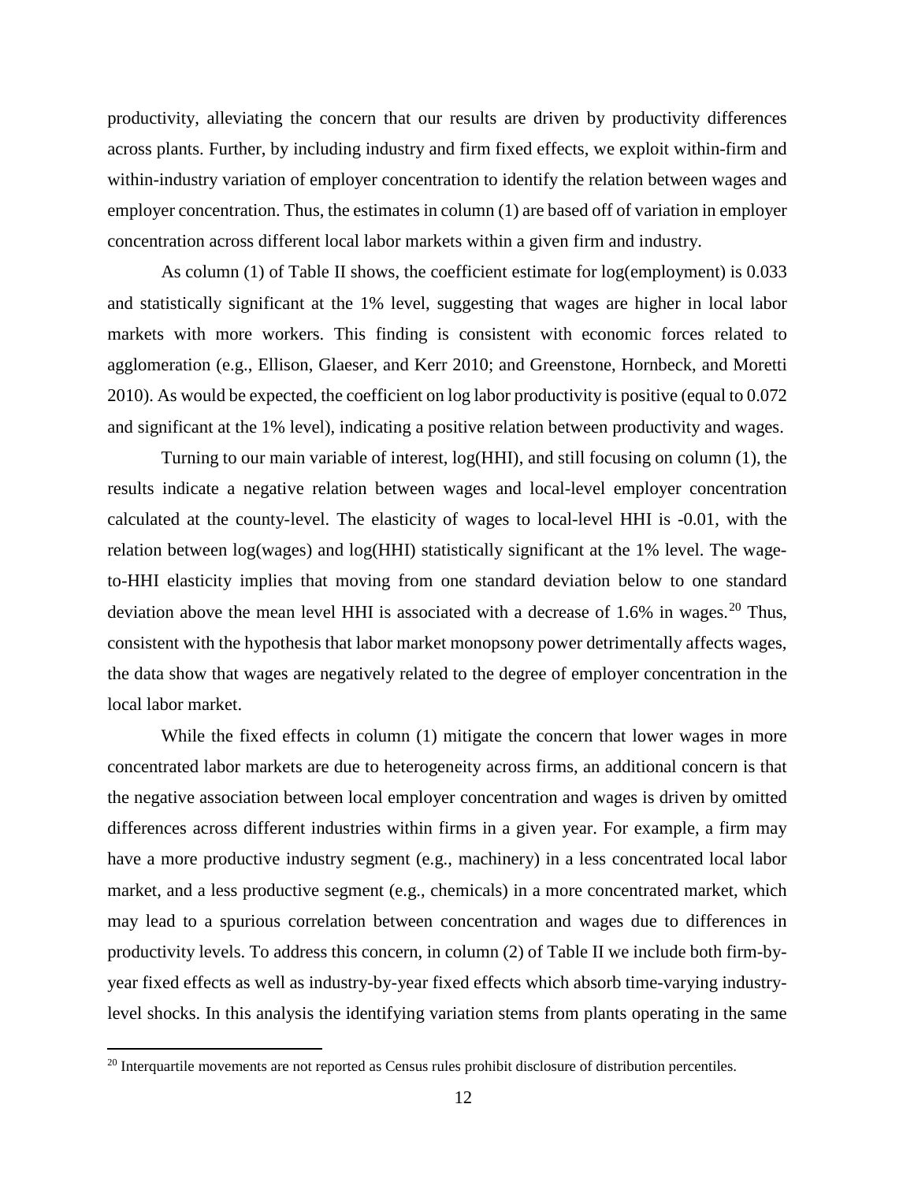productivity, alleviating the concern that our results are driven by productivity differences across plants. Further, by including industry and firm fixed effects, we exploit within-firm and within-industry variation of employer concentration to identify the relation between wages and employer concentration. Thus, the estimates in column (1) are based off of variation in employer concentration across different local labor markets within a given firm and industry.

As column (1) of Table II shows, the coefficient estimate for log(employment) is 0.033 and statistically significant at the 1% level, suggesting that wages are higher in local labor markets with more workers. This finding is consistent with economic forces related to agglomeration (e.g., Ellison, Glaeser, and Kerr 2010; and Greenstone, Hornbeck, and Moretti 2010). As would be expected, the coefficient on log labor productivity is positive (equal to 0.072 and significant at the 1% level), indicating a positive relation between productivity and wages.

Turning to our main variable of interest, log(HHI), and still focusing on column (1), the results indicate a negative relation between wages and local-level employer concentration calculated at the county-level. The elasticity of wages to local-level HHI is -0.01, with the relation between log(wages) and log(HHI) statistically significant at the 1% level. The wage-to-HHI elasticity implies that moving from one standard deviation below to one standard deviation above the mean level HHI is associated with a decrease of 1.6% in wages.[20] Thus, consistent with the hypothesis that labor market monopsony power detrimentally affects wages, the data show that wages are negatively related to the degree of employer concentration in the local labor market.

While the fixed effects in column (1) mitigate the concern that lower wages in more concentrated labor markets are due to heterogeneity across firms, an additional concern is that the negative association between local employer concentration and wages is driven by omitted differences across different industries within firms in a given year. For example, a firm may have a more productive industry segment (e.g., machinery) in a less concentrated local labor market, and a less productive segment (e.g., chemicals) in a more concentrated market, which may lead to a spurious correlation between concentration and wages due to differences in productivity levels. To address this concern, in column (2) of Table II we include both firm-by-year fixed effects as well as industry-by-year fixed effects which absorb time-varying industry-level shocks. In this analysis the identifying variation stems from plants operating in the same

[20] Interquartile movements are not reported as Census rules prohibit disclosure of distribution percentiles.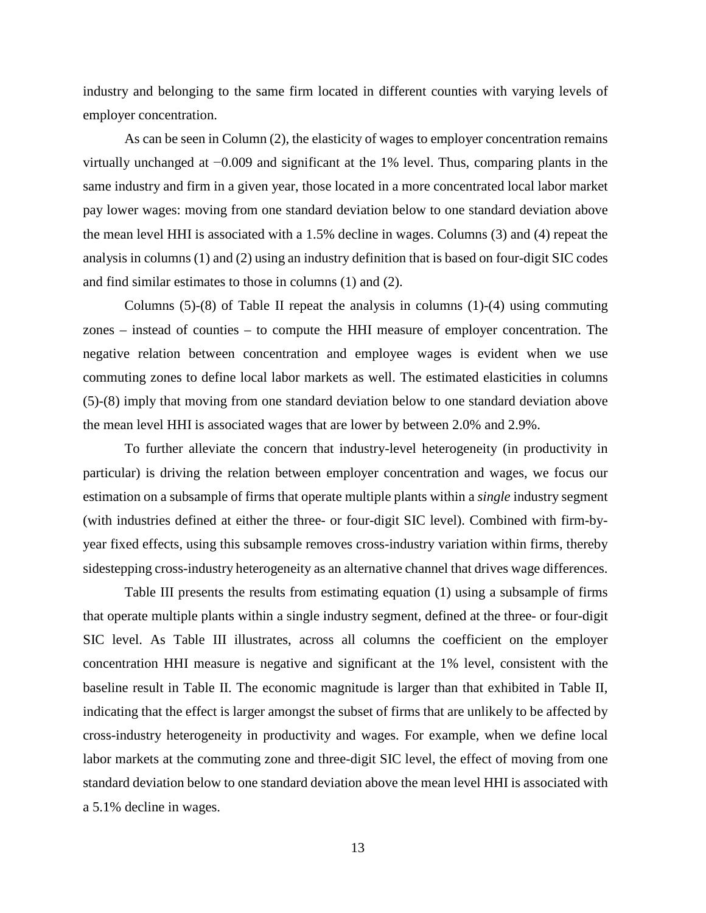industry and belonging to the same firm located in different counties with varying levels of employer concentration.

As can be seen in Column (2), the elasticity of wages to employer concentration remains virtually unchanged at $-0.009$ and significant at the 1% level. Thus, comparing plants in the same industry and firm in a given year, those located in a more concentrated local labor market pay lower wages: moving from one standard deviation below to one standard deviation above the mean level HHI is associated with a 1.5% decline in wages. Columns (3) and (4) repeat the analysis in columns (1) and (2) using an industry definition that is based on four-digit SIC codes and find similar estimates to those in columns (1) and (2).

Columns (5)-(8) of Table II repeat the analysis in columns (1)-(4) using commuting zones – instead of counties – to compute the HHI measure of employer concentration. The negative relation between concentration and employee wages is evident when we use commuting zones to define local labor markets as well. The estimated elasticities in columns (5)-(8) imply that moving from one standard deviation below to one standard deviation above the mean level HHI is associated wages that are lower by between 2.0% and 2.9%.

To further alleviate the concern that industry-level heterogeneity (in productivity in particular) is driving the relation between employer concentration and wages, we focus our estimation on a subsample of firms that operate multiple plants within a *single* industry segment (with industries defined at either the three- or four-digit SIC level). Combined with firm-by-year fixed effects, using this subsample removes cross-industry variation within firms, thereby sidestepping cross-industry heterogeneity as an alternative channel that drives wage differences.

Table III presents the results from estimating equation (1) using a subsample of firms that operate multiple plants within a single industry segment, defined at the three- or four-digit SIC level. As Table III illustrates, across all columns the coefficient on the employer concentration HHI measure is negative and significant at the 1% level, consistent with the baseline result in Table II. The economic magnitude is larger than that exhibited in Table II, indicating that the effect is larger amongst the subset of firms that are unlikely to be affected by cross-industry heterogeneity in productivity and wages. For example, when we define local labor markets at the commuting zone and three-digit SIC level, the effect of moving from one standard deviation below to one standard deviation above the mean level HHI is associated with a 5.1% decline in wages.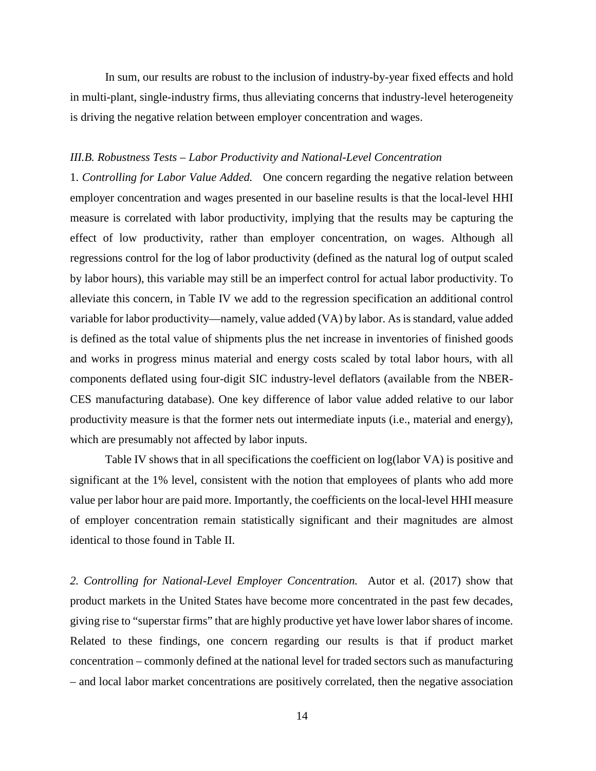In sum, our results are robust to the inclusion of industry-by-year fixed effects and hold in multi-plant, single-industry firms, thus alleviating concerns that industry-level heterogeneity is driving the negative relation between employer concentration and wages.

### *III.B. Robustness Tests – Labor Productivity and National-Level Concentration*

1. *Controlling for Labor Value Added.* One concern regarding the negative relation between employer concentration and wages presented in our baseline results is that the local-level HHI measure is correlated with labor productivity, implying that the results may be capturing the effect of low productivity, rather than employer concentration, on wages. Although all regressions control for the log of labor productivity (defined as the natural log of output scaled by labor hours), this variable may still be an imperfect control for actual labor productivity. To alleviate this concern, in Table IV we add to the regression specification an additional control variable for labor productivity—namely, value added (VA) by labor. As is standard, value added is defined as the total value of shipments plus the net increase in inventories of finished goods and works in progress minus material and energy costs scaled by total labor hours, with all components deflated using four-digit SIC industry-level deflators (available from the NBER-CES manufacturing database). One key difference of labor value added relative to our labor productivity measure is that the former nets out intermediate inputs (i.e., material and energy), which are presumably not affected by labor inputs.

Table IV shows that in all specifications the coefficient on log(labor VA) is positive and significant at the 1% level, consistent with the notion that employees of plants who add more value per labor hour are paid more. Importantly, the coefficients on the local-level HHI measure of employer concentration remain statistically significant and their magnitudes are almost identical to those found in Table II.

*2. Controlling for National-Level Employer Concentration.* Autor et al. (2017) show that product markets in the United States have become more concentrated in the past few decades, giving rise to "superstar firms" that are highly productive yet have lower labor shares of income. Related to these findings, one concern regarding our results is that if product market concentration – commonly defined at the national level for traded sectors such as manufacturing – and local labor market concentrations are positively correlated, then the negative association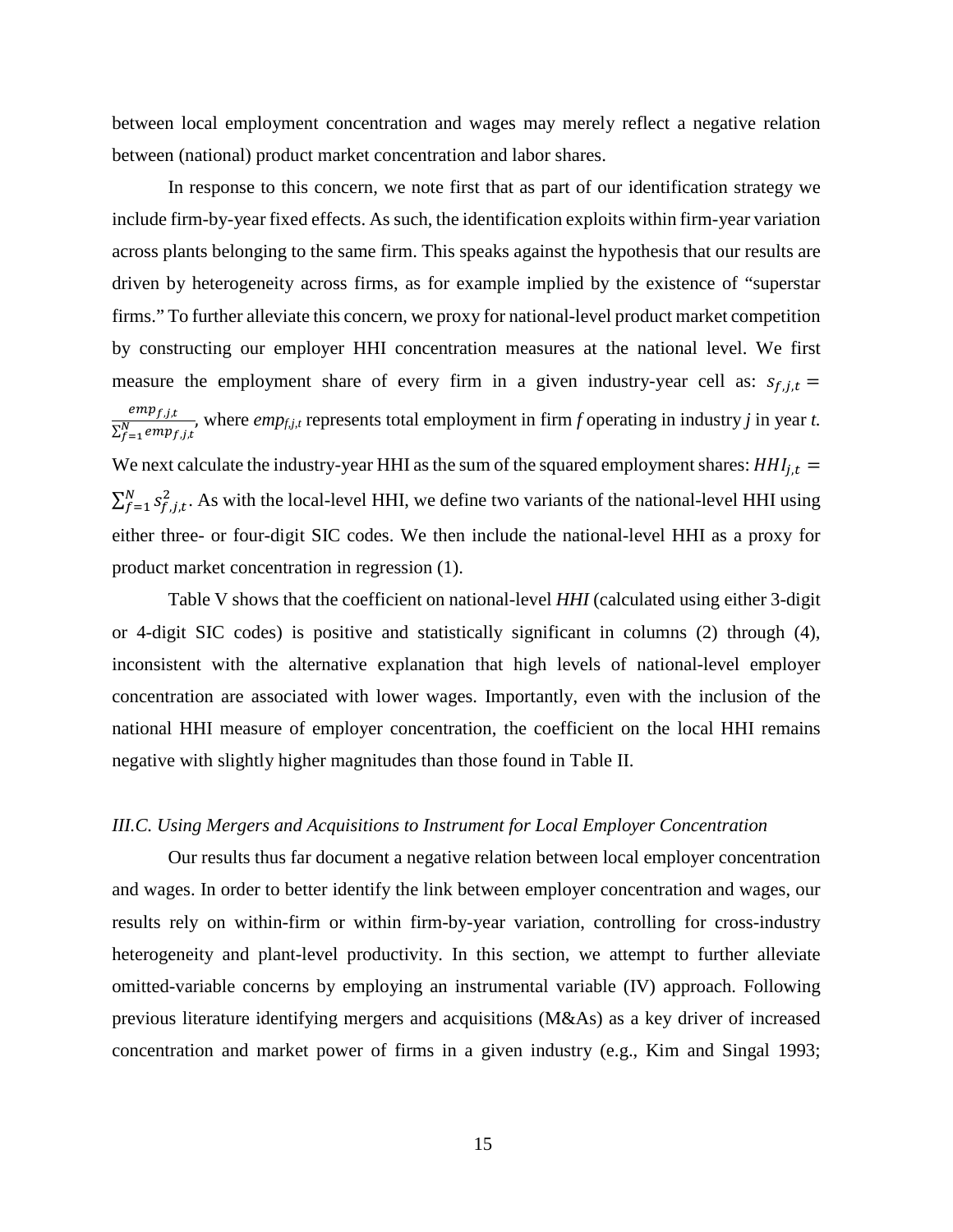between local employment concentration and wages may merely reflect a negative relation between (national) product market concentration and labor shares.

In response to this concern, we note first that as part of our identification strategy we include firm-by-year fixed effects. As such, the identification exploits within firm-year variation across plants belonging to the same firm. This speaks against the hypothesis that our results are driven by heterogeneity across firms, as for example implied by the existence of "superstar firms." To further alleviate this concern, we proxy for national-level product market competition by constructing our employer HHI concentration measures at the national level. We first measure the employment share of every firm in a given industry-year cell as: $s_{f,j,t} = \frac{emp_{f,j,t}}{\sum_{f=1}^{N} emp_{f,j,t}}$, where $emp_{f,j,t}$ represents total employment in firm $f$ operating in industry $j$ in year $t$. We next calculate the industry-year HHI as the sum of the squared employment shares: $HHI_{j,t} = \sum_{f=1}^{N} s_{f,j,t}^{2}$. As with the local-level HHI, we define two variants of the national-level HHI using either three- or four-digit SIC codes. We then include the national-level HHI as a proxy for product market concentration in regression (1).

Table V shows that the coefficient on national-level *HHI* (calculated using either 3-digit or 4-digit SIC codes) is positive and statistically significant in columns (2) through (4), inconsistent with the alternative explanation that high levels of national-level employer concentration are associated with lower wages. Importantly, even with the inclusion of the national HHI measure of employer concentration, the coefficient on the local HHI remains negative with slightly higher magnitudes than those found in Table II.

### *III.C. Using Mergers and Acquisitions to Instrument for Local Employer Concentration*

Our results thus far document a negative relation between local employer concentration and wages. In order to better identify the link between employer concentration and wages, our results rely on within-firm or within firm-by-year variation, controlling for cross-industry heterogeneity and plant-level productivity. In this section, we attempt to further alleviate omitted-variable concerns by employing an instrumental variable (IV) approach. Following previous literature identifying mergers and acquisitions (M&As) as a key driver of increased concentration and market power of firms in a given industry (e.g., Kim and Singal 1993;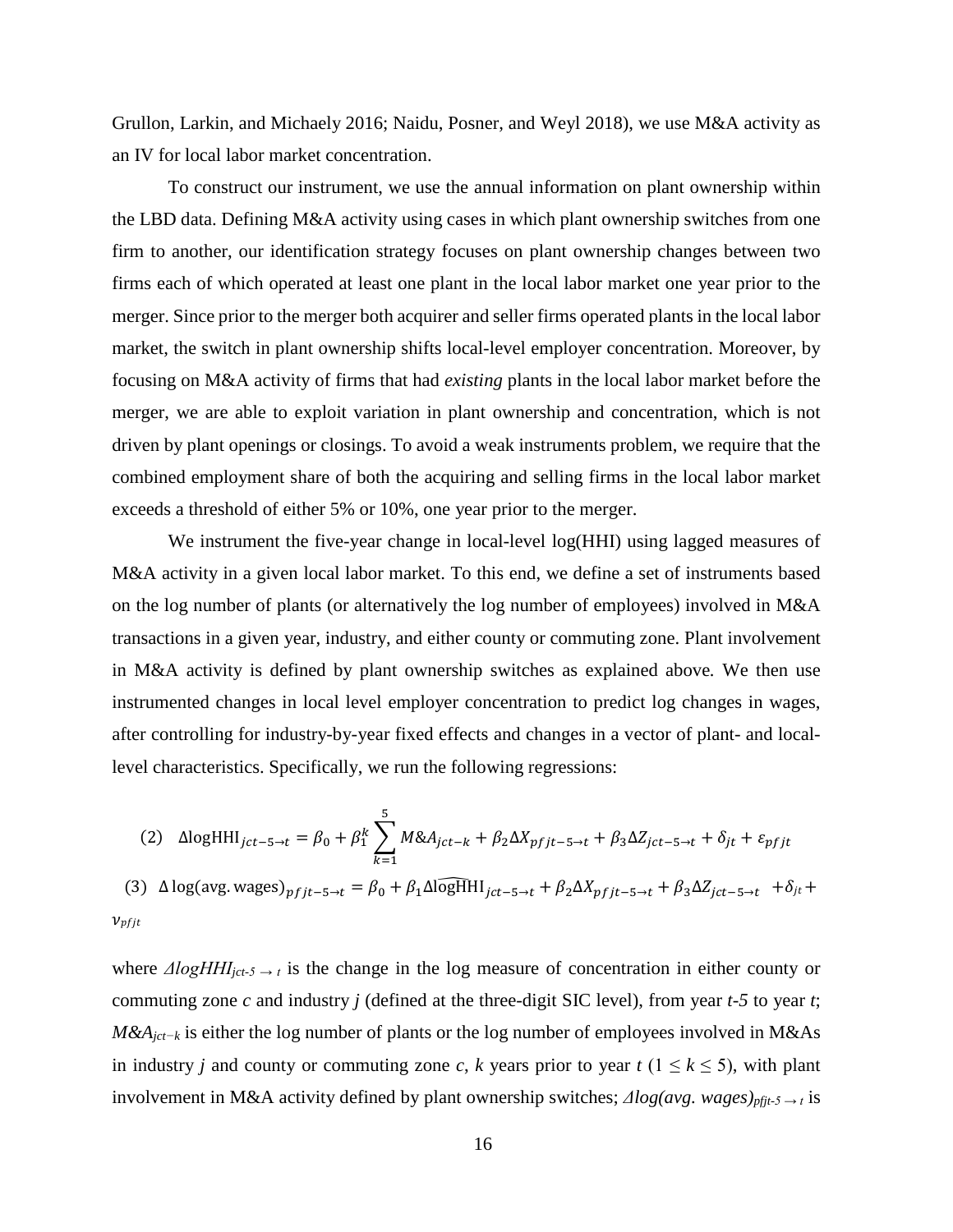Grullon, Larkin, and Michaely 2016; Naidu, Posner, and Weyl 2018), we use M&A activity as an IV for local labor market concentration.

To construct our instrument, we use the annual information on plant ownership within the LBD data. Defining M&A activity using cases in which plant ownership switches from one firm to another, our identification strategy focuses on plant ownership changes between two firms each of which operated at least one plant in the local labor market one year prior to the merger. Since prior to the merger both acquirer and seller firms operated plants in the local labor market, the switch in plant ownership shifts local-level employer concentration. Moreover, by focusing on M&A activity of firms that had *existing* plants in the local labor market before the merger, we are able to exploit variation in plant ownership and concentration, which is not driven by plant openings or closings. To avoid a weak instruments problem, we require that the combined employment share of both the acquiring and selling firms in the local labor market exceeds a threshold of either 5% or 10%, one year prior to the merger.

We instrument the five-year change in local-level log(HHI) using lagged measures of M&A activity in a given local labor market. To this end, we define a set of instruments based on the log number of plants (or alternatively the log number of employees) involved in M&A transactions in a given year, industry, and either county or commuting zone. Plant involvement in M&A activity is defined by plant ownership switches as explained above. We then use instrumented changes in local level employer concentration to predict log changes in wages, after controlling for industry-by-year fixed effects and changes in a vector of plant- and local-level characteristics. Specifically, we run the following regressions:

$$\text{(2)} \quad \Delta \text{logHHI}_{jct-5\rightarrow t} = \beta_0 + \beta_1^k \sum_{k=1}^{5} M\&A_{jct-k} + \beta_2 \Delta X_{pfjt-5\rightarrow t} + \beta_3 \Delta Z_{jct-5\rightarrow t} + \delta_{jt} + \varepsilon_{pfjt}$$

$$\text{(3)} \quad \Delta \log(\text{avg. wages})_{pfjt-5\rightarrow t} = \beta_0 + \beta_1 \widehat{\Delta \text{logHHI}}_{jct-5\rightarrow t} + \beta_2 \Delta X_{pfjt-5\rightarrow t} + \beta_3 \Delta Z_{jct-5\rightarrow t} + \delta_{jt} + \nu_{pfjt}$$

where $\Delta logHHI_{jct-5 \rightarrow t}$ is the change in the log measure of concentration in either county or commuting zone *c* and industry *j* (defined at the three-digit SIC level), from year *t-5* to year *t*; $M\&A_{jct-k}$ is either the log number of plants or the log number of employees involved in M&As in industry *j* and county or commuting zone *c*, *k* years prior to year *t* ($1 \leq k \leq 5$), with plant involvement in M&A activity defined by plant ownership switches; $\Delta log(avg.\ wages)_{pfjt-5 \rightarrow t}$ is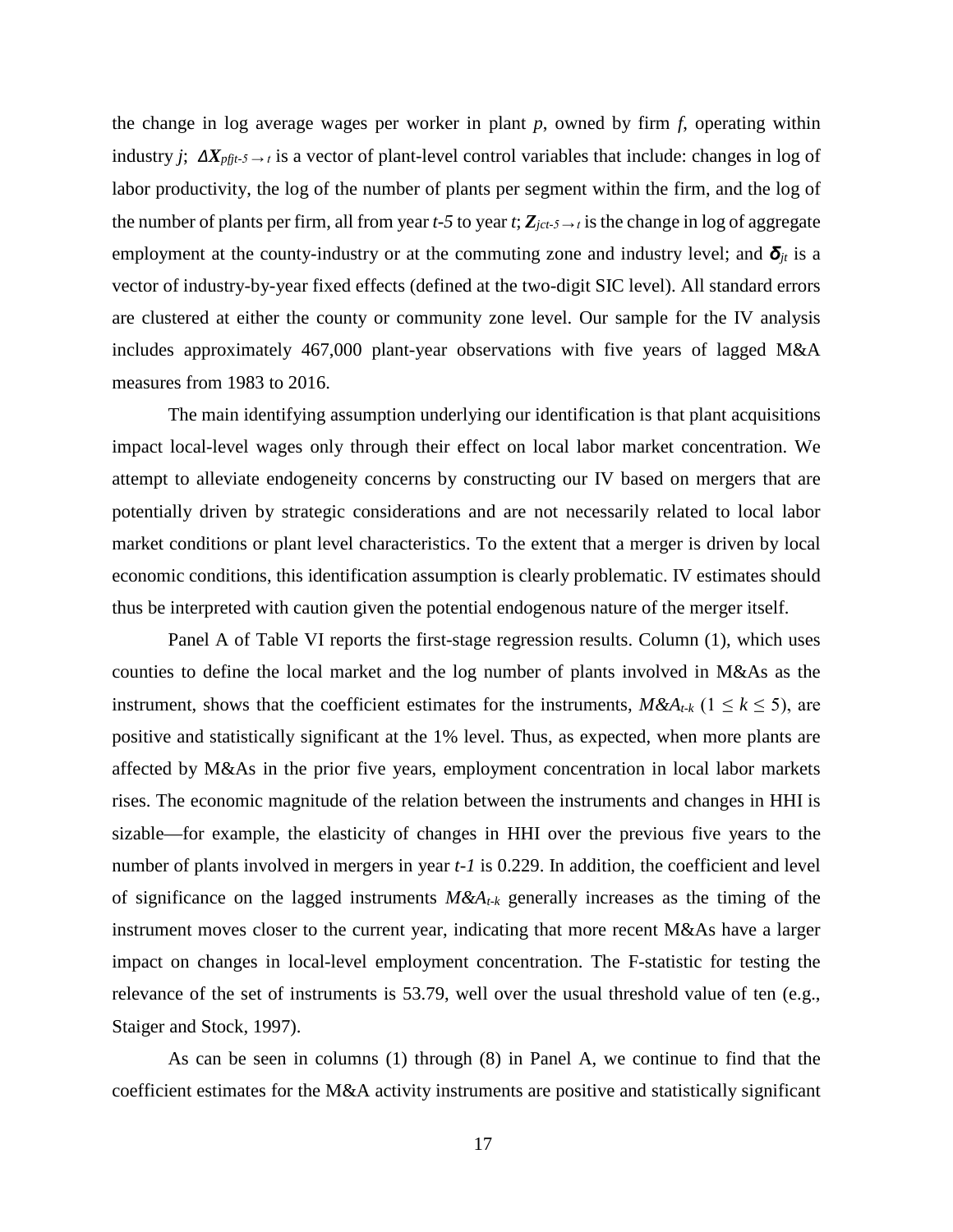the change in log average wages per worker in plant *p*, owned by firm *f*, operating within industry *j*; $\Delta \boldsymbol{X}_{pfjt\text{-}5 \rightarrow t}$ is a vector of plant-level control variables that include: changes in log of labor productivity, the log of the number of plants per segment within the firm, and the log of the number of plants per firm, all from year *t-5* to year *t*; $\boldsymbol{Z}_{jct\text{-}5 \rightarrow t}$ is the change in log of aggregate employment at the county-industry or at the commuting zone and industry level; and $\boldsymbol{\delta}_{jt}$ is a vector of industry-by-year fixed effects (defined at the two-digit SIC level). All standard errors are clustered at either the county or community zone level. Our sample for the IV analysis includes approximately 467,000 plant-year observations with five years of lagged M&A measures from 1983 to 2016.

The main identifying assumption underlying our identification is that plant acquisitions impact local-level wages only through their effect on local labor market concentration. We attempt to alleviate endogeneity concerns by constructing our IV based on mergers that are potentially driven by strategic considerations and are not necessarily related to local labor market conditions or plant level characteristics. To the extent that a merger is driven by local economic conditions, this identification assumption is clearly problematic. IV estimates should thus be interpreted with caution given the potential endogenous nature of the merger itself.

Panel A of Table VI reports the first-stage regression results. Column (1), which uses counties to define the local market and the log number of plants involved in M&As as the instrument, shows that the coefficient estimates for the instruments, $M\&A_{t-k}$ ($1 \leq k \leq 5$), are positive and statistically significant at the 1% level. Thus, as expected, when more plants are affected by M&As in the prior five years, employment concentration in local labor markets rises. The economic magnitude of the relation between the instruments and changes in HHI is sizable—for example, the elasticity of changes in HHI over the previous five years to the number of plants involved in mergers in year *t-1* is 0.229. In addition, the coefficient and level of significance on the lagged instruments $M\&A_{t-k}$ generally increases as the timing of the instrument moves closer to the current year, indicating that more recent M&As have a larger impact on changes in local-level employment concentration. The F-statistic for testing the relevance of the set of instruments is 53.79, well over the usual threshold value of ten (e.g., Staiger and Stock, 1997).

As can be seen in columns (1) through (8) in Panel A, we continue to find that the coefficient estimates for the M&A activity instruments are positive and statistically significant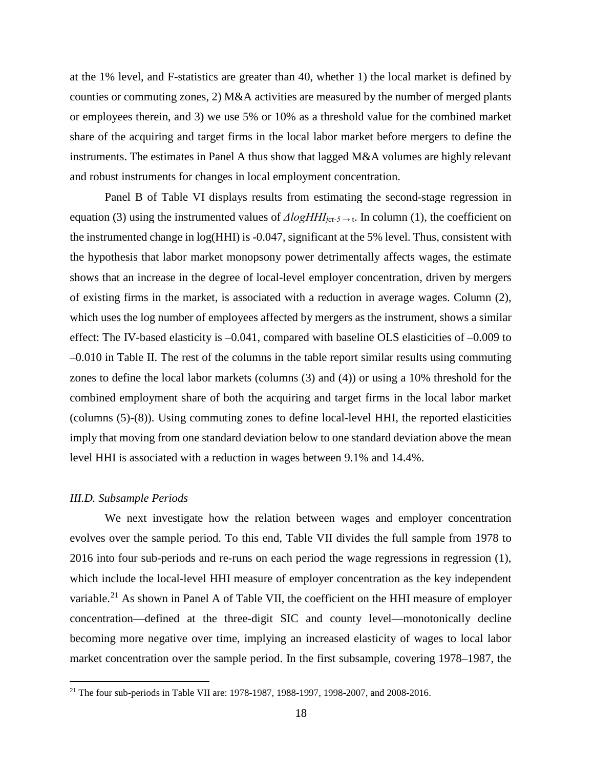at the 1% level, and F-statistics are greater than 40, whether 1) the local market is defined by counties or commuting zones, 2) M&A activities are measured by the number of merged plants or employees therein, and 3) we use 5% or 10% as a threshold value for the combined market share of the acquiring and target firms in the local labor market before mergers to define the instruments. The estimates in Panel A thus show that lagged M&A volumes are highly relevant and robust instruments for changes in local employment concentration.

Panel B of Table VI displays results from estimating the second-stage regression in equation (3) using the instrumented values of $\Delta logHHI_{jct\text{-}5\rightarrow t}$. In column (1), the coefficient on the instrumented change in log(HHI) is -0.047, significant at the 5% level. Thus, consistent with the hypothesis that labor market monopsony power detrimentally affects wages, the estimate shows that an increase in the degree of local-level employer concentration, driven by mergers of existing firms in the market, is associated with a reduction in average wages. Column (2), which uses the log number of employees affected by mergers as the instrument, shows a similar effect: The IV-based elasticity is –0.041, compared with baseline OLS elasticities of –0.009 to –0.010 in Table II. The rest of the columns in the table report similar results using commuting zones to define the local labor markets (columns (3) and (4)) or using a 10% threshold for the combined employment share of both the acquiring and target firms in the local labor market (columns (5)-(8)). Using commuting zones to define local-level HHI, the reported elasticities imply that moving from one standard deviation below to one standard deviation above the mean level HHI is associated with a reduction in wages between 9.1% and 14.4%.

### *III.D. Subsample Periods*

We next investigate how the relation between wages and employer concentration evolves over the sample period. To this end, Table VII divides the full sample from 1978 to 2016 into four sub-periods and re-runs on each period the wage regressions in regression (1), which include the local-level HHI measure of employer concentration as the key independent variable.[21] As shown in Panel A of Table VII, the coefficient on the HHI measure of employer concentration—defined at the three-digit SIC and county level—monotonically decline becoming more negative over time, implying an increased elasticity of wages to local labor market concentration over the sample period. In the first subsample, covering 1978–1987, the

[21] The four sub-periods in Table VII are: 1978-1987, 1988-1997, 1998-2007, and 2008-2016.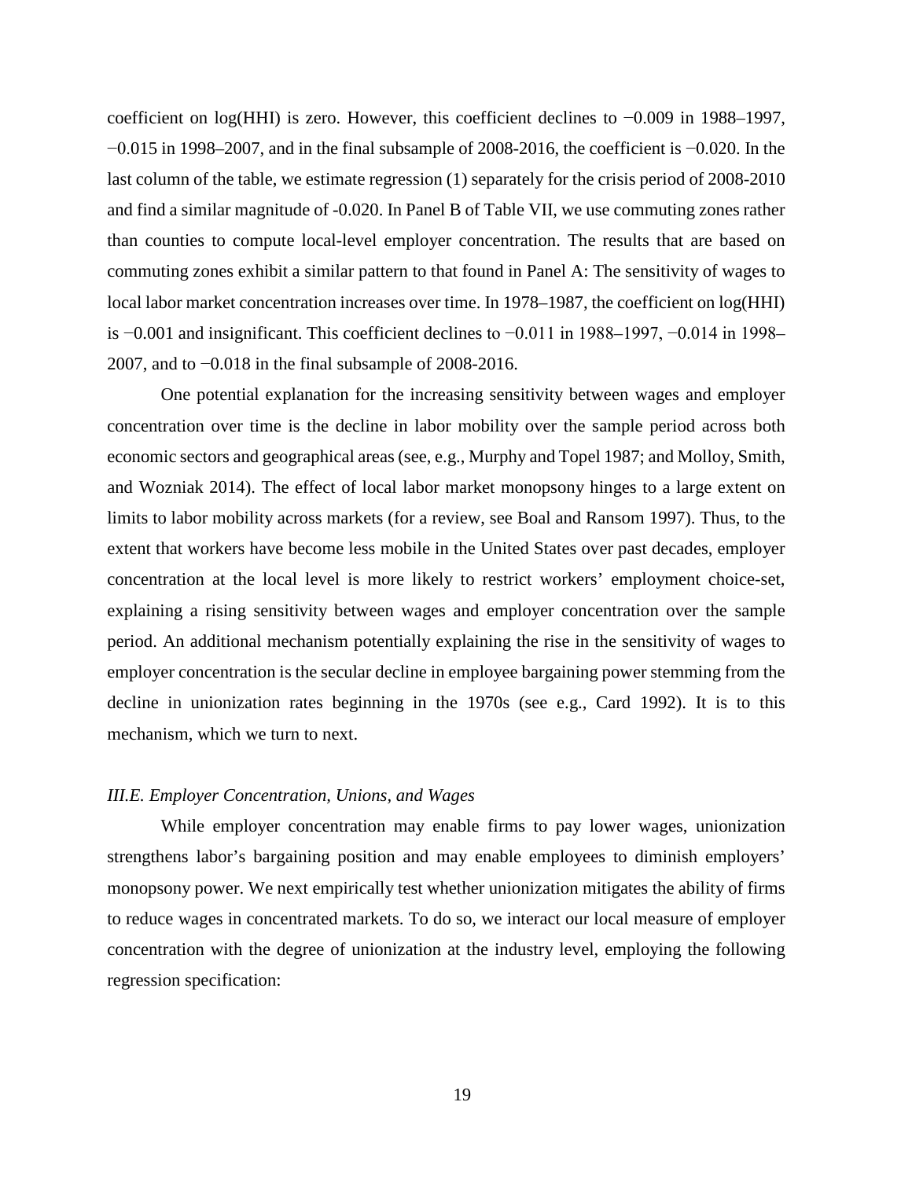coefficient on log(HHI) is zero. However, this coefficient declines to −0.009 in 1988–1997, −0.015 in 1998–2007, and in the final subsample of 2008-2016, the coefficient is −0.020. In the last column of the table, we estimate regression (1) separately for the crisis period of 2008-2010 and find a similar magnitude of -0.020. In Panel B of Table VII, we use commuting zones rather than counties to compute local-level employer concentration. The results that are based on commuting zones exhibit a similar pattern to that found in Panel A: The sensitivity of wages to local labor market concentration increases over time. In 1978–1987, the coefficient on log(HHI) is −0.001 and insignificant. This coefficient declines to −0.011 in 1988–1997, −0.014 in 1998–2007, and to −0.018 in the final subsample of 2008-2016.

One potential explanation for the increasing sensitivity between wages and employer concentration over time is the decline in labor mobility over the sample period across both economic sectors and geographical areas (see, e.g., Murphy and Topel 1987; and Molloy, Smith, and Wozniak 2014). The effect of local labor market monopsony hinges to a large extent on limits to labor mobility across markets (for a review, see Boal and Ransom 1997). Thus, to the extent that workers have become less mobile in the United States over past decades, employer concentration at the local level is more likely to restrict workers' employment choice-set, explaining a rising sensitivity between wages and employer concentration over the sample period. An additional mechanism potentially explaining the rise in the sensitivity of wages to employer concentration is the secular decline in employee bargaining power stemming from the decline in unionization rates beginning in the 1970s (see e.g., Card 1992). It is to this mechanism, which we turn to next.

### *III.E. Employer Concentration, Unions, and Wages*

While employer concentration may enable firms to pay lower wages, unionization strengthens labor's bargaining position and may enable employees to diminish employers' monopsony power. We next empirically test whether unionization mitigates the ability of firms to reduce wages in concentrated markets. To do so, we interact our local measure of employer concentration with the degree of unionization at the industry level, employing the following regression specification: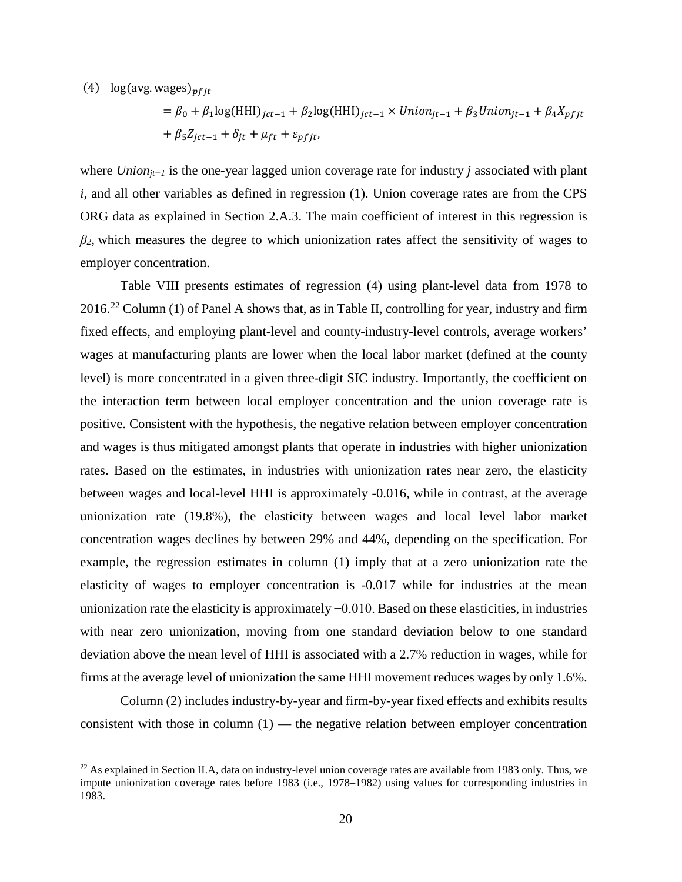$$
\begin{aligned}
(4) \quad \log(\text{avg. wages})_{pfjt} &= \beta_0 + \beta_1 \log(\text{HHI})_{jct-1} + \beta_2 \log(\text{HHI})_{jct-1} \times Union_{jt-1} + \beta_3 Union_{jt-1} + \beta_4 X_{pfjt} \\
&+ \beta_5 Z_{jct-1} + \delta_{jt} + \mu_{ft} + \varepsilon_{pfjt},
\end{aligned}
$$

where $Union_{jt-1}$ is the one-year lagged union coverage rate for industry $j$ associated with plant $i$, and all other variables as defined in regression (1). Union coverage rates are from the CPS ORG data as explained in Section 2.A.3. The main coefficient of interest in this regression is $\beta_2$, which measures the degree to which unionization rates affect the sensitivity of wages to employer concentration.

Table VIII presents estimates of regression (4) using plant-level data from 1978 to 2016.[22] Column (1) of Panel A shows that, as in Table II, controlling for year, industry and firm fixed effects, and employing plant-level and county-industry-level controls, average workers' wages at manufacturing plants are lower when the local labor market (defined at the county level) is more concentrated in a given three-digit SIC industry. Importantly, the coefficient on the interaction term between local employer concentration and the union coverage rate is positive. Consistent with the hypothesis, the negative relation between employer concentration and wages is thus mitigated amongst plants that operate in industries with higher unionization rates. Based on the estimates, in industries with unionization rates near zero, the elasticity between wages and local-level HHI is approximately -0.016, while in contrast, at the average unionization rate (19.8%), the elasticity between wages and local level labor market concentration wages declines by between 29% and 44%, depending on the specification. For example, the regression estimates in column (1) imply that at a zero unionization rate the elasticity of wages to employer concentration is -0.017 while for industries at the mean unionization rate the elasticity is approximately −0.010. Based on these elasticities, in industries with near zero unionization, moving from one standard deviation below to one standard deviation above the mean level of HHI is associated with a 2.7% reduction in wages, while for firms at the average level of unionization the same HHI movement reduces wages by only 1.6%.

Column (2) includes industry-by-year and firm-by-year fixed effects and exhibits results consistent with those in column (1) — the negative relation between employer concentration

[22] As explained in Section II.A, data on industry-level union coverage rates are available from 1983 only. Thus, we impute unionization coverage rates before 1983 (i.e., 1978–1982) using values for corresponding industries in 1983.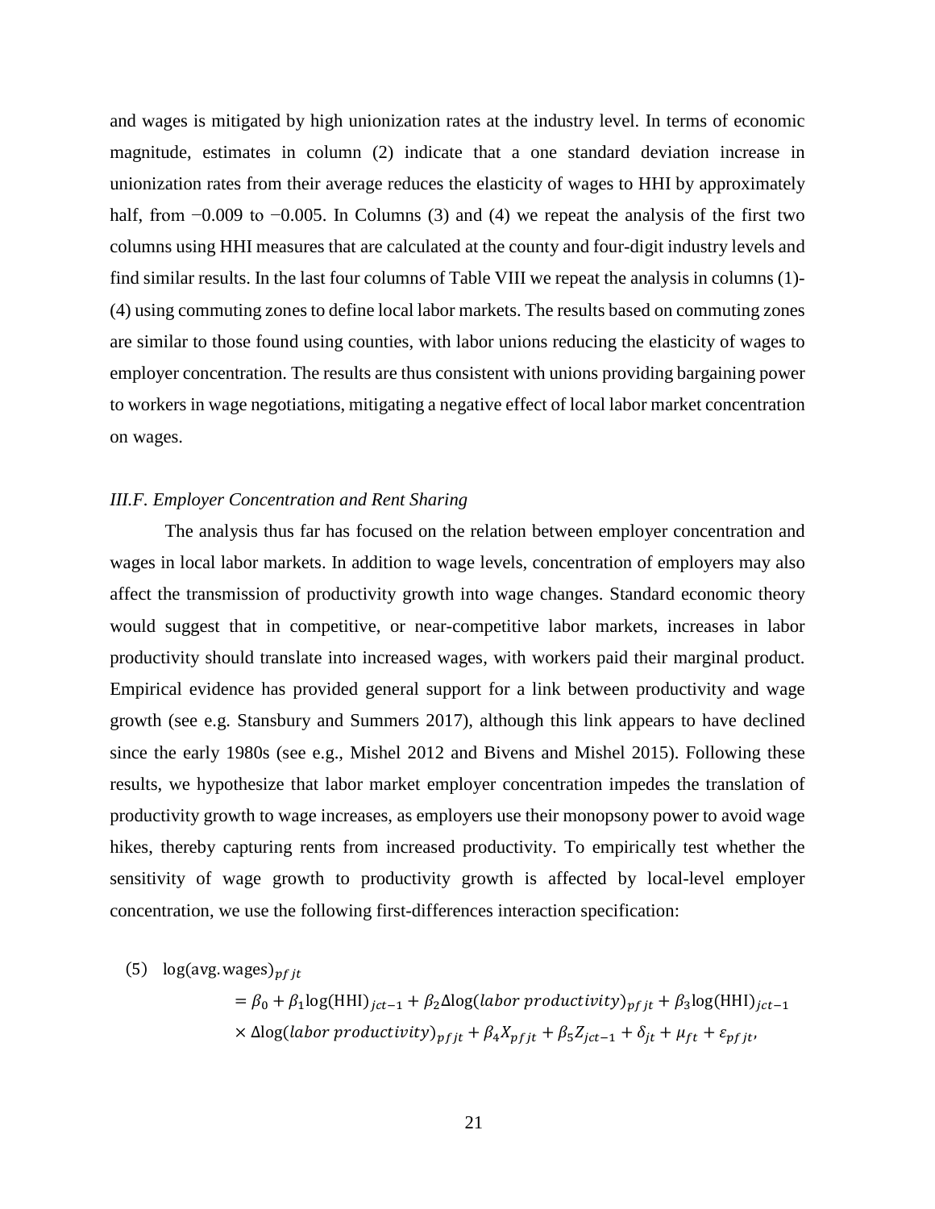and wages is mitigated by high unionization rates at the industry level. In terms of economic magnitude, estimates in column (2) indicate that a one standard deviation increase in unionization rates from their average reduces the elasticity of wages to HHI by approximately half, from −0.009 to −0.005. In Columns (3) and (4) we repeat the analysis of the first two columns using HHI measures that are calculated at the county and four-digit industry levels and find similar results. In the last four columns of Table VIII we repeat the analysis in columns (1)-(4) using commuting zones to define local labor markets. The results based on commuting zones are similar to those found using counties, with labor unions reducing the elasticity of wages to employer concentration. The results are thus consistent with unions providing bargaining power to workers in wage negotiations, mitigating a negative effect of local labor market concentration on wages.

### *III.F. Employer Concentration and Rent Sharing*

The analysis thus far has focused on the relation between employer concentration and wages in local labor markets. In addition to wage levels, concentration of employers may also affect the transmission of productivity growth into wage changes. Standard economic theory would suggest that in competitive, or near-competitive labor markets, increases in labor productivity should translate into increased wages, with workers paid their marginal product. Empirical evidence has provided general support for a link between productivity and wage growth (see e.g. Stansbury and Summers 2017), although this link appears to have declined since the early 1980s (see e.g., Mishel 2012 and Bivens and Mishel 2015). Following these results, we hypothesize that labor market employer concentration impedes the translation of productivity growth to wage increases, as employers use their monopsony power to avoid wage hikes, thereby capturing rents from increased productivity. To empirically test whether the sensitivity of wage growth to productivity growth is affected by local-level employer concentration, we use the following first-differences interaction specification:

$$
\begin{aligned}
(5)\quad \log(\text{avg. wages})_{pfjt} &= \beta_0 + \beta_1 \log(\text{HHI})_{jct-1} + \beta_2 \Delta\log(\textit{labor productivity})_{pfjt} + \beta_3 \log(\text{HHI})_{jct-1} \\
&\quad \times \Delta\log(\textit{labor productivity})_{pfjt} + \beta_4 X_{pfjt} + \beta_5 Z_{jct-1} + \delta_{jt} + \mu_{ft} + \varepsilon_{pfjt},
\end{aligned}
$$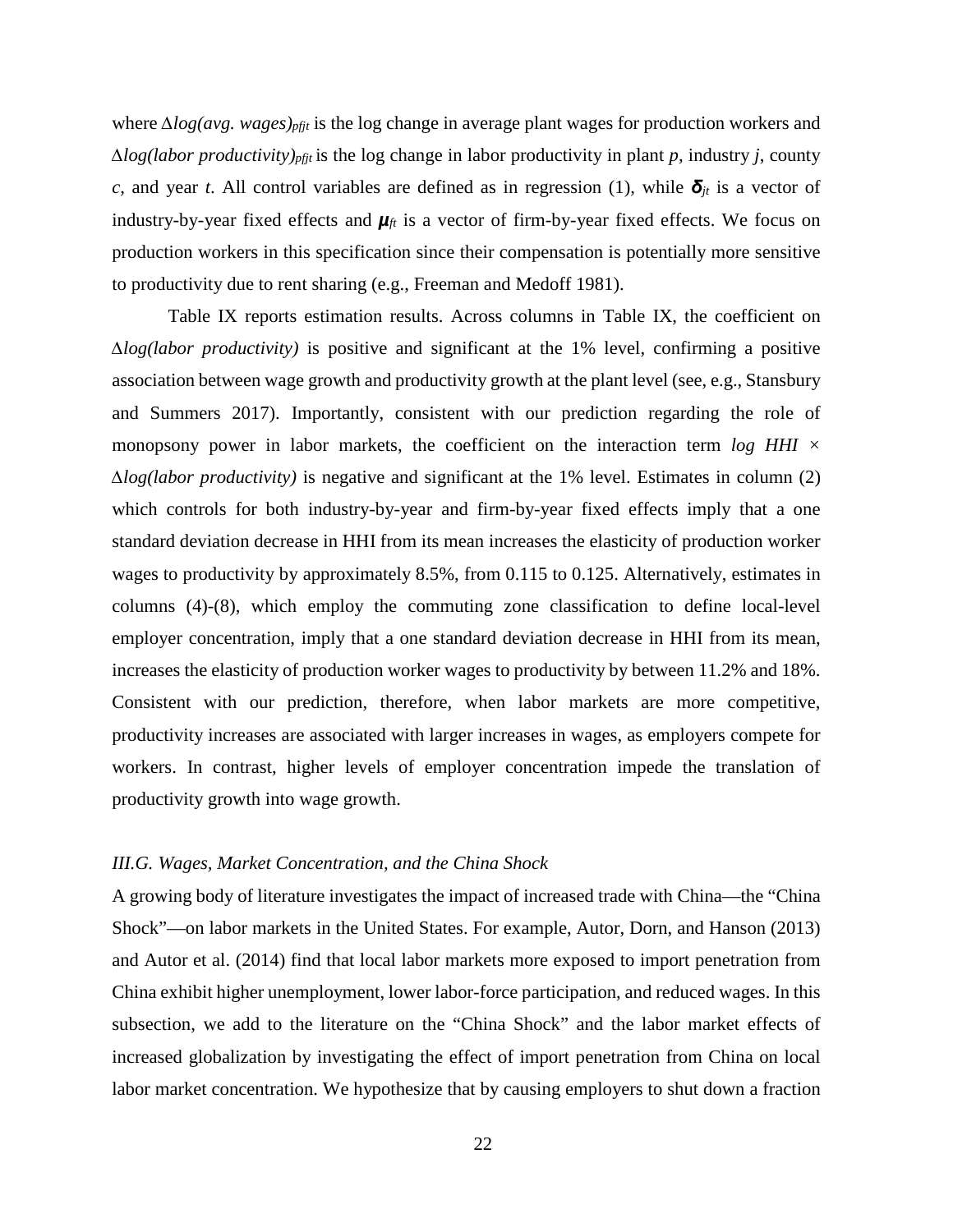where $\Delta log(avg.\ wages)_{pfjt}$ is the log change in average plant wages for production workers and $\Delta log(labor\ productivity)_{pfjt}$ is the log change in labor productivity in plant *p*, industry *j*, county *c*, and year *t*. All control variables are defined as in regression (1), while $\boldsymbol{\delta}_{jt}$ is a vector of industry-by-year fixed effects and $\boldsymbol{\mu}_{ft}$ is a vector of firm-by-year fixed effects. We focus on production workers in this specification since their compensation is potentially more sensitive to productivity due to rent sharing (e.g., Freeman and Medoff 1981).

Table IX reports estimation results. Across columns in Table IX, the coefficient on $\Delta$*log(labor productivity)* is positive and significant at the 1% level, confirming a positive association between wage growth and productivity growth at the plant level (see, e.g., Stansbury and Summers 2017). Importantly, consistent with our prediction regarding the role of monopsony power in labor markets, the coefficient on the interaction term *log HHI* × $\Delta$*log(labor productivity)* is negative and significant at the 1% level. Estimates in column (2) which controls for both industry-by-year and firm-by-year fixed effects imply that a one standard deviation decrease in HHI from its mean increases the elasticity of production worker wages to productivity by approximately 8.5%, from 0.115 to 0.125. Alternatively, estimates in columns (4)-(8), which employ the commuting zone classification to define local-level employer concentration, imply that a one standard deviation decrease in HHI from its mean, increases the elasticity of production worker wages to productivity by between 11.2% and 18%. Consistent with our prediction, therefore, when labor markets are more competitive, productivity increases are associated with larger increases in wages, as employers compete for workers. In contrast, higher levels of employer concentration impede the translation of productivity growth into wage growth.

### *III.G. Wages, Market Concentration, and the China Shock*

A growing body of literature investigates the impact of increased trade with China—the "China Shock"—on labor markets in the United States. For example, Autor, Dorn, and Hanson (2013) and Autor et al. (2014) find that local labor markets more exposed to import penetration from China exhibit higher unemployment, lower labor-force participation, and reduced wages. In this subsection, we add to the literature on the "China Shock" and the labor market effects of increased globalization by investigating the effect of import penetration from China on local labor market concentration. We hypothesize that by causing employers to shut down a fraction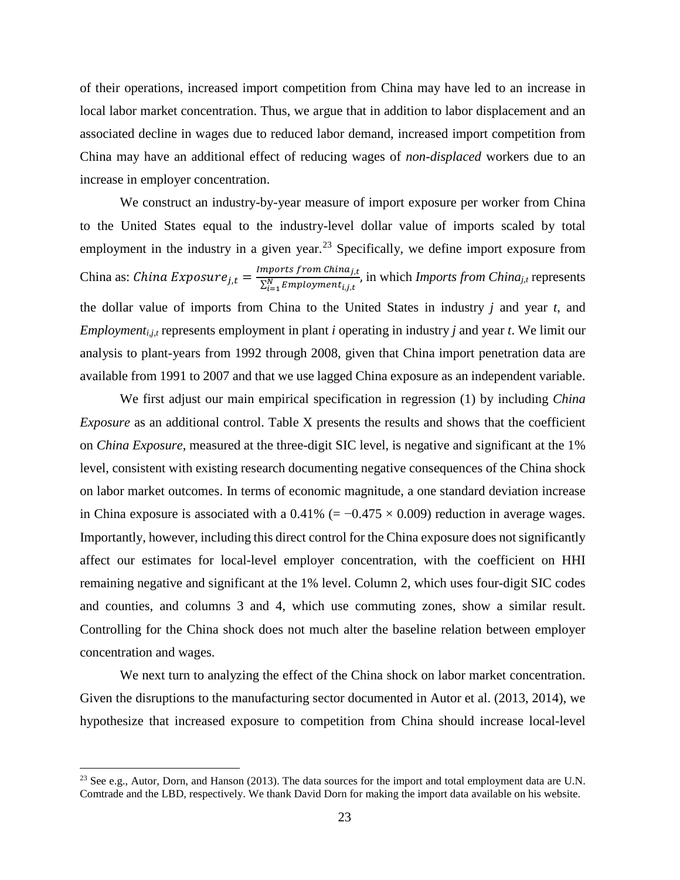of their operations, increased import competition from China may have led to an increase in local labor market concentration. Thus, we argue that in addition to labor displacement and an associated decline in wages due to reduced labor demand, increased import competition from China may have an additional effect of reducing wages of *non-displaced* workers due to an increase in employer concentration.

We construct an industry-by-year measure of import exposure per worker from China to the United States equal to the industry-level dollar value of imports scaled by total employment in the industry in a given year.[23] Specifically, we define import exposure from China as: $China\ Exposure_{j,t} = \frac{Imports\ from\ China_{j,t}}{\sum_{i=1}^{N} Employment_{i,j,t}}$, in which *Imports from China*$_{j,t}$ represents the dollar value of imports from China to the United States in industry $j$ and year $t$, and *Employment*$_{i,j,t}$ represents employment in plant $i$ operating in industry $j$ and year $t$. We limit our analysis to plant-years from 1992 through 2008, given that China import penetration data are available from 1991 to 2007 and that we use lagged China exposure as an independent variable.

We first adjust our main empirical specification in regression (1) by including *China Exposure* as an additional control. Table X presents the results and shows that the coefficient on *China Exposure*, measured at the three-digit SIC level, is negative and significant at the 1% level, consistent with existing research documenting negative consequences of the China shock on labor market outcomes. In terms of economic magnitude, a one standard deviation increase in China exposure is associated with a 0.41% (= −0.475 × 0.009) reduction in average wages. Importantly, however, including this direct control for the China exposure does not significantly affect our estimates for local-level employer concentration, with the coefficient on HHI remaining negative and significant at the 1% level. Column 2, which uses four-digit SIC codes and counties, and columns 3 and 4, which use commuting zones, show a similar result. Controlling for the China shock does not much alter the baseline relation between employer concentration and wages.

We next turn to analyzing the effect of the China shock on labor market concentration. Given the disruptions to the manufacturing sector documented in Autor et al. (2013, 2014), we hypothesize that increased exposure to competition from China should increase local-level

[23] See e.g., Autor, Dorn, and Hanson (2013). The data sources for the import and total employment data are U.N. Comtrade and the LBD, respectively. We thank David Dorn for making the import data available on his website.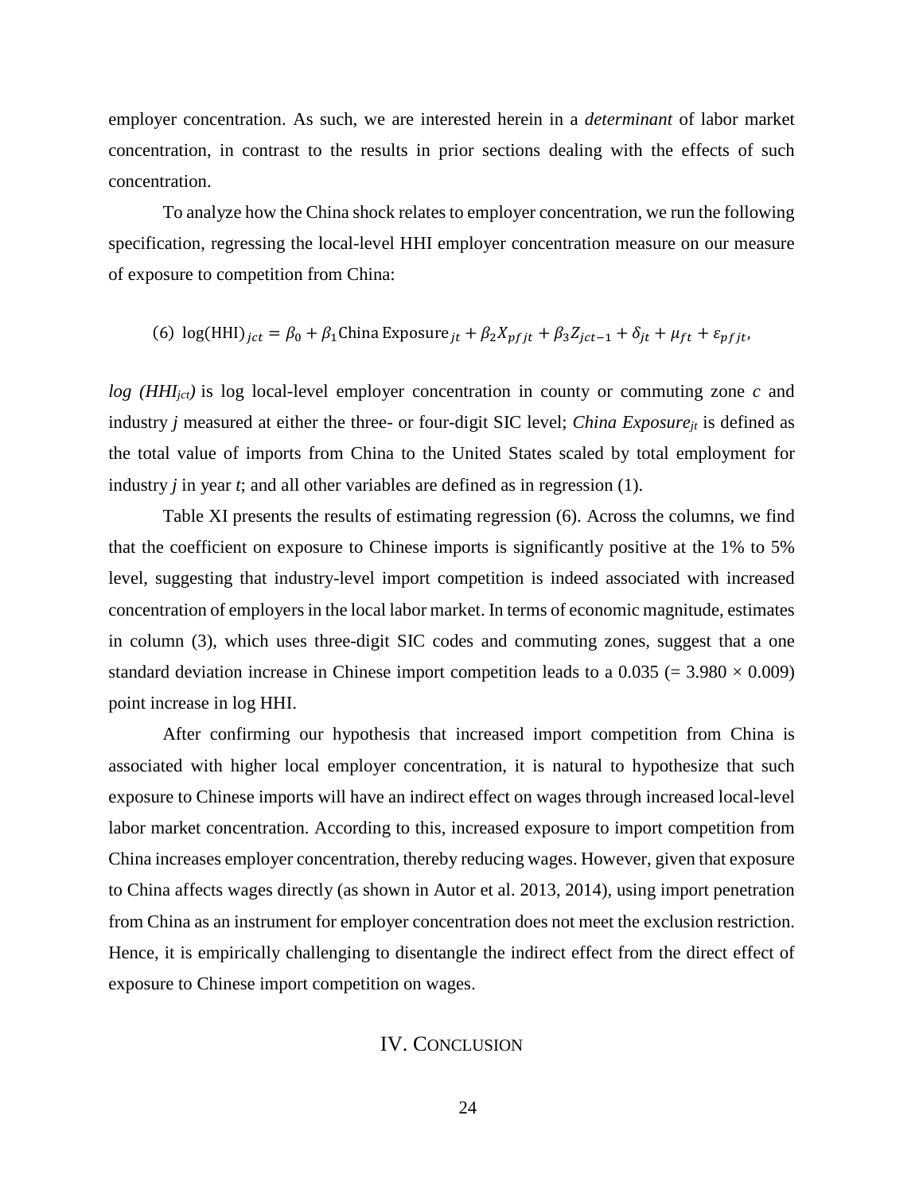employer concentration. As such, we are interested herein in a *determinant* of labor market concentration, in contrast to the results in prior sections dealing with the effects of such concentration.

To analyze how the China shock relates to employer concentration, we run the following specification, regressing the local-level HHI employer concentration measure on our measure of exposure to competition from China:

$$(6)\ \log(\text{HHI})_{jct} = \beta_0 + \beta_1 \text{China Exposure}_{jt} + \beta_2 X_{pfjt} + \beta_3 Z_{jct-1} + \delta_{jt} + \mu_{ft} + \varepsilon_{pfjt},$$

*log* $(HHI_{jct})$ is log local-level employer concentration in county or commuting zone $c$ and industry $j$ measured at either the three- or four-digit SIC level; *China Exposure*$_{jt}$ is defined as the total value of imports from China to the United States scaled by total employment for industry $j$ in year $t$; and all other variables are defined as in regression (1).

Table XI presents the results of estimating regression (6). Across the columns, we find that the coefficient on exposure to Chinese imports is significantly positive at the 1% to 5% level, suggesting that industry-level import competition is indeed associated with increased concentration of employers in the local labor market. In terms of economic magnitude, estimates in column (3), which uses three-digit SIC codes and commuting zones, suggest that a one standard deviation increase in Chinese import competition leads to a 0.035 (= 3.980 × 0.009) point increase in log HHI.

After confirming our hypothesis that increased import competition from China is associated with higher local employer concentration, it is natural to hypothesize that such exposure to Chinese imports will have an indirect effect on wages through increased local-level labor market concentration. According to this, increased exposure to import competition from China increases employer concentration, thereby reducing wages. However, given that exposure to China affects wages directly (as shown in Autor et al. 2013, 2014), using import penetration from China as an instrument for employer concentration does not meet the exclusion restriction. Hence, it is empirically challenging to disentangle the indirect effect from the direct effect of exposure to Chinese import competition on wages.

## IV. Conclusion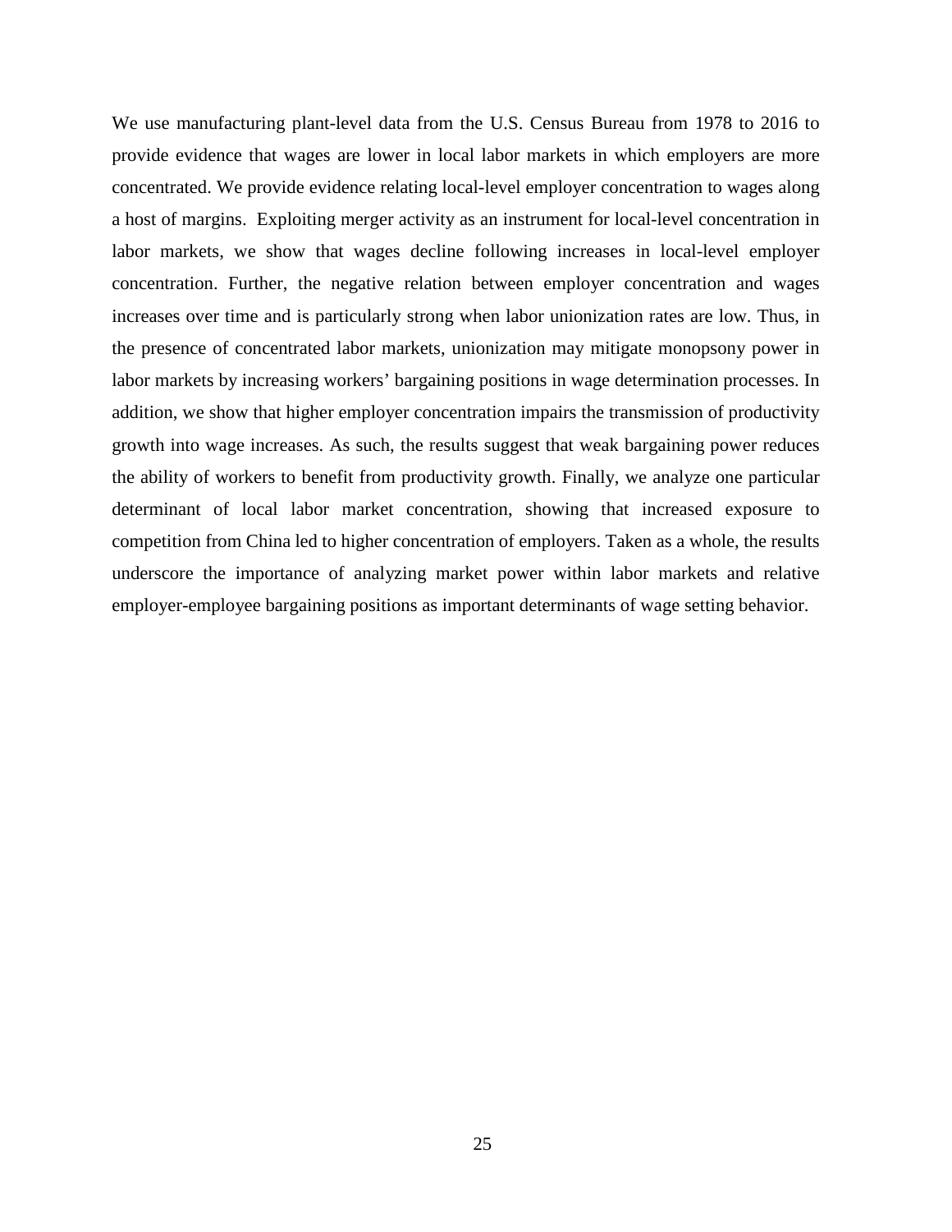We use manufacturing plant-level data from the U.S. Census Bureau from 1978 to 2016 to provide evidence that wages are lower in local labor markets in which employers are more concentrated. We provide evidence relating local-level employer concentration to wages along a host of margins. Exploiting merger activity as an instrument for local-level concentration in labor markets, we show that wages decline following increases in local-level employer concentration. Further, the negative relation between employer concentration and wages increases over time and is particularly strong when labor unionization rates are low. Thus, in the presence of concentrated labor markets, unionization may mitigate monopsony power in labor markets by increasing workers' bargaining positions in wage determination processes. In addition, we show that higher employer concentration impairs the transmission of productivity growth into wage increases. As such, the results suggest that weak bargaining power reduces the ability of workers to benefit from productivity growth. Finally, we analyze one particular determinant of local labor market concentration, showing that increased exposure to competition from China led to higher concentration of employers. Taken as a whole, the results underscore the importance of analyzing market power within labor markets and relative employer-employee bargaining positions as important determinants of wage setting behavior.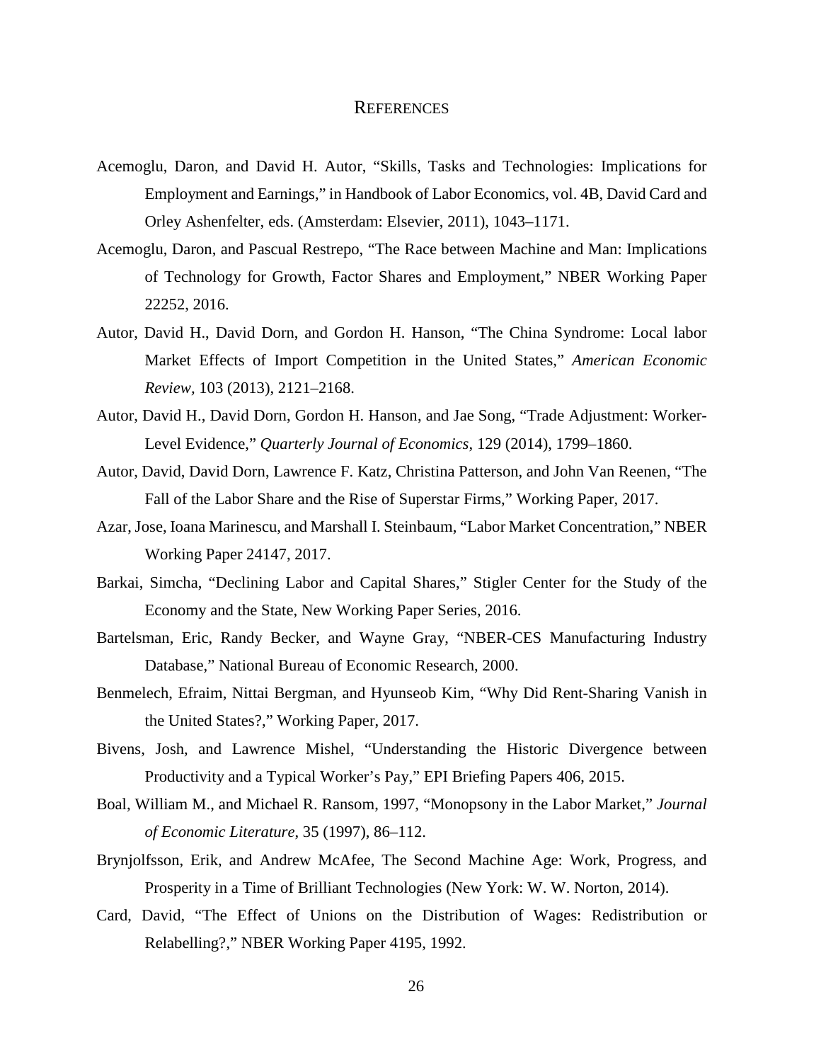## REFERENCES

Acemoglu, Daron, and David H. Autor, "Skills, Tasks and Technologies: Implications for Employment and Earnings," in Handbook of Labor Economics, vol. 4B, David Card and Orley Ashenfelter, eds. (Amsterdam: Elsevier, 2011), 1043–1171.

Acemoglu, Daron, and Pascual Restrepo, "The Race between Machine and Man: Implications of Technology for Growth, Factor Shares and Employment," NBER Working Paper 22252, 2016.

Autor, David H., David Dorn, and Gordon H. Hanson, "The China Syndrome: Local labor Market Effects of Import Competition in the United States," *American Economic Review,* 103 (2013), 2121–2168.

Autor, David H., David Dorn, Gordon H. Hanson, and Jae Song, "Trade Adjustment: Worker-Level Evidence," *Quarterly Journal of Economics*, 129 (2014), 1799–1860.

Autor, David, David Dorn, Lawrence F. Katz, Christina Patterson, and John Van Reenen, "The Fall of the Labor Share and the Rise of Superstar Firms," Working Paper, 2017.

Azar, Jose, Ioana Marinescu, and Marshall I. Steinbaum, "Labor Market Concentration," NBER Working Paper 24147, 2017.

Barkai, Simcha, "Declining Labor and Capital Shares," Stigler Center for the Study of the Economy and the State, New Working Paper Series, 2016.

Bartelsman, Eric, Randy Becker, and Wayne Gray, "NBER-CES Manufacturing Industry Database," National Bureau of Economic Research, 2000.

Benmelech, Efraim, Nittai Bergman, and Hyunseob Kim, "Why Did Rent-Sharing Vanish in the United States?," Working Paper, 2017.

Bivens, Josh, and Lawrence Mishel, "Understanding the Historic Divergence between Productivity and a Typical Worker's Pay," EPI Briefing Papers 406, 2015.

Boal, William M., and Michael R. Ransom, 1997, "Monopsony in the Labor Market," *Journal of Economic Literature*, 35 (1997), 86–112.

Brynjolfsson, Erik, and Andrew McAfee, The Second Machine Age: Work, Progress, and Prosperity in a Time of Brilliant Technologies (New York: W. W. Norton, 2014).

Card, David, "The Effect of Unions on the Distribution of Wages: Redistribution or Relabelling?," NBER Working Paper 4195, 1992.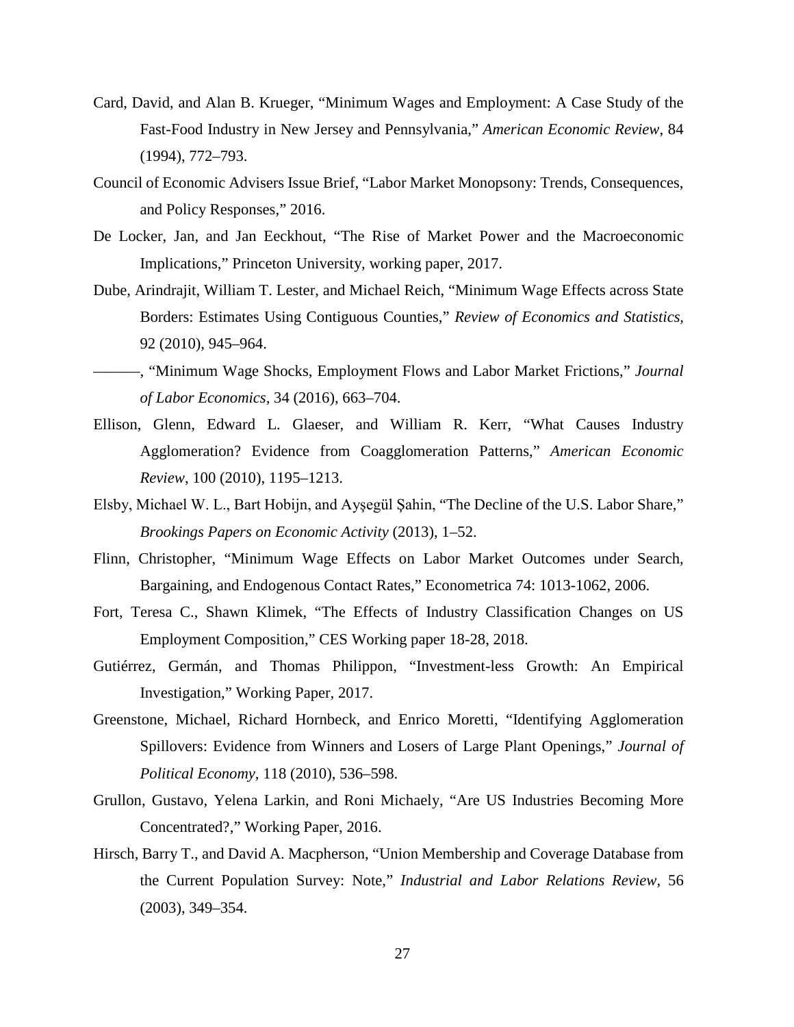Card, David, and Alan B. Krueger, "Minimum Wages and Employment: A Case Study of the Fast-Food Industry in New Jersey and Pennsylvania," *American Economic Review*, 84 (1994), 772–793.

Council of Economic Advisers Issue Brief, "Labor Market Monopsony: Trends, Consequences, and Policy Responses," 2016.

De Locker, Jan, and Jan Eeckhout, "The Rise of Market Power and the Macroeconomic Implications," Princeton University, working paper, 2017.

Dube, Arindrajit, William T. Lester, and Michael Reich, "Minimum Wage Effects across State Borders: Estimates Using Contiguous Counties," *Review of Economics and Statistics*, 92 (2010), 945–964.

———, "Minimum Wage Shocks, Employment Flows and Labor Market Frictions," *Journal of Labor Economics*, 34 (2016), 663–704.

Ellison, Glenn, Edward L. Glaeser, and William R. Kerr, "What Causes Industry Agglomeration? Evidence from Coagglomeration Patterns," *American Economic Review*, 100 (2010), 1195–1213.

Elsby, Michael W. L., Bart Hobijn, and Ayşegül Şahin, "The Decline of the U.S. Labor Share," *Brookings Papers on Economic Activity* (2013), 1–52.

Flinn, Christopher, "Minimum Wage Effects on Labor Market Outcomes under Search, Bargaining, and Endogenous Contact Rates," Econometrica 74: 1013-1062, 2006.

Fort, Teresa C., Shawn Klimek, "The Effects of Industry Classification Changes on US Employment Composition," CES Working paper 18-28, 2018.

Gutiérrez, Germán, and Thomas Philippon, "Investment-less Growth: An Empirical Investigation," Working Paper, 2017.

Greenstone, Michael, Richard Hornbeck, and Enrico Moretti, "Identifying Agglomeration Spillovers: Evidence from Winners and Losers of Large Plant Openings," *Journal of Political Economy*, 118 (2010), 536–598.

Grullon, Gustavo, Yelena Larkin, and Roni Michaely, "Are US Industries Becoming More Concentrated?," Working Paper, 2016.

Hirsch, Barry T., and David A. Macpherson, "Union Membership and Coverage Database from the Current Population Survey: Note," *Industrial and Labor Relations Review*, 56 (2003), 349–354.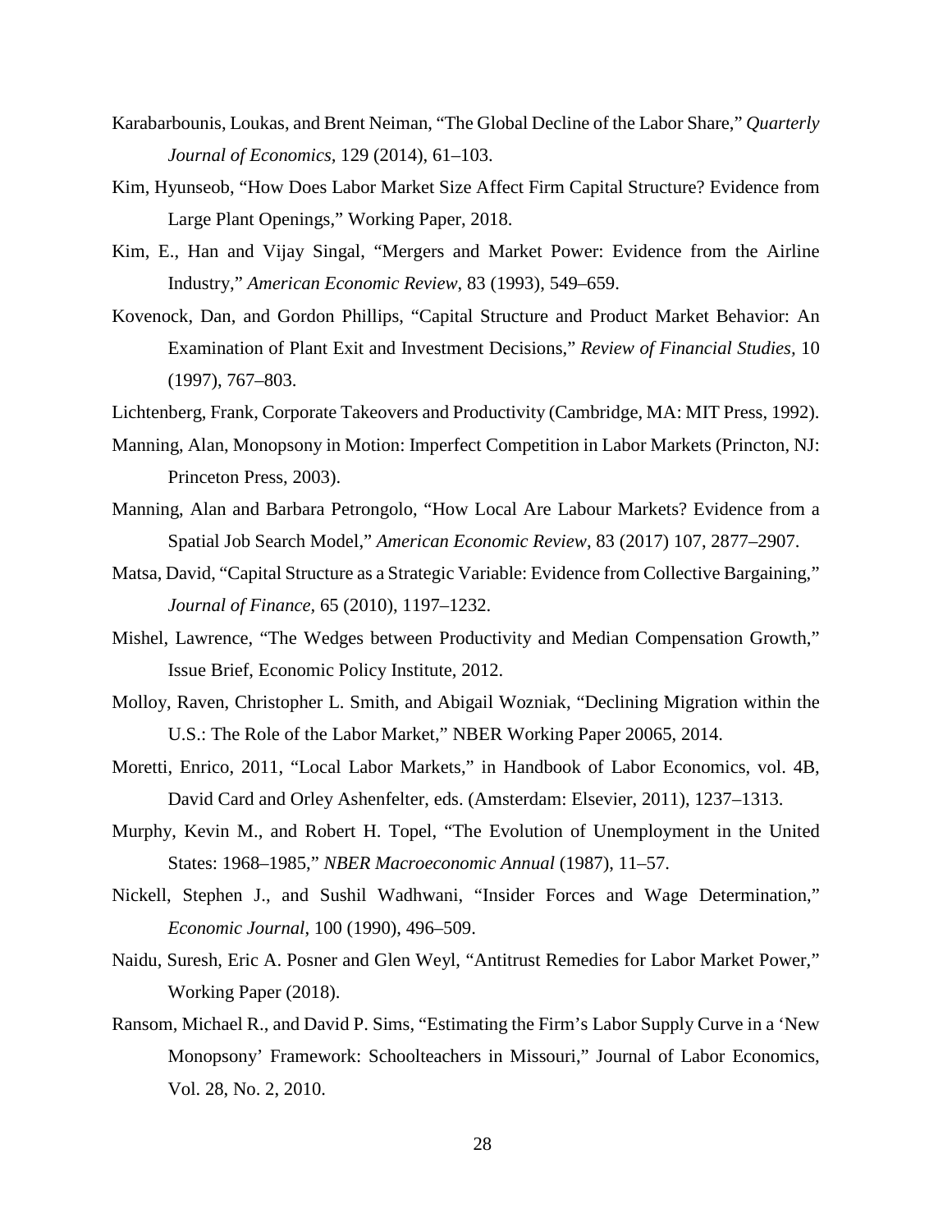Karabarbounis, Loukas, and Brent Neiman, "The Global Decline of the Labor Share," *Quarterly Journal of Economics,* 129 (2014), 61–103.

Kim, Hyunseob, "How Does Labor Market Size Affect Firm Capital Structure? Evidence from Large Plant Openings," Working Paper, 2018.

Kim, E., Han and Vijay Singal, "Mergers and Market Power: Evidence from the Airline Industry," *American Economic Review*, 83 (1993), 549–659.

Kovenock, Dan, and Gordon Phillips, "Capital Structure and Product Market Behavior: An Examination of Plant Exit and Investment Decisions," *Review of Financial Studies,* 10 (1997), 767–803.

Lichtenberg, Frank, Corporate Takeovers and Productivity (Cambridge, MA: MIT Press, 1992).

Manning, Alan, Monopsony in Motion: Imperfect Competition in Labor Markets (Princton, NJ: Princeton Press, 2003).

Manning, Alan and Barbara Petrongolo, "How Local Are Labour Markets? Evidence from a Spatial Job Search Model," *American Economic Review*, 83 (2017) 107, 2877–2907.

Matsa, David, "Capital Structure as a Strategic Variable: Evidence from Collective Bargaining," *Journal of Finance,* 65 (2010), 1197–1232.

Mishel, Lawrence, "The Wedges between Productivity and Median Compensation Growth," Issue Brief, Economic Policy Institute, 2012.

Molloy, Raven, Christopher L. Smith, and Abigail Wozniak, "Declining Migration within the U.S.: The Role of the Labor Market," NBER Working Paper 20065, 2014.

Moretti, Enrico, 2011, "Local Labor Markets," in Handbook of Labor Economics, vol. 4B, David Card and Orley Ashenfelter, eds. (Amsterdam: Elsevier, 2011), 1237–1313.

Murphy, Kevin M., and Robert H. Topel, "The Evolution of Unemployment in the United States: 1968–1985," *NBER Macroeconomic Annual* (1987), 11–57.

Nickell, Stephen J., and Sushil Wadhwani, "Insider Forces and Wage Determination," *Economic Journal*, 100 (1990), 496–509.

Naidu, Suresh, Eric A. Posner and Glen Weyl, "Antitrust Remedies for Labor Market Power," Working Paper (2018).

Ransom, Michael R., and David P. Sims, "Estimating the Firm's Labor Supply Curve in a 'New Monopsony' Framework: Schoolteachers in Missouri," Journal of Labor Economics, Vol. 28, No. 2, 2010.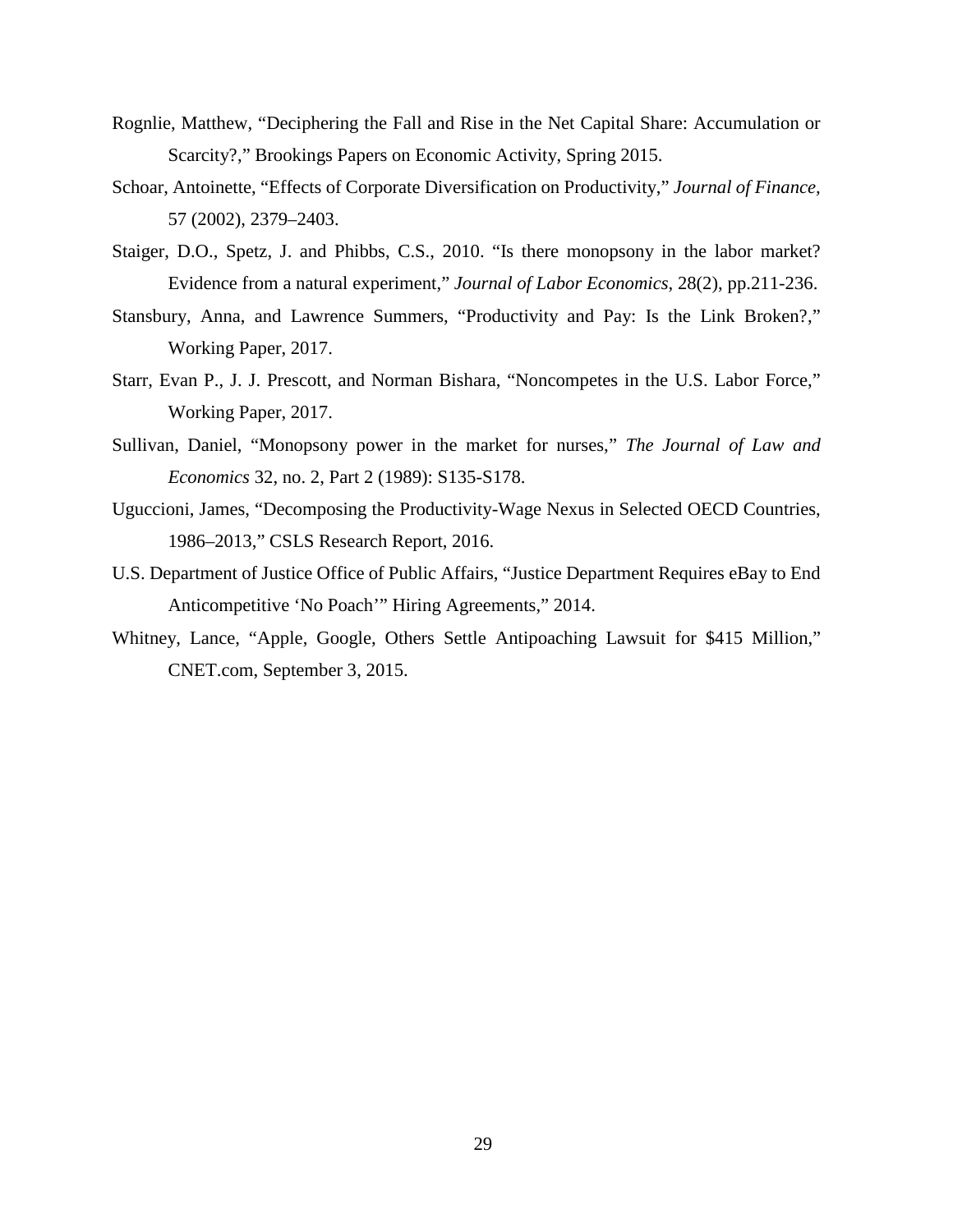Rognlie, Matthew, "Deciphering the Fall and Rise in the Net Capital Share: Accumulation or Scarcity?," Brookings Papers on Economic Activity, Spring 2015.

Schoar, Antoinette, "Effects of Corporate Diversification on Productivity," *Journal of Finance*, 57 (2002), 2379–2403.

Staiger, D.O., Spetz, J. and Phibbs, C.S., 2010. "Is there monopsony in the labor market? Evidence from a natural experiment," *Journal of Labor Economics*, 28(2), pp.211-236.

Stansbury, Anna, and Lawrence Summers, "Productivity and Pay: Is the Link Broken?," Working Paper, 2017.

Starr, Evan P., J. J. Prescott, and Norman Bishara, "Noncompetes in the U.S. Labor Force," Working Paper, 2017.

Sullivan, Daniel, "Monopsony power in the market for nurses," *The Journal of Law and Economics* 32, no. 2, Part 2 (1989): S135-S178.

Uguccioni, James, "Decomposing the Productivity-Wage Nexus in Selected OECD Countries, 1986–2013," CSLS Research Report, 2016.

U.S. Department of Justice Office of Public Affairs, "Justice Department Requires eBay to End Anticompetitive 'No Poach'" Hiring Agreements," 2014.

Whitney, Lance, "Apple, Google, Others Settle Antipoaching Lawsuit for $415 Million," CNET.com, September 3, 2015.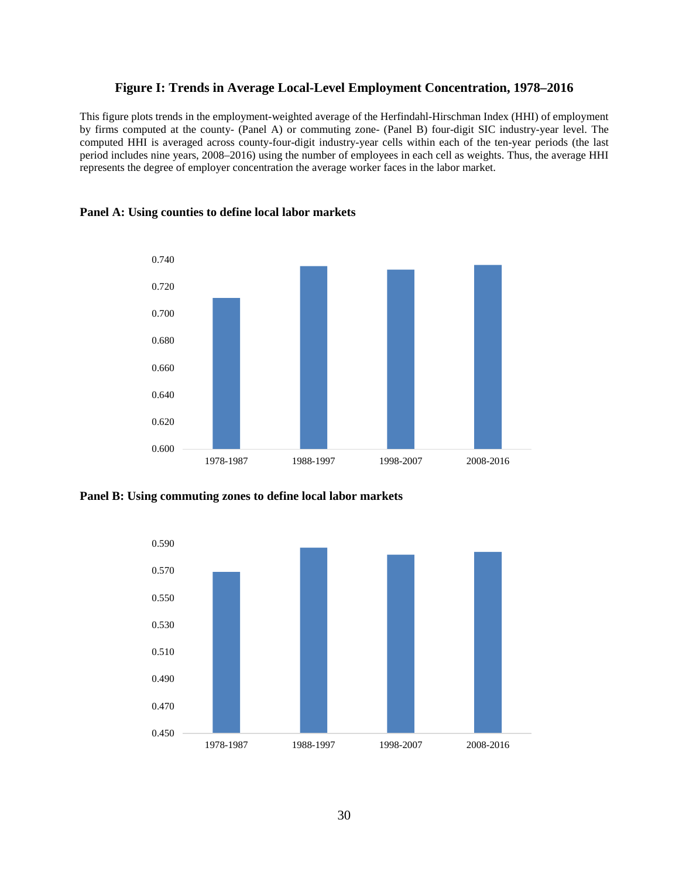### Figure I: Trends in Average Local-Level Employment Concentration, 1978–2016

This figure plots trends in the employment-weighted average of the Herfindahl-Hirschman Index (HHI) of employment by firms computed at the county- (Panel A) or commuting zone- (Panel B) four-digit SIC industry-year level. The computed HHI is averaged across county-four-digit industry-year cells within each of the ten-year periods (the last period includes nine years, 2008–2016) using the number of employees in each cell as weights. Thus, the average HHI represents the degree of employer concentration the average worker faces in the labor market.

**Panel A: Using counties to define local labor markets**

**Panel B: Using commuting zones to define local labor markets**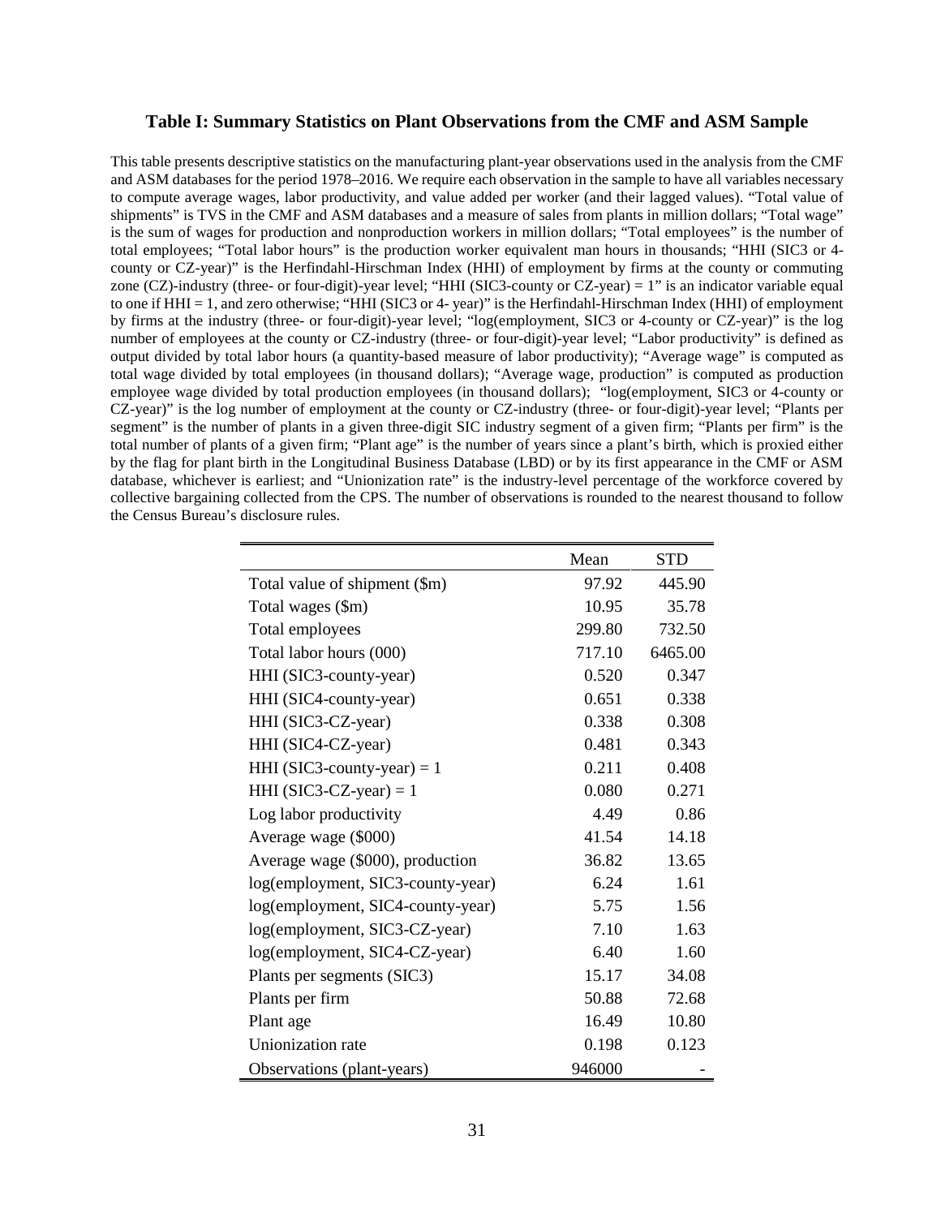### Table I: Summary Statistics on Plant Observations from the CMF and ASM Sample

This table presents descriptive statistics on the manufacturing plant-year observations used in the analysis from the CMF and ASM databases for the period 1978–2016. We require each observation in the sample to have all variables necessary to compute average wages, labor productivity, and value added per worker (and their lagged values). "Total value of shipments" is TVS in the CMF and ASM databases and a measure of sales from plants in million dollars; "Total wage" is the sum of wages for production and nonproduction workers in million dollars; "Total employees" is the number of total employees; "Total labor hours" is the production worker equivalent man hours in thousands; "HHI (SIC3 or 4-county or CZ-year)" is the Herfindahl-Hirschman Index (HHI) of employment by firms at the county or commuting zone (CZ)-industry (three- or four-digit)-year level; "HHI (SIC3-county or CZ-year) = 1" is an indicator variable equal to one if HHI = 1, and zero otherwise; "HHI (SIC3 or 4- year)" is the Herfindahl-Hirschman Index (HHI) of employment by firms at the industry (three- or four-digit)-year level; "log(employment, SIC3 or 4-county or CZ-year)" is the log number of employees at the county or CZ-industry (three- or four-digit)-year level; "Labor productivity" is defined as output divided by total labor hours (a quantity-based measure of labor productivity); "Average wage" is computed as total wage divided by total employees (in thousand dollars); "Average wage, production" is computed as production employee wage divided by total production employees (in thousand dollars); "log(employment, SIC3 or 4-county or CZ-year)" is the log number of employment at the county or CZ-industry (three- or four-digit)-year level; "Plants per segment" is the number of plants in a given three-digit SIC industry segment of a given firm; "Plants per firm" is the total number of plants of a given firm; "Plant age" is the number of years since a plant's birth, which is proxied either by the flag for plant birth in the Longitudinal Business Database (LBD) or by its first appearance in the CMF or ASM database, whichever is earliest; and "Unionization rate" is the industry-level percentage of the workforce covered by collective bargaining collected from the CPS. The number of observations is rounded to the nearest thousand to follow the Census Bureau's disclosure rules.

| | Mean | STD |
|---|---|---|
| Total value of shipment ($m) | 97.92 | 445.90 |
| Total wages ($m) | 10.95 | 35.78 |
| Total employees | 299.80 | 732.50 |
| Total labor hours (000) | 717.10 | 6465.00 |
| HHI (SIC3-county-year) | 0.520 | 0.347 |
| HHI (SIC4-county-year) | 0.651 | 0.338 |
| HHI (SIC3-CZ-year) | 0.338 | 0.308 |
| HHI (SIC4-CZ-year) | 0.481 | 0.343 |
| HHI (SIC3-county-year) = 1 | 0.211 | 0.408 |
| HHI (SIC3-CZ-year) = 1 | 0.080 | 0.271 |
| Log labor productivity | 4.49 | 0.86 |
| Average wage ($000) | 41.54 | 14.18 |
| Average wage ($000), production | 36.82 | 13.65 |
| log(employment, SIC3-county-year) | 6.24 | 1.61 |
| log(employment, SIC4-county-year) | 5.75 | 1.56 |
| log(employment, SIC3-CZ-year) | 7.10 | 1.63 |
| log(employment, SIC4-CZ-year) | 6.40 | 1.60 |
| Plants per segments (SIC3) | 15.17 | 34.08 |
| Plants per firm | 50.88 | 72.68 |
| Plant age | 16.49 | 10.80 |
| Unionization rate | 0.198 | 0.123 |
| Observations (plant-years) | 946000 | - |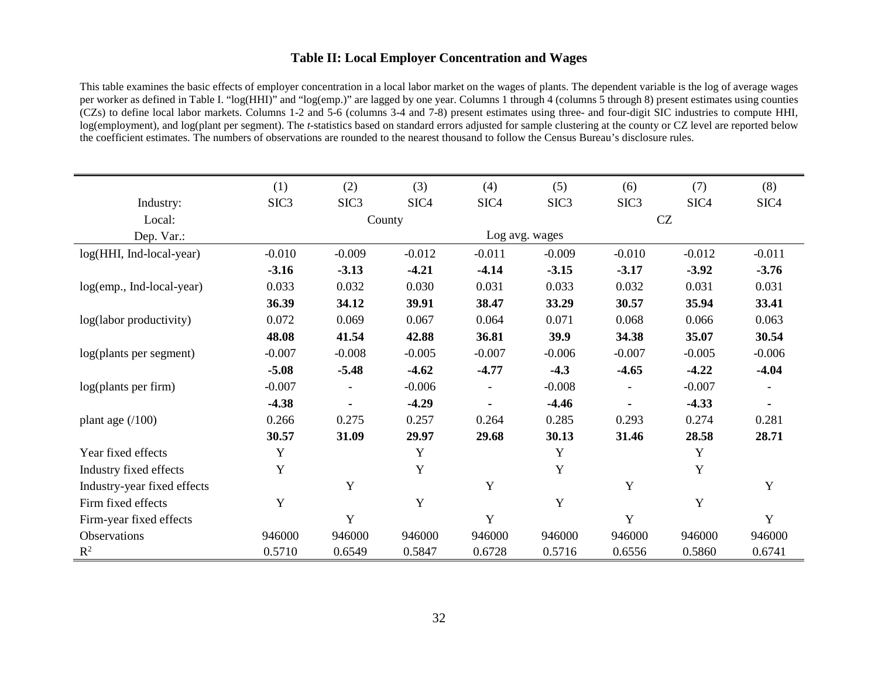### Table II: Local Employer Concentration and Wages

This table examines the basic effects of employer concentration in a local labor market on the wages of plants. The dependent variable is the log of average wages per worker as defined in Table I. "log(HHI)" and "log(emp.)" are lagged by one year. Columns 1 through 4 (columns 5 through 8) present estimates using counties (CZs) to define local labor markets. Columns 1-2 and 5-6 (columns 3-4 and 7-8) present estimates using three- and four-digit SIC industries to compute HHI, log(employment), and log(plant per segment). The *t*-statistics based on standard errors adjusted for sample clustering at the county or CZ level are reported below the coefficient estimates. The numbers of observations are rounded to the nearest thousand to follow the Census Bureau's disclosure rules.

| | (1) | (2) | (3) | (4) | (5) | (6) | (7) | (8) |
|---|---|---|---|---|---|---|---|---|
| Industry: | SIC3 | SIC3 | SIC4 | SIC4 | SIC3 | SIC3 | SIC4 | SIC4 |
| Local: | County | | | | CZ | | | |
| Dep. Var.: | Log avg. wages | | | | | | | |
| log(HHI, Ind-local-year) | -0.010 | -0.009 | -0.012 | -0.011 | -0.009 | -0.010 | -0.012 | -0.011 |
| | **-3.16** | **-3.13** | **-4.21** | **-4.14** | **-3.15** | **-3.17** | **-3.92** | **-3.76** |
| log(emp., Ind-local-year) | 0.033 | 0.032 | 0.030 | 0.031 | 0.033 | 0.032 | 0.031 | 0.031 |
| | **36.39** | **34.12** | **39.91** | **38.47** | **33.29** | **30.57** | **35.94** | **33.41** |
| log(labor productivity) | 0.072 | 0.069 | 0.067 | 0.064 | 0.071 | 0.068 | 0.066 | 0.063 |
| | **48.08** | **41.54** | **42.88** | **36.81** | **39.9** | **34.38** | **35.07** | **30.54** |
| log(plants per segment) | -0.007 | -0.008 | -0.005 | -0.007 | -0.006 | -0.007 | -0.005 | -0.006 |
| | **-5.08** | **-5.48** | **-4.62** | **-4.77** | **-4.3** | **-4.65** | **-4.22** | **-4.04** |
| log(plants per firm) | -0.007 | - | -0.006 | - | -0.008 | - | -0.007 | - |
| | **-4.38** | **-** | **-4.29** | **-** | **-4.46** | **-** | **-4.33** | **-** |
| plant age (/100) | 0.266 | 0.275 | 0.257 | 0.264 | 0.285 | 0.293 | 0.274 | 0.281 |
| | **30.57** | **31.09** | **29.97** | **29.68** | **30.13** | **31.46** | **28.58** | **28.71** |
| Year fixed effects | Y | | Y | | Y | | Y | |
| Industry fixed effects | Y | | Y | | Y | | Y | |
| Industry-year fixed effects | | Y | | Y | | Y | | Y |
| Firm fixed effects | Y | | Y | | Y | | Y | |
| Firm-year fixed effects | | Y | | Y | | Y | | Y |
| Observations | 946000 | 946000 | 946000 | 946000 | 946000 | 946000 | 946000 | 946000 |
| $R^2$ | 0.5710 | 0.6549 | 0.5847 | 0.6728 | 0.5716 | 0.6556 | 0.5860 | 0.6741 |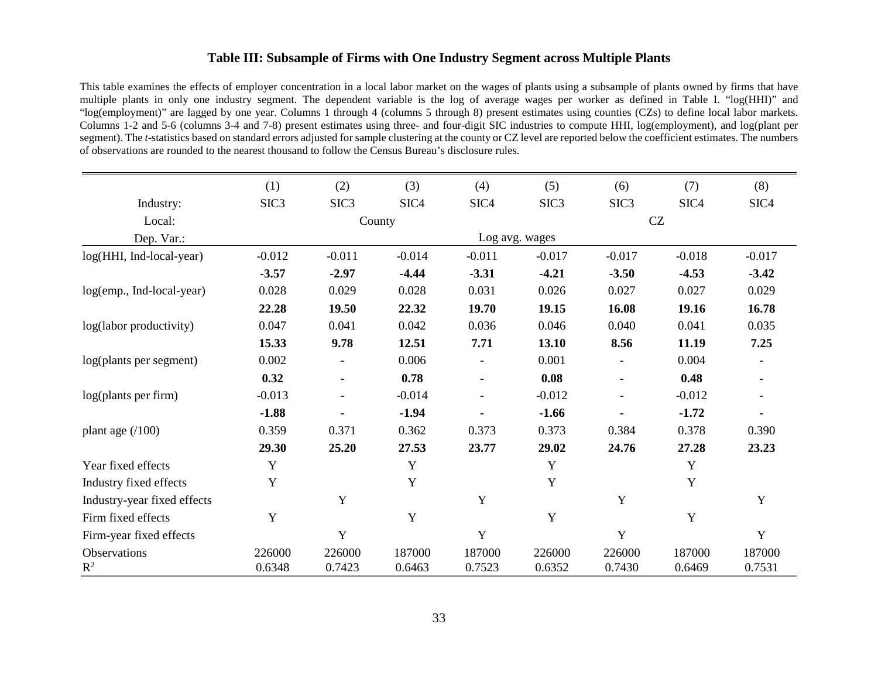# Table III: Subsample of Firms with One Industry Segment across Multiple Plants

This table examines the effects of employer concentration in a local labor market on the wages of plants using a subsample of plants owned by firms that have multiple plants in only one industry segment. The dependent variable is the log of average wages per worker as defined in Table I. "log(HHI)" and "log(employment)" are lagged by one year. Columns 1 through 4 (columns 5 through 8) present estimates using counties (CZs) to define local labor markets. Columns 1-2 and 5-6 (columns 3-4 and 7-8) present estimates using three- and four-digit SIC industries to compute HHI, log(employment), and log(plant per segment). The *t*-statistics based on standard errors adjusted for sample clustering at the county or CZ level are reported below the coefficient estimates. The numbers of observations are rounded to the nearest thousand to follow the Census Bureau's disclosure rules.

| | (1) | (2) | (3) | (4) | (5) | (6) | (7) | (8) |
|---|---|---|---|---|---|---|---|---|
| Industry: | SIC3 | SIC3 | SIC4 | SIC4 | SIC3 | SIC3 | SIC4 | SIC4 |
| Local: | County | | | | CZ | | | |
| Dep. Var.: | Log avg. wages | | | | | | | |
| log(HHI, Ind-local-year) | -0.012 | -0.011 | -0.014 | -0.011 | -0.017 | -0.017 | -0.018 | -0.017 |
| | **-3.57** | **-2.97** | **-4.44** | **-3.31** | **-4.21** | **-3.50** | **-4.53** | **-3.42** |
| log(emp., Ind-local-year) | 0.028 | 0.029 | 0.028 | 0.031 | 0.026 | 0.027 | 0.027 | 0.029 |
| | **22.28** | **19.50** | **22.32** | **19.70** | **19.15** | **16.08** | **19.16** | **16.78** |
| log(labor productivity) | 0.047 | 0.041 | 0.042 | 0.036 | 0.046 | 0.040 | 0.041 | 0.035 |
| | **15.33** | **9.78** | **12.51** | **7.71** | **13.10** | **8.56** | **11.19** | **7.25** |
| log(plants per segment) | 0.002 | - | 0.006 | - | 0.001 | - | 0.004 | - |
| | **0.32** | **-** | **0.78** | **-** | **0.08** | **-** | **0.48** | **-** |
| log(plants per firm) | -0.013 | - | -0.014 | - | -0.012 | - | -0.012 | - |
| | **-1.88** | **-** | **-1.94** | **-** | **-1.66** | **-** | **-1.72** | **-** |
| plant age (/100) | 0.359 | 0.371 | 0.362 | 0.373 | 0.373 | 0.384 | 0.378 | 0.390 |
| | **29.30** | **25.20** | **27.53** | **23.77** | **29.02** | **24.76** | **27.28** | **23.23** |
| Year fixed effects | Y | | Y | | Y | | Y | |
| Industry fixed effects | Y | | Y | | Y | | Y | |
| Industry-year fixed effects | | Y | | Y | | Y | | Y |
| Firm fixed effects | Y | | Y | | Y | | Y | |
| Firm-year fixed effects | | Y | | Y | | Y | | Y |
| Observations | 226000 | 226000 | 187000 | 187000 | 226000 | 226000 | 187000 | 187000 |
| $R^2$ | 0.6348 | 0.7423 | 0.6463 | 0.7523 | 0.6352 | 0.7430 | 0.6469 | 0.7531 |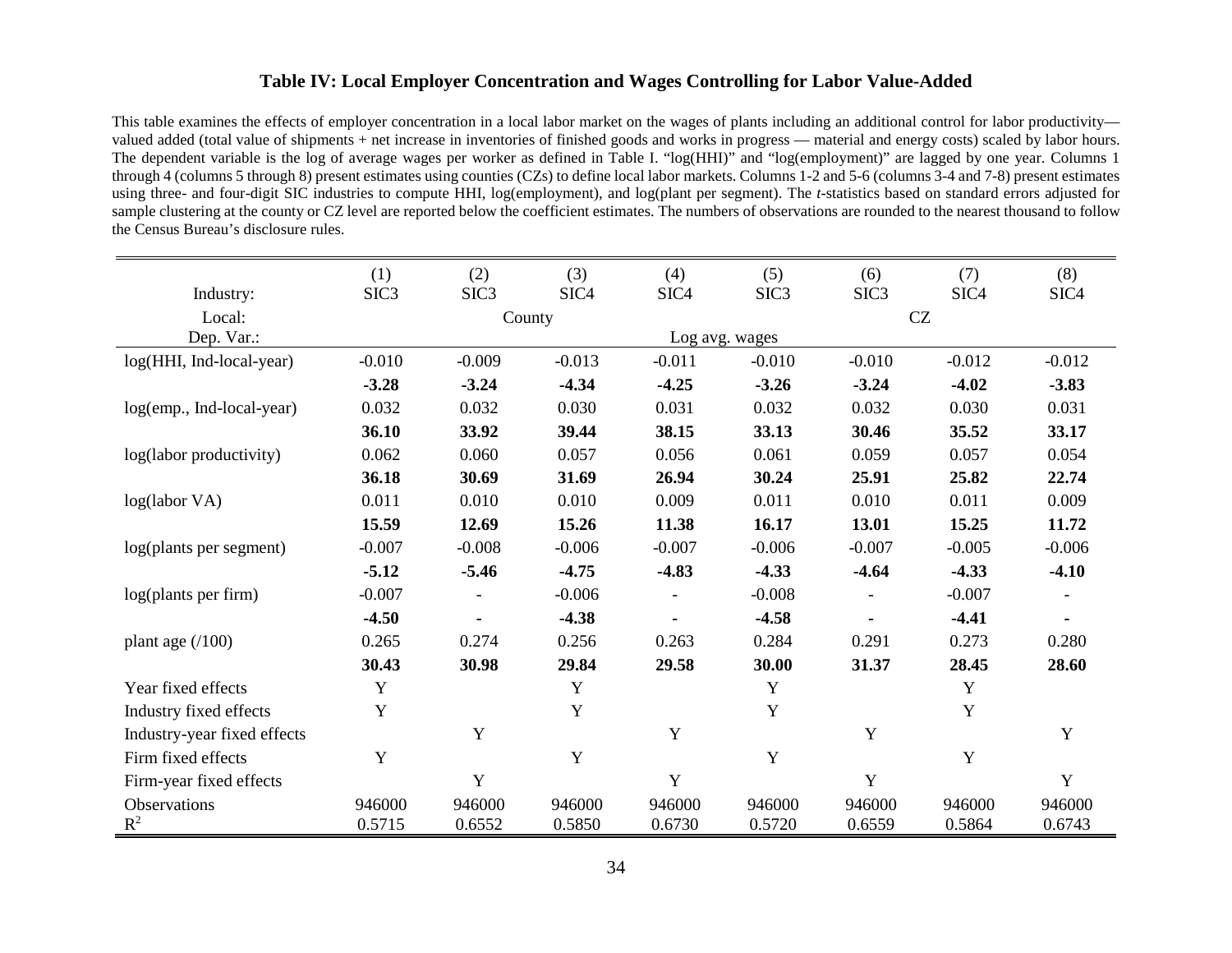# Table IV: Local Employer Concentration and Wages Controlling for Labor Value-Added

This table examines the effects of employer concentration in a local labor market on the wages of plants including an additional control for labor productivity—valued added (total value of shipments + net increase in inventories of finished goods and works in progress — material and energy costs) scaled by labor hours. The dependent variable is the log of average wages per worker as defined in Table I. "log(HHI)" and "log(employment)" are lagged by one year. Columns 1 through 4 (columns 5 through 8) present estimates using counties (CZs) to define local labor markets. Columns 1-2 and 5-6 (columns 3-4 and 7-8) present estimates using three- and four-digit SIC industries to compute HHI, log(employment), and log(plant per segment). The *t*-statistics based on standard errors adjusted for sample clustering at the county or CZ level are reported below the coefficient estimates. The numbers of observations are rounded to the nearest thousand to follow the Census Bureau's disclosure rules.

| | (1) | (2) | (3) | (4) | (5) | (6) | (7) | (8) |
|---|---|---|---|---|---|---|---|---|
| Industry: | SIC3 | SIC3 | SIC4 | SIC4 | SIC3 | SIC3 | SIC4 | SIC4 |
| Local: | County | | | | CZ | | | |
| Dep. Var.: | Log avg. wages | | | | | | | |
| log(HHI, Ind-local-year) | -0.010 | -0.009 | -0.013 | -0.011 | -0.010 | -0.010 | -0.012 | -0.012 |
| | **-3.28** | **-3.24** | **-4.34** | **-4.25** | **-3.26** | **-3.24** | **-4.02** | **-3.83** |
| log(emp., Ind-local-year) | 0.032 | 0.032 | 0.030 | 0.031 | 0.032 | 0.032 | 0.030 | 0.031 |
| | **36.10** | **33.92** | **39.44** | **38.15** | **33.13** | **30.46** | **35.52** | **33.17** |
| log(labor productivity) | 0.062 | 0.060 | 0.057 | 0.056 | 0.061 | 0.059 | 0.057 | 0.054 |
| | **36.18** | **30.69** | **31.69** | **26.94** | **30.24** | **25.91** | **25.82** | **22.74** |
| log(labor VA) | 0.011 | 0.010 | 0.010 | 0.009 | 0.011 | 0.010 | 0.011 | 0.009 |
| | **15.59** | **12.69** | **15.26** | **11.38** | **16.17** | **13.01** | **15.25** | **11.72** |
| log(plants per segment) | -0.007 | -0.008 | -0.006 | -0.007 | -0.006 | -0.007 | -0.005 | -0.006 |
| | **-5.12** | **-5.46** | **-4.75** | **-4.83** | **-4.33** | **-4.64** | **-4.33** | **-4.10** |
| log(plants per firm) | -0.007 | - | -0.006 | - | -0.008 | - | -0.007 | - |
| | **-4.50** | **-** | **-4.38** | **-** | **-4.58** | **-** | **-4.41** | **-** |
| plant age (/100) | 0.265 | 0.274 | 0.256 | 0.263 | 0.284 | 0.291 | 0.273 | 0.280 |
| | **30.43** | **30.98** | **29.84** | **29.58** | **30.00** | **31.37** | **28.45** | **28.60** |
| Year fixed effects | Y | | Y | | Y | | Y | |
| Industry fixed effects | Y | | Y | | Y | | Y | |
| Industry-year fixed effects | | Y | | Y | | Y | | Y |
| Firm fixed effects | Y | | Y | | Y | | Y | |
| Firm-year fixed effects | | Y | | Y | | Y | | Y |
| Observations | 946000 | 946000 | 946000 | 946000 | 946000 | 946000 | 946000 | 946000 |
| $R^2$ | 0.5715 | 0.6552 | 0.5850 | 0.6730 | 0.5720 | 0.6559 | 0.5864 | 0.6743 |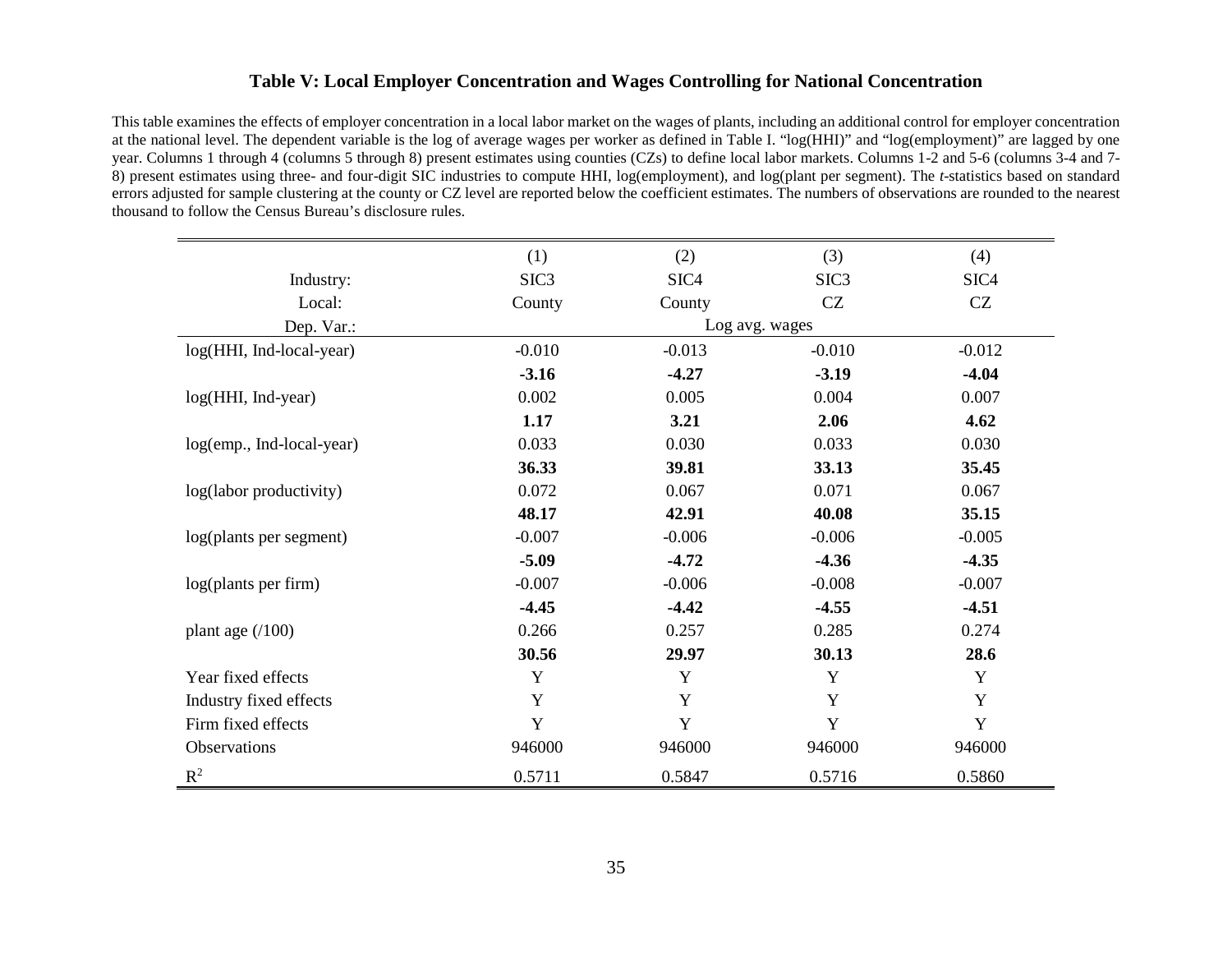# Table V: Local Employer Concentration and Wages Controlling for National Concentration

This table examines the effects of employer concentration in a local labor market on the wages of plants, including an additional control for employer concentration at the national level. The dependent variable is the log of average wages per worker as defined in Table I. "log(HHI)" and "log(employment)" are lagged by one year. Columns 1 through 4 (columns 5 through 8) present estimates using counties (CZs) to define local labor markets. Columns 1-2 and 5-6 (columns 3-4 and 7-8) present estimates using three- and four-digit SIC industries to compute HHI, log(employment), and log(plant per segment). The *t*-statistics based on standard errors adjusted for sample clustering at the county or CZ level are reported below the coefficient estimates. The numbers of observations are rounded to the nearest thousand to follow the Census Bureau's disclosure rules.

| | (1) | (2) | (3) | (4) |
|---|---|---|---|---|
| Industry: | SIC3 | SIC4 | SIC3 | SIC4 |
| Local: | County | County | CZ | CZ |
| Dep. Var.: | Log avg. wages | | | |
| log(HHI, Ind-local-year) | -0.010 | -0.013 | -0.010 | -0.012 |
| | **-3.16** | **-4.27** | **-3.19** | **-4.04** |
| log(HHI, Ind-year) | 0.002 | 0.005 | 0.004 | 0.007 |
| | **1.17** | **3.21** | **2.06** | **4.62** |
| log(emp., Ind-local-year) | 0.033 | 0.030 | 0.033 | 0.030 |
| | **36.33** | **39.81** | **33.13** | **35.45** |
| log(labor productivity) | 0.072 | 0.067 | 0.071 | 0.067 |
| | **48.17** | **42.91** | **40.08** | **35.15** |
| log(plants per segment) | -0.007 | -0.006 | -0.006 | -0.005 |
| | **-5.09** | **-4.72** | **-4.36** | **-4.35** |
| log(plants per firm) | -0.007 | -0.006 | -0.008 | -0.007 |
| | **-4.45** | **-4.42** | **-4.55** | **-4.51** |
| plant age (/100) | 0.266 | 0.257 | 0.285 | 0.274 |
| | **30.56** | **29.97** | **30.13** | **28.6** |
| Year fixed effects | Y | Y | Y | Y |
| Industry fixed effects | Y | Y | Y | Y |
| Firm fixed effects | Y | Y | Y | Y |
| Observations | 946000 | 946000 | 946000 | 946000 |
| $R^2$ | 0.5711 | 0.5847 | 0.5716 | 0.5860 |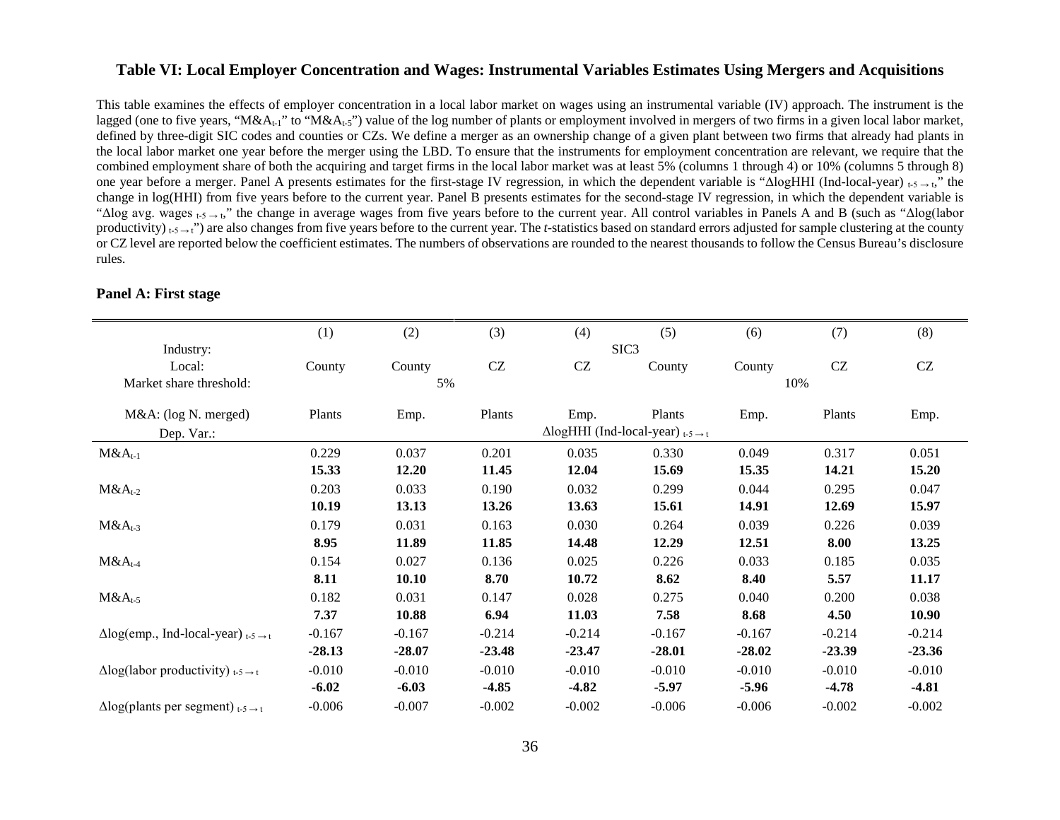**Table VI: Local Employer Concentration and Wages: Instrumental Variables Estimates Using Mergers and Acquisitions**

This table examines the effects of employer concentration in a local labor market on wages using an instrumental variable (IV) approach. The instrument is the lagged (one to five years, "$M\&A_{t-1}$" to "$M\&A_{t-5}$") value of the log number of plants or employment involved in mergers of two firms in a given local labor market, defined by three-digit SIC codes and counties or CZs. We define a merger as an ownership change of a given plant between two firms that already had plants in the local labor market one year before the merger using the LBD. To ensure that the instruments for employment concentration are relevant, we require that the combined employment share of both the acquiring and target firms in the local labor market was at least 5% (columns 1 through 4) or 10% (columns 5 through 8) one year before a merger. Panel A presents estimates for the first-stage IV regression, in which the dependent variable is "$\Delta$logHHI (Ind-local-year) $_{t-5 \rightarrow t}$," the change in log(HHI) from five years before to the current year. Panel B presents estimates for the second-stage IV regression, in which the dependent variable is "$\Delta$log avg. wages $_{t-5 \rightarrow t}$," the change in average wages from five years before to the current year. All control variables in Panels A and B (such as "$\Delta$log(labor productivity) $_{t-5 \rightarrow t}$") are also changes from five years before to the current year. The *t*-statistics based on standard errors adjusted for sample clustering at the county or CZ level are reported below the coefficient estimates. The numbers of observations are rounded to the nearest thousands to follow the Census Bureau's disclosure rules.

**Panel A: First stage**

| | (1) | (2) | (3) | (4) | (5) | (6) | (7) | (8) |
|---|---|---|---|---|---|---|---|---|
| Industry: | SIC3 | | | | | | | |
| Local: | County | County | CZ | CZ | County | County | CZ | CZ |
| Market share threshold: | 5% | | | | 10% | | | |
| M&A: (log N. merged) | Plants | Emp. | Plants | Emp. | Plants | Emp. | Plants | Emp. |
| Dep. Var.: | $\Delta$logHHI (Ind-local-year) $_{t-5 \rightarrow t}$ | | | | | | | |
| $M\&A_{t-1}$ | 0.229 | 0.037 | 0.201 | 0.035 | 0.330 | 0.049 | 0.317 | 0.051 |
| | **15.33** | **12.20** | **11.45** | **12.04** | **15.69** | **15.35** | **14.21** | **15.20** |
| $M\&A_{t-2}$ | 0.203 | 0.033 | 0.190 | 0.032 | 0.299 | 0.044 | 0.295 | 0.047 |
| | **10.19** | **13.13** | **13.26** | **13.63** | **15.61** | **14.91** | **12.69** | **15.97** |
| $M\&A_{t-3}$ | 0.179 | 0.031 | 0.163 | 0.030 | 0.264 | 0.039 | 0.226 | 0.039 |
| | **8.95** | **11.89** | **11.85** | **14.48** | **12.29** | **12.51** | **8.00** | **13.25** |
| $M\&A_{t-4}$ | 0.154 | 0.027 | 0.136 | 0.025 | 0.226 | 0.033 | 0.185 | 0.035 |
| | **8.11** | **10.10** | **8.70** | **10.72** | **8.62** | **8.40** | **5.57** | **11.17** |
| $M\&A_{t-5}$ | 0.182 | 0.031 | 0.147 | 0.028 | 0.275 | 0.040 | 0.200 | 0.038 |
| | **7.37** | **10.88** | **6.94** | **11.03** | **7.58** | **8.68** | **4.50** | **10.90** |
| $\Delta$log(emp., Ind-local-year) $_{t-5 \rightarrow t}$ | -0.167 | -0.167 | -0.214 | -0.214 | -0.167 | -0.167 | -0.214 | -0.214 |
| | **-28.13** | **-28.07** | **-23.48** | **-23.47** | **-28.01** | **-28.02** | **-23.39** | **-23.36** |
| $\Delta$log(labor productivity) $_{t-5 \rightarrow t}$ | -0.010 | -0.010 | -0.010 | -0.010 | -0.010 | -0.010 | -0.010 | -0.010 |
| | **-6.02** | **-6.03** | **-4.85** | **-4.82** | **-5.97** | **-5.96** | **-4.78** | **-4.81** |
| $\Delta$log(plants per segment) $_{t-5 \rightarrow t}$ | -0.006 | -0.007 | -0.002 | -0.002 | -0.006 | -0.006 | -0.002 | -0.002 |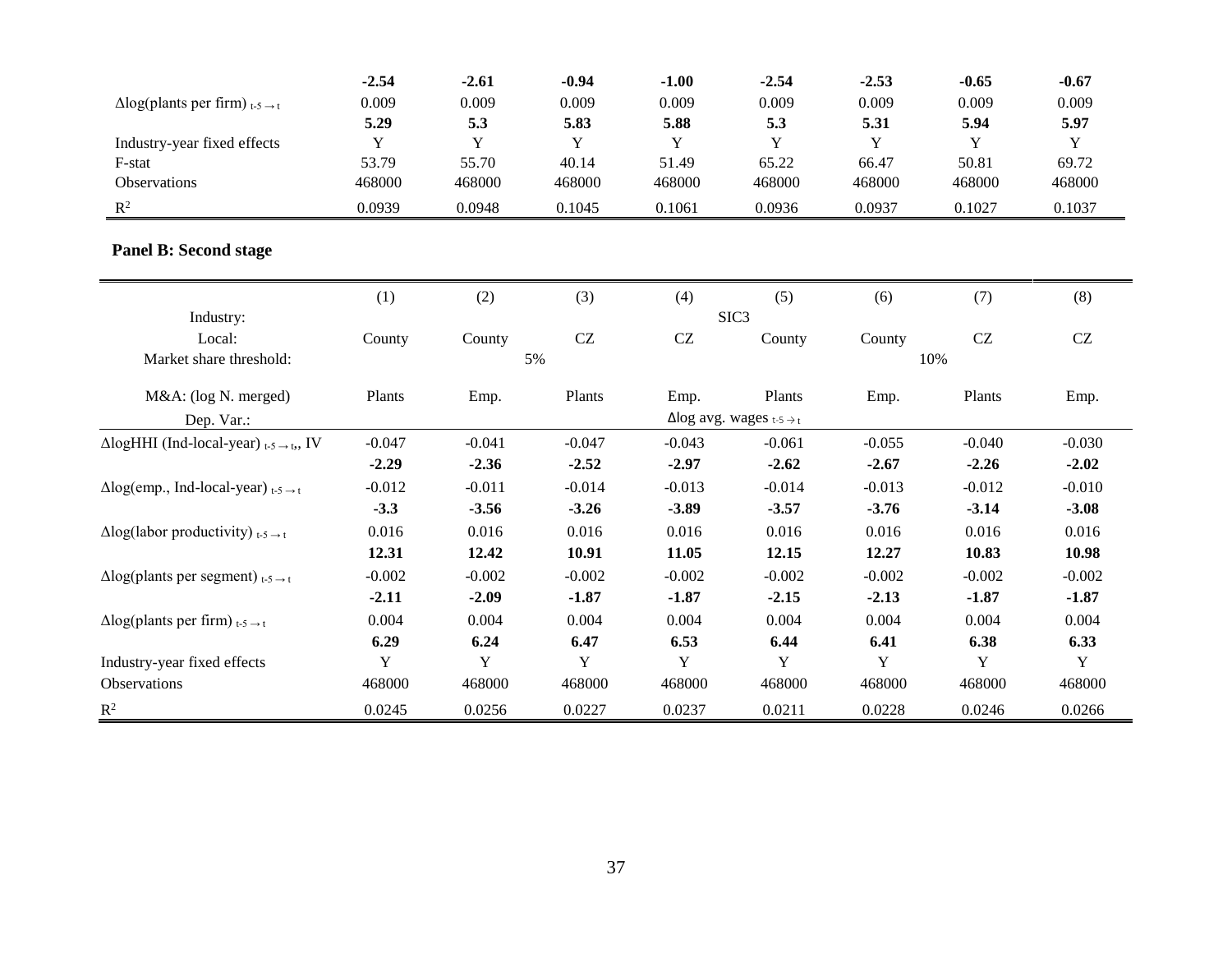|  | **-2.54** | **-2.61** | **-0.94** | **-1.00** | **-2.54** | **-2.53** | **-0.65** | **-0.67** |
|---|---|---|---|---|---|---|---|---|
| Δlog(plants per firm) $_{t-5 \rightarrow t}$ | 0.009 | 0.009 | 0.009 | 0.009 | 0.009 | 0.009 | 0.009 | 0.009 |
|  | **5.29** | **5.3** | **5.83** | **5.88** | **5.3** | **5.31** | **5.94** | **5.97** |
| Industry-year fixed effects | Y | Y | Y | Y | Y | Y | Y | Y |
| F-stat | 53.79 | 55.70 | 40.14 | 51.49 | 65.22 | 66.47 | 50.81 | 69.72 |
| Observations | 468000 | 468000 | 468000 | 468000 | 468000 | 468000 | 468000 | 468000 |
| $R^2$ | 0.0939 | 0.0948 | 0.1045 | 0.1061 | 0.0936 | 0.0937 | 0.1027 | 0.1037 |

**Panel B: Second stage**

|  | (1) | (2) | (3) | (4) | (5) | (6) | (7) | (8) |
|---|---|---|---|---|---|---|---|---|
| Industry: | SIC3 | | | | | | | |
| Local: | County | County | CZ | CZ | County | County | CZ | CZ |
| Market share threshold: | 5% | | | | 10% | | | |
| M&A: (log N. merged) | Plants | Emp. | Plants | Emp. | Plants | Emp. | Plants | Emp. |
| Dep. Var.: | Δlog avg. wages $_{t-5 \rightarrow t}$ | | | | | | | |
| ΔlogHHI (Ind-local-year) $_{t-5 \rightarrow t}$, IV | -0.047 | -0.041 | -0.047 | -0.043 | -0.061 | -0.055 | -0.040 | -0.030 |
|  | **-2.29** | **-2.36** | **-2.52** | **-2.97** | **-2.62** | **-2.67** | **-2.26** | **-2.02** |
| Δlog(emp., Ind-local-year) $_{t-5 \rightarrow t}$ | -0.012 | -0.011 | -0.014 | -0.013 | -0.014 | -0.013 | -0.012 | -0.010 |
|  | **-3.3** | **-3.56** | **-3.26** | **-3.89** | **-3.57** | **-3.76** | **-3.14** | **-3.08** |
| Δlog(labor productivity) $_{t-5 \rightarrow t}$ | 0.016 | 0.016 | 0.016 | 0.016 | 0.016 | 0.016 | 0.016 | 0.016 |
|  | **12.31** | **12.42** | **10.91** | **11.05** | **12.15** | **12.27** | **10.83** | **10.98** |
| Δlog(plants per segment) $_{t-5 \rightarrow t}$ | -0.002 | -0.002 | -0.002 | -0.002 | -0.002 | -0.002 | -0.002 | -0.002 |
|  | **-2.11** | **-2.09** | **-1.87** | **-1.87** | **-2.15** | **-2.13** | **-1.87** | **-1.87** |
| Δlog(plants per firm) $_{t-5 \rightarrow t}$ | 0.004 | 0.004 | 0.004 | 0.004 | 0.004 | 0.004 | 0.004 | 0.004 |
|  | **6.29** | **6.24** | **6.47** | **6.53** | **6.44** | **6.41** | **6.38** | **6.33** |
| Industry-year fixed effects | Y | Y | Y | Y | Y | Y | Y | Y |
| Observations | 468000 | 468000 | 468000 | 468000 | 468000 | 468000 | 468000 | 468000 |
| $R^2$ | 0.0245 | 0.0256 | 0.0227 | 0.0237 | 0.0211 | 0.0228 | 0.0246 | 0.0266 |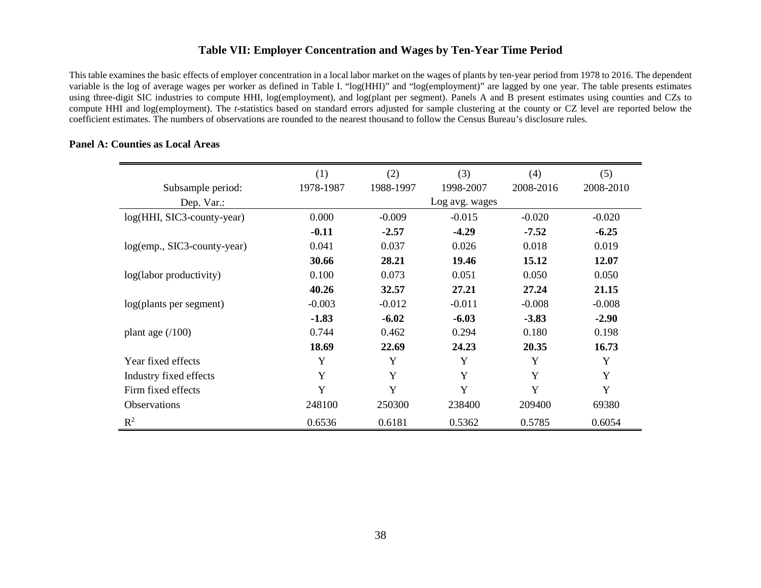## Table VII: Employer Concentration and Wages by Ten-Year Time Period

This table examines the basic effects of employer concentration in a local labor market on the wages of plants by ten-year period from 1978 to 2016. The dependent variable is the log of average wages per worker as defined in Table I. "log(HHI)" and "log(employment)" are lagged by one year. The table presents estimates using three-digit SIC industries to compute HHI, log(employment), and log(plant per segment). Panels A and B present estimates using counties and CZs to compute HHI and log(employment). The *t*-statistics based on standard errors adjusted for sample clustering at the county or CZ level are reported below the coefficient estimates. The numbers of observations are rounded to the nearest thousand to follow the Census Bureau's disclosure rules.

**Panel A: Counties as Local Areas**

| | (1) | (2) | (3) | (4) | (5) |
|---|---|---|---|---|---|
| Subsample period: | 1978-1987 | 1988-1997 | 1998-2007 | 2008-2016 | 2008-2010 |
| Dep. Var.: | | | Log avg. wages | | |
| log(HHI, SIC3-county-year) | 0.000 | -0.009 | -0.015 | -0.020 | -0.020 |
| | **-0.11** | **-2.57** | **-4.29** | **-7.52** | **-6.25** |
| log(emp., SIC3-county-year) | 0.041 | 0.037 | 0.026 | 0.018 | 0.019 |
| | **30.66** | **28.21** | **19.46** | **15.12** | **12.07** |
| log(labor productivity) | 0.100 | 0.073 | 0.051 | 0.050 | 0.050 |
| | **40.26** | **32.57** | **27.21** | **27.24** | **21.15** |
| log(plants per segment) | -0.003 | -0.012 | -0.011 | -0.008 | -0.008 |
| | **-1.83** | **-6.02** | **-6.03** | **-3.83** | **-2.90** |
| plant age (/100) | 0.744 | 0.462 | 0.294 | 0.180 | 0.198 |
| | **18.69** | **22.69** | **24.23** | **20.35** | **16.73** |
| Year fixed effects | Y | Y | Y | Y | Y |
| Industry fixed effects | Y | Y | Y | Y | Y |
| Firm fixed effects | Y | Y | Y | Y | Y |
| Observations | 248100 | 250300 | 238400 | 209400 | 69380 |
| $R^2$ | 0.6536 | 0.6181 | 0.5362 | 0.5785 | 0.6054 |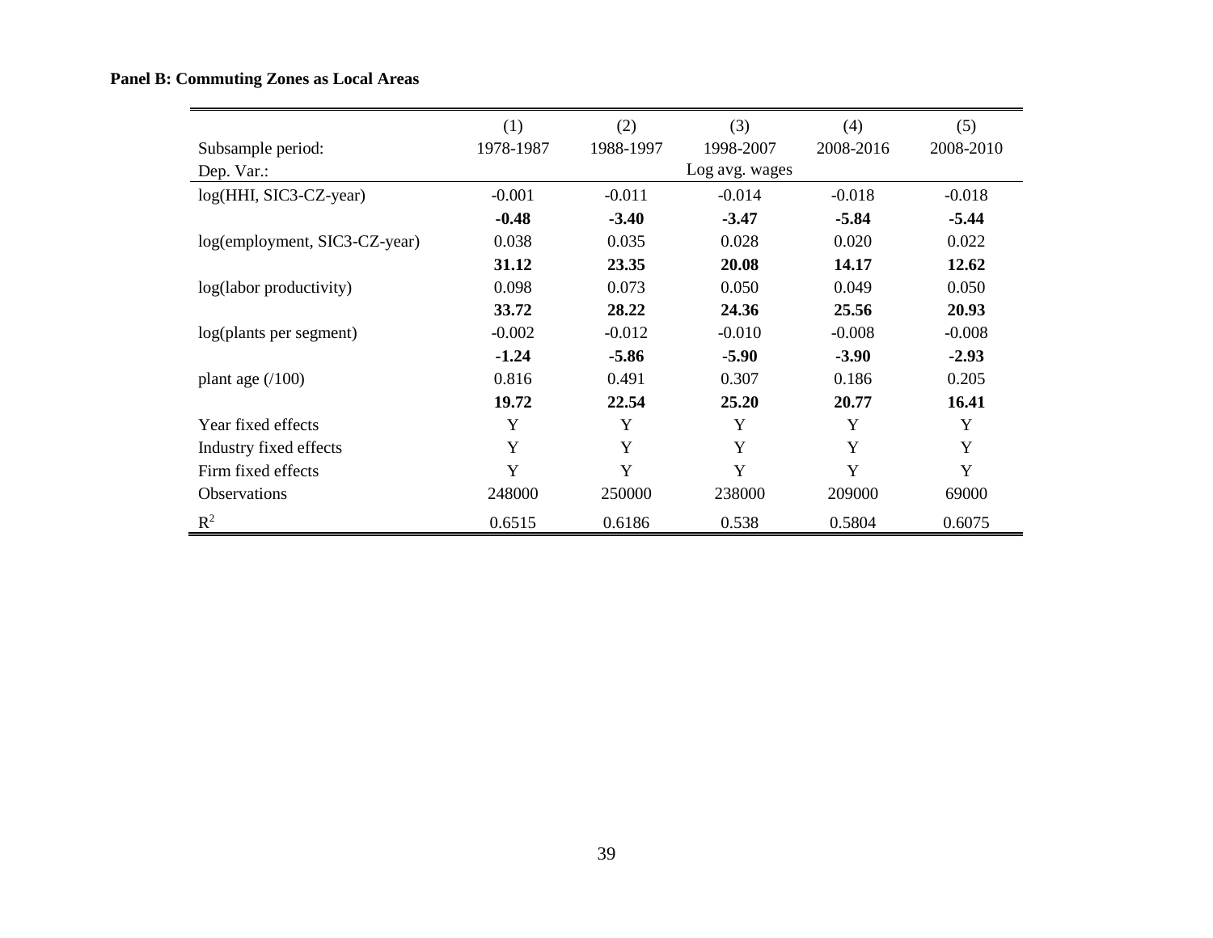**Panel B: Commuting Zones as Local Areas**

| | (1) | (2) | (3) | (4) | (5) |
|---|---|---|---|---|---|
| Subsample period: | 1978-1987 | 1988-1997 | 1998-2007 | 2008-2016 | 2008-2010 |
| Dep. Var.: | | | Log avg. wages | | |
| log(HHI, SIC3-CZ-year) | -0.001 | -0.011 | -0.014 | -0.018 | -0.018 |
| | **-0.48** | **-3.40** | **-3.47** | **-5.84** | **-5.44** |
| log(employment, SIC3-CZ-year) | 0.038 | 0.035 | 0.028 | 0.020 | 0.022 |
| | **31.12** | **23.35** | **20.08** | **14.17** | **12.62** |
| log(labor productivity) | 0.098 | 0.073 | 0.050 | 0.049 | 0.050 |
| | **33.72** | **28.22** | **24.36** | **25.56** | **20.93** |
| log(plants per segment) | -0.002 | -0.012 | -0.010 | -0.008 | -0.008 |
| | **-1.24** | **-5.86** | **-5.90** | **-3.90** | **-2.93** |
| plant age (/100) | 0.816 | 0.491 | 0.307 | 0.186 | 0.205 |
| | **19.72** | **22.54** | **25.20** | **20.77** | **16.41** |
| Year fixed effects | Y | Y | Y | Y | Y |
| Industry fixed effects | Y | Y | Y | Y | Y |
| Firm fixed effects | Y | Y | Y | Y | Y |
| Observations | 248000 | 250000 | 238000 | 209000 | 69000 |
| $R^2$ | 0.6515 | 0.6186 | 0.538 | 0.5804 | 0.6075 |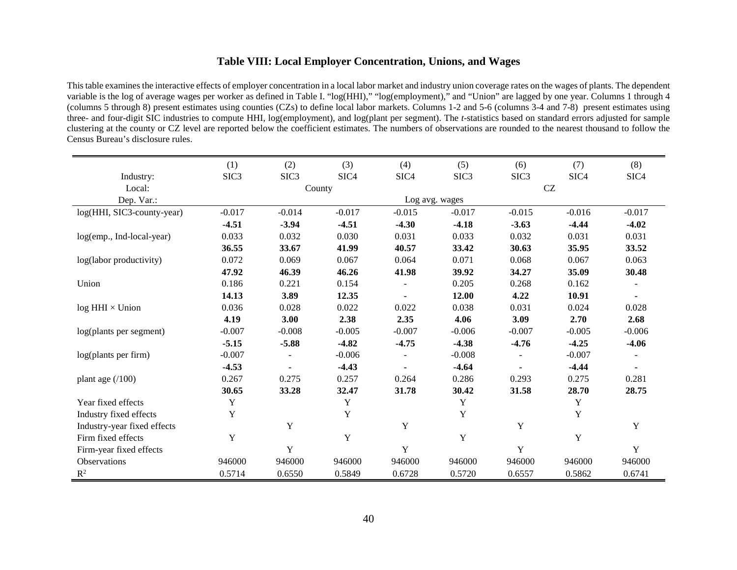## Table VIII: Local Employer Concentration, Unions, and Wages

This table examines the interactive effects of employer concentration in a local labor market and industry union coverage rates on the wages of plants. The dependent variable is the log of average wages per worker as defined in Table I. "log(HHI)," "log(employment)," and "Union" are lagged by one year. Columns 1 through 4 (columns 5 through 8) present estimates using counties (CZs) to define local labor markets. Columns 1-2 and 5-6 (columns 3-4 and 7-8) present estimates using three- and four-digit SIC industries to compute HHI, log(employment), and log(plant per segment). The *t*-statistics based on standard errors adjusted for sample clustering at the county or CZ level are reported below the coefficient estimates. The numbers of observations are rounded to the nearest thousand to follow the Census Bureau's disclosure rules.

| | (1) | (2) | (3) | (4) | (5) | (6) | (7) | (8) |
|---|---|---|---|---|---|---|---|---|
| Industry: | SIC3 | SIC3 | SIC4 | SIC4 | SIC3 | SIC3 | SIC4 | SIC4 |
| Local: | County | | | | CZ | | | |
| Dep. Var.: | Log avg. wages | | | | | | | |
| log(HHI, SIC3-county-year) | -0.017 | -0.014 | -0.017 | -0.015 | -0.017 | -0.015 | -0.016 | -0.017 |
| | **-4.51** | **-3.94** | **-4.51** | **-4.30** | **-4.18** | **-3.63** | **-4.44** | **-4.02** |
| log(emp., Ind-local-year) | 0.033 | 0.032 | 0.030 | 0.031 | 0.033 | 0.032 | 0.031 | 0.031 |
| | **36.55** | **33.67** | **41.99** | **40.57** | **33.42** | **30.63** | **35.95** | **33.52** |
| log(labor productivity) | 0.072 | 0.069 | 0.067 | 0.064 | 0.071 | 0.068 | 0.067 | 0.063 |
| | **47.92** | **46.39** | **46.26** | **41.98** | **39.92** | **34.27** | **35.09** | **30.48** |
| Union | 0.186 | 0.221 | 0.154 | - | 0.205 | 0.268 | 0.162 | - |
| | **14.13** | **3.89** | **12.35** | **-** | **12.00** | **4.22** | **10.91** | **-** |
| log HHI × Union | 0.036 | 0.028 | 0.022 | 0.022 | 0.038 | 0.031 | 0.024 | 0.028 |
| | **4.19** | **3.00** | **2.38** | **2.35** | **4.06** | **3.09** | **2.70** | **2.68** |
| log(plants per segment) | -0.007 | -0.008 | -0.005 | -0.007 | -0.006 | -0.007 | -0.005 | -0.006 |
| | **-5.15** | **-5.88** | **-4.82** | **-4.75** | **-4.38** | **-4.76** | **-4.25** | **-4.06** |
| log(plants per firm) | -0.007 | - | -0.006 | - | -0.008 | - | -0.007 | - |
| | **-4.53** | **-** | **-4.43** | **-** | **-4.64** | **-** | **-4.44** | **-** |
| plant age (/100) | 0.267 | 0.275 | 0.257 | 0.264 | 0.286 | 0.293 | 0.275 | 0.281 |
| | **30.65** | **33.28** | **32.47** | **31.78** | **30.42** | **31.58** | **28.70** | **28.75** |
| Year fixed effects | Y | | Y | | Y | | Y | |
| Industry fixed effects | Y | | Y | | Y | | Y | |
| Industry-year fixed effects | | Y | | Y | | Y | | Y |
| Firm fixed effects | Y | | Y | | Y | | Y | |
| Firm-year fixed effects | | Y | | Y | | Y | | Y |
| Observations | 946000 | 946000 | 946000 | 946000 | 946000 | 946000 | 946000 | 946000 |
| $R^2$ | 0.5714 | 0.6550 | 0.5849 | 0.6728 | 0.5720 | 0.6557 | 0.5862 | 0.6741 |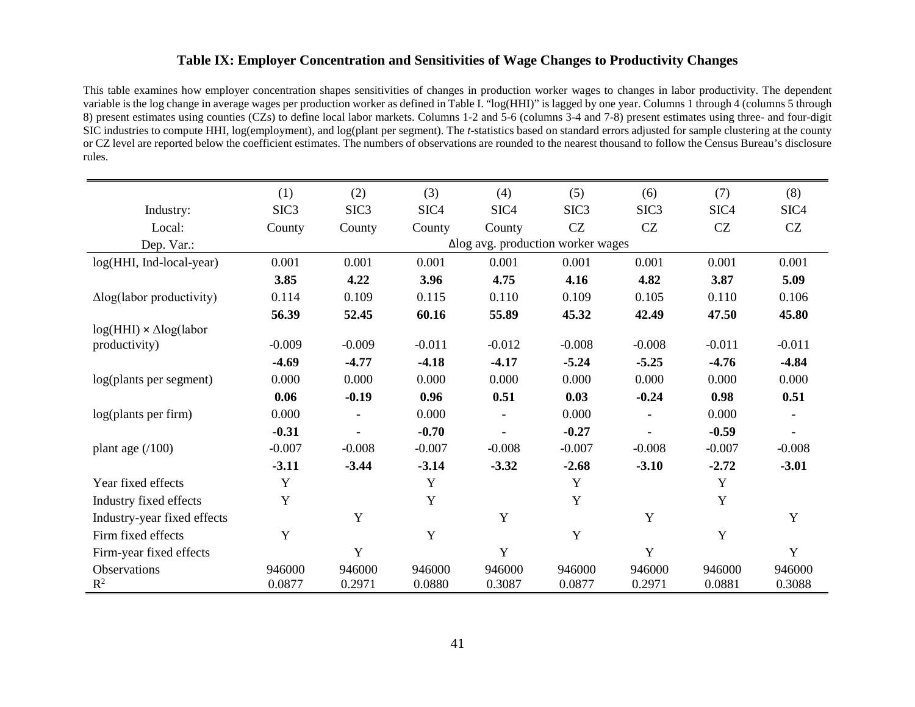# Table IX: Employer Concentration and Sensitivities of Wage Changes to Productivity Changes

This table examines how employer concentration shapes sensitivities of changes in production worker wages to changes in labor productivity. The dependent variable is the log change in average wages per production worker as defined in Table I. "log(HHI)" is lagged by one year. Columns 1 through 4 (columns 5 through 8) present estimates using counties (CZs) to define local labor markets. Columns 1-2 and 5-6 (columns 3-4 and 7-8) present estimates using three- and four-digit SIC industries to compute HHI, log(employment), and log(plant per segment). The *t*-statistics based on standard errors adjusted for sample clustering at the county or CZ level are reported below the coefficient estimates. The numbers of observations are rounded to the nearest thousand to follow the Census Bureau's disclosure rules.

| | (1) | (2) | (3) | (4) | (5) | (6) | (7) | (8) |
|---|---|---|---|---|---|---|---|---|
| Industry: | SIC3 | SIC3 | SIC4 | SIC4 | SIC3 | SIC3 | SIC4 | SIC4 |
| Local: | County | County | County | County | CZ | CZ | CZ | CZ |
| Dep. Var.: | Δlog avg. production worker wages | | | | | | | |
| log(HHI, Ind-local-year) | 0.001 | 0.001 | 0.001 | 0.001 | 0.001 | 0.001 | 0.001 | 0.001 |
| | **3.85** | **4.22** | **3.96** | **4.75** | **4.16** | **4.82** | **3.87** | **5.09** |
| Δlog(labor productivity) | 0.114 | 0.109 | 0.115 | 0.110 | 0.109 | 0.105 | 0.110 | 0.106 |
| | **56.39** | **52.45** | **60.16** | **55.89** | **45.32** | **42.49** | **47.50** | **45.80** |
| log(HHI) × Δlog(labor productivity) | -0.009 | -0.009 | -0.011 | -0.012 | -0.008 | -0.008 | -0.011 | -0.011 |
| | **-4.69** | **-4.77** | **-4.18** | **-4.17** | **-5.24** | **-5.25** | **-4.76** | **-4.84** |
| log(plants per segment) | 0.000 | 0.000 | 0.000 | 0.000 | 0.000 | 0.000 | 0.000 | 0.000 |
| | **0.06** | **-0.19** | **0.96** | **0.51** | **0.03** | **-0.24** | **0.98** | **0.51** |
| log(plants per firm) | 0.000 | - | 0.000 | - | 0.000 | - | 0.000 | - |
| | **-0.31** | **-** | **-0.70** | **-** | **-0.27** | **-** | **-0.59** | **-** |
| plant age (/100) | -0.007 | -0.008 | -0.007 | -0.008 | -0.007 | -0.008 | -0.007 | -0.008 |
| | **-3.11** | **-3.44** | **-3.14** | **-3.32** | **-2.68** | **-3.10** | **-2.72** | **-3.01** |
| Year fixed effects | Y | | Y | | Y | | Y | |
| Industry fixed effects | Y | | Y | | Y | | Y | |
| Industry-year fixed effects | | Y | | Y | | Y | | Y |
| Firm fixed effects | Y | | Y | | Y | | Y | |
| Firm-year fixed effects | | Y | | Y | | Y | | Y |
| Observations | 946000 | 946000 | 946000 | 946000 | 946000 | 946000 | 946000 | 946000 |
| $R^2$ | 0.0877 | 0.2971 | 0.0880 | 0.3087 | 0.0877 | 0.2971 | 0.0881 | 0.3088 |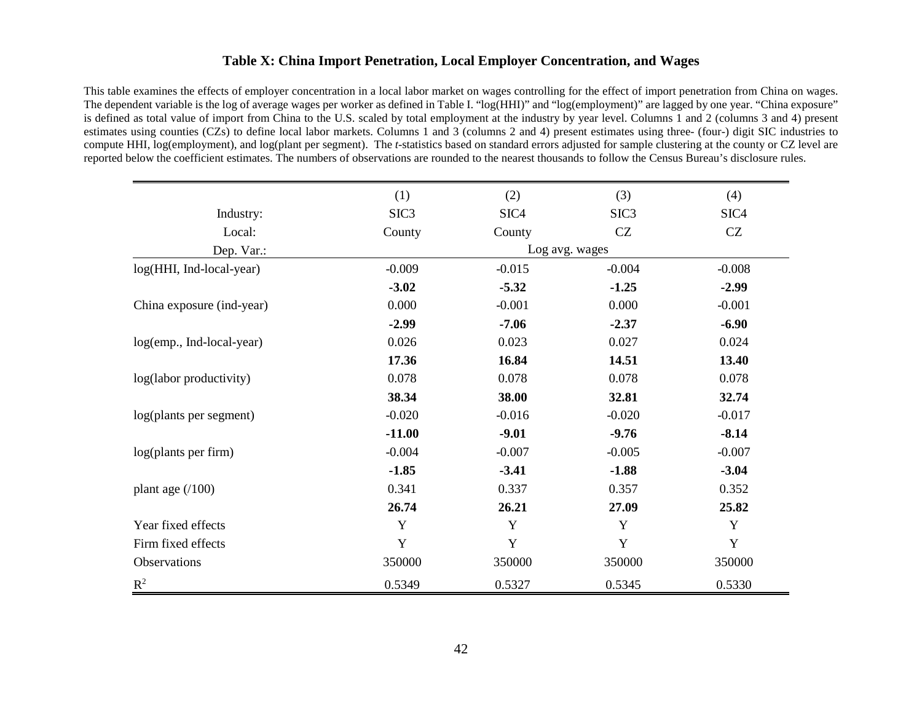# Table X: China Import Penetration, Local Employer Concentration, and Wages

This table examines the effects of employer concentration in a local labor market on wages controlling for the effect of import penetration from China on wages. The dependent variable is the log of average wages per worker as defined in Table I. "log(HHI)" and "log(employment)" are lagged by one year. "China exposure" is defined as total value of import from China to the U.S. scaled by total employment at the industry by year level. Columns 1 and 2 (columns 3 and 4) present estimates using counties (CZs) to define local labor markets. Columns 1 and 3 (columns 2 and 4) present estimates using three- (four-) digit SIC industries to compute HHI, log(employment), and log(plant per segment). The *t*-statistics based on standard errors adjusted for sample clustering at the county or CZ level are reported below the coefficient estimates. The numbers of observations are rounded to the nearest thousands to follow the Census Bureau's disclosure rules.

| | (1) | (2) | (3) | (4) |
|---|---|---|---|---|
| Industry: | SIC3 | SIC4 | SIC3 | SIC4 |
| Local: | County | County | CZ | CZ |
| Dep. Var.: | Log avg. wages | | | |
| log(HHI, Ind-local-year) | -0.009 | -0.015 | -0.004 | -0.008 |
| | **-3.02** | **-5.32** | **-1.25** | **-2.99** |
| China exposure (ind-year) | 0.000 | -0.001 | 0.000 | -0.001 |
| | **-2.99** | **-7.06** | **-2.37** | **-6.90** |
| log(emp., Ind-local-year) | 0.026 | 0.023 | 0.027 | 0.024 |
| | **17.36** | **16.84** | **14.51** | **13.40** |
| log(labor productivity) | 0.078 | 0.078 | 0.078 | 0.078 |
| | **38.34** | **38.00** | **32.81** | **32.74** |
| log(plants per segment) | -0.020 | -0.016 | -0.020 | -0.017 |
| | **-11.00** | **-9.01** | **-9.76** | **-8.14** |
| log(plants per firm) | -0.004 | -0.007 | -0.005 | -0.007 |
| | **-1.85** | **-3.41** | **-1.88** | **-3.04** |
| plant age (/100) | 0.341 | 0.337 | 0.357 | 0.352 |
| | **26.74** | **26.21** | **27.09** | **25.82** |
| Year fixed effects | Y | Y | Y | Y |
| Firm fixed effects | Y | Y | Y | Y |
| Observations | 350000 | 350000 | 350000 | 350000 |
| $R^2$ | 0.5349 | 0.5327 | 0.5345 | 0.5330 |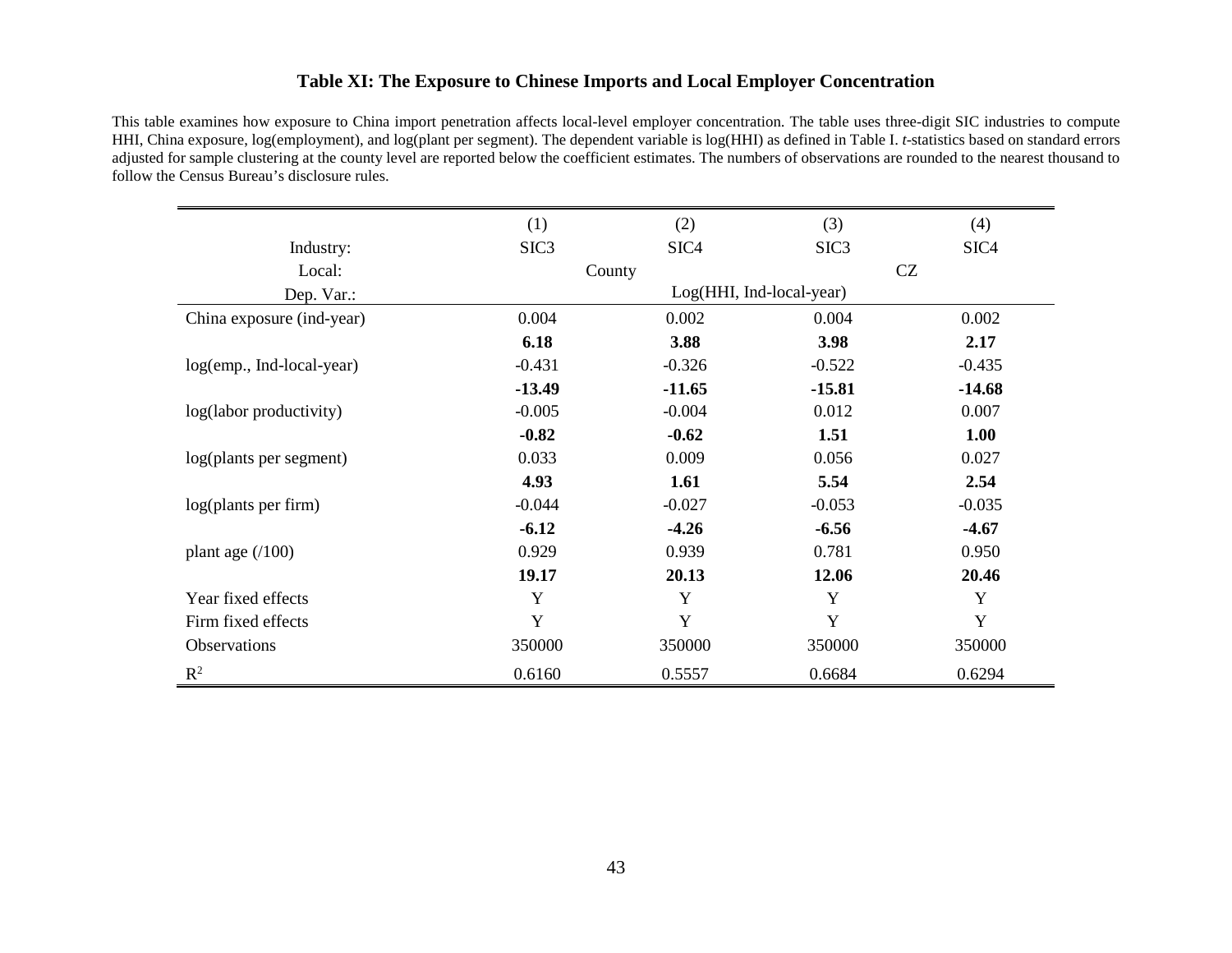# Table XI: The Exposure to Chinese Imports and Local Employer Concentration

This table examines how exposure to China import penetration affects local-level employer concentration. The table uses three-digit SIC industries to compute HHI, China exposure, log(employment), and log(plant per segment). The dependent variable is log(HHI) as defined in Table I. *t*-statistics based on standard errors adjusted for sample clustering at the county level are reported below the coefficient estimates. The numbers of observations are rounded to the nearest thousand to follow the Census Bureau's disclosure rules.

| | (1) | (2) | (3) | (4) |
|---|---|---|---|---|
| Industry: | SIC3 | SIC4 | SIC3 | SIC4 |
| Local: | County | | CZ | |
| Dep. Var.: | Log(HHI, Ind-local-year) | | | |
| China exposure (ind-year) | 0.004 | 0.002 | 0.004 | 0.002 |
| | **6.18** | **3.88** | **3.98** | **2.17** |
| log(emp., Ind-local-year) | -0.431 | -0.326 | -0.522 | -0.435 |
| | **-13.49** | **-11.65** | **-15.81** | **-14.68** |
| log(labor productivity) | -0.005 | -0.004 | 0.012 | 0.007 |
| | **-0.82** | **-0.62** | **1.51** | **1.00** |
| log(plants per segment) | 0.033 | 0.009 | 0.056 | 0.027 |
| | **4.93** | **1.61** | **5.54** | **2.54** |
| log(plants per firm) | -0.044 | -0.027 | -0.053 | -0.035 |
| | **-6.12** | **-4.26** | **-6.56** | **-4.67** |
| plant age (/100) | 0.929 | 0.939 | 0.781 | 0.950 |
| | **19.17** | **20.13** | **12.06** | **20.46** |
| Year fixed effects | Y | Y | Y | Y |
| Firm fixed effects | Y | Y | Y | Y |
| Observations | 350000 | 350000 | 350000 | 350000 |
| $R^2$ | 0.6160 | 0.5557 | 0.6684 | 0.6294 |